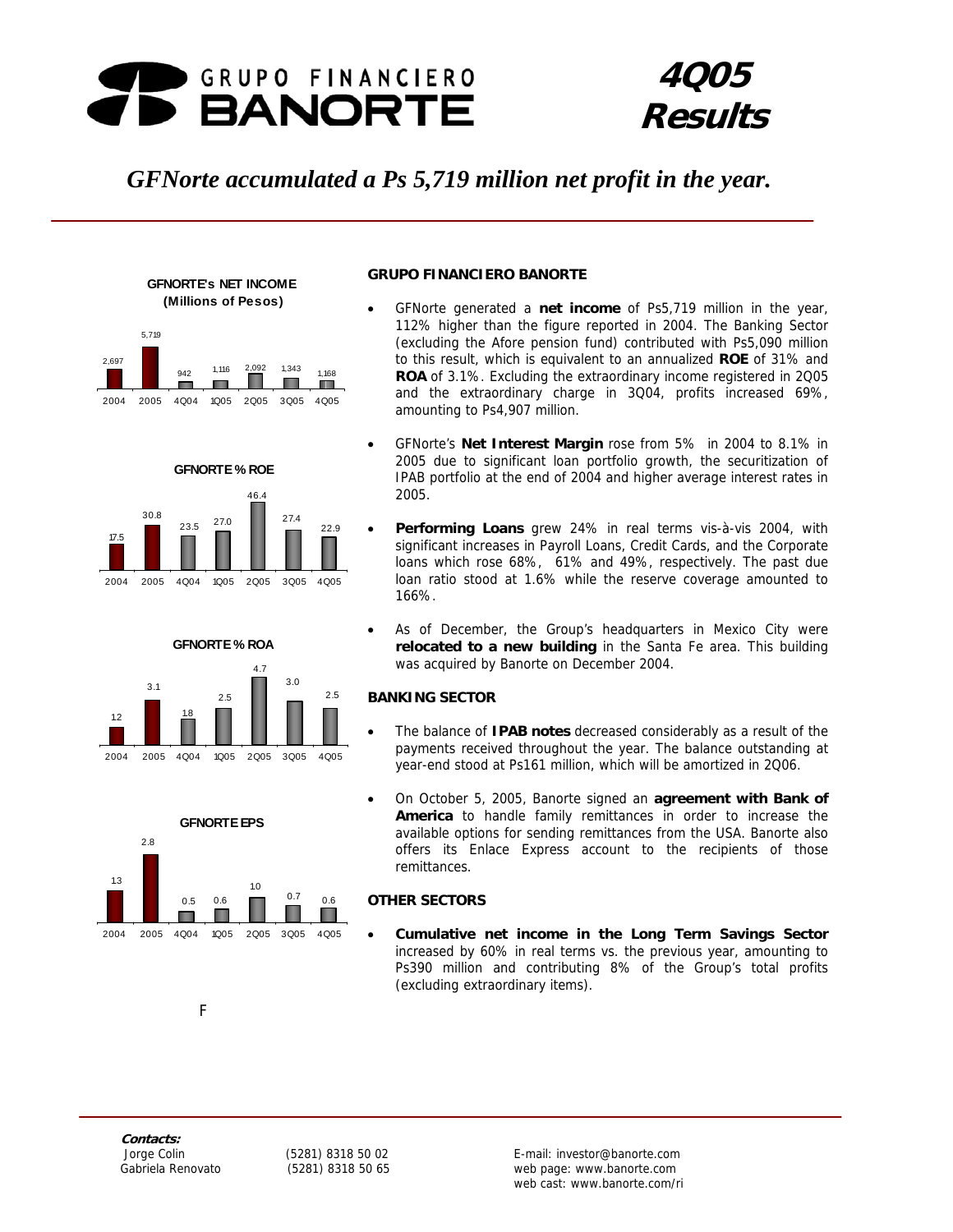# GRUPO FINANCIERO BANORTE

# 4Q05 Results

## *GFNorte accumulated a Ps 5,719 million net profit in the year.*

**GFNORTE's NET INCOME (Millions of Pesos)**

| 2004 | 2005 | 4Q04 | 1Q05 | 2Q05 | 3Q05 | 4Q05 |
|---|---|---|---|---|---|---|
| 2,697 | 5,719 | 942 | 1,116 | 2,092 | 1,343 | 1,168 |

**GFNORTE % ROE**

| 2004 | 2005 | 4Q04 | 1Q05 | 2Q05 | 3Q05 | 4Q05 |
|---|---|---|---|---|---|---|
| 17.5 | 30.8 | 23.5 | 27.0 | 46.4 | 27.4 | 22.9 |

**GFNORTE % ROA**

| 2004 | 2005 | 4Q04 | 1Q05 | 2Q05 | 3Q05 | 4Q05 |
|---|---|---|---|---|---|---|
| 1.2 | 3.1 | 1.8 | 2.5 | 4.7 | 3.0 | 2.5 |

**GFNORTE EPS**

| 2004 | 2005 | 4Q04 | 1Q05 | 2Q05 | 3Q05 | 4Q05 |
|---|---|---|---|---|---|---|
| 1.3 | 2.8 | 0.5 | 0.6 | 1.0 | 0.7 | 0.6 |

### GRUPO FINANCIERO BANORTE

- GFNorte generated a **net income** of Ps5,719 million in the year, 112% higher than the figure reported in 2004. The Banking Sector (excluding the Afore pension fund) contributed with Ps5,090 million to this result, which is equivalent to an annualized **ROE** of 31% and **ROA** of 3.1%. Excluding the extraordinary income registered in 2Q05 and the extraordinary charge in 3Q04, profits increased 69%, amounting to Ps4,907 million.
- GFNorte's **Net Interest Margin** rose from 5% in 2004 to 8.1% in 2005 due to significant loan portfolio growth, the securitization of IPAB portfolio at the end of 2004 and higher average interest rates in 2005.
- **Performing Loans** grew 24% in real terms vis-à-vis 2004, with significant increases in Payroll Loans, Credit Cards, and the Corporate loans which rose 68%, 61% and 49%, respectively. The past due loan ratio stood at 1.6% while the reserve coverage amounted to 166%.
- As of December, the Group's headquarters in Mexico City were **relocated to a new building** in the Santa Fe area. This building was acquired by Banorte on December 2004.

### BANKING SECTOR

- The balance of **IPAB notes** decreased considerably as a result of the payments received throughout the year. The balance outstanding at year-end stood at Ps161 million, which will be amortized in 2Q06.
- On October 5, 2005, Banorte signed an **agreement with Bank of America** to handle family remittances in order to increase the available options for sending remittances from the USA. Banorte also offers its Enlace Express account to the recipients of those remittances.

### OTHER SECTORS

- **Cumulative net income in the Long Term Savings Sector** increased by 60% in real terms vs. the previous year, amounting to Ps390 million and contributing 8% of the Group's total profits (excluding extraordinary items).

F

**Contacts:**

| | | |
|---|---|---|
| Jorge Colin | (5281) 8318 50 02 | E-mail: investor@banorte.com |
| Gabriela Renovato | (5281) 8318 50 65 | web page: www.banorte.com |
| | | web cast: www.banorte.com/ri |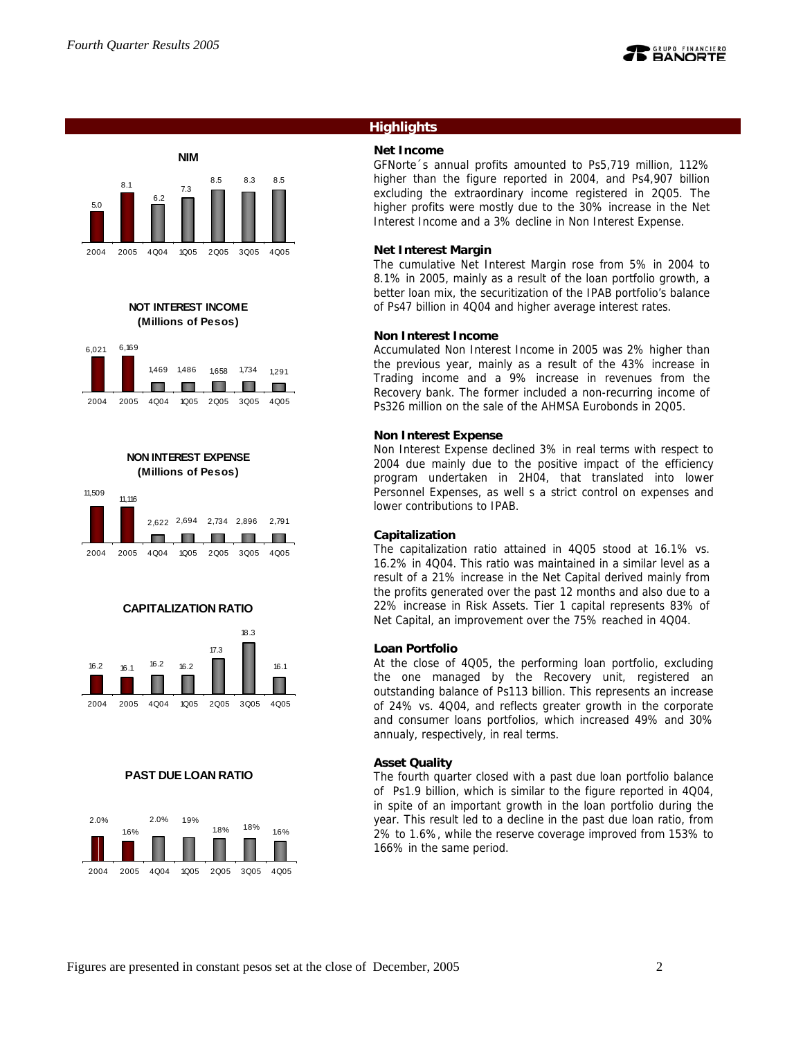## Highlights

**NIM**

| 2004 | 2005 | 4Q04 | 1Q05 | 2Q05 | 3Q05 | 4Q05 |
|---|---|---|---|---|---|---|
| 5.0 | 8.1 | 6.2 | 7.3 | 8.5 | 8.3 | 8.5 |

**NOT INTEREST INCOME (Millions of Pesos)**

| 2004 | 2005 | 4Q04 | 1Q05 | 2Q05 | 3Q05 | 4Q05 |
|---|---|---|---|---|---|---|
| 6,021 | 6,169 | 1,469 | 1,486 | 1,658 | 1,734 | 1,291 |

**NON INTEREST EXPENSE (Millions of Pesos)**

| 2004 | 2005 | 4Q04 | 1Q05 | 2Q05 | 3Q05 | 4Q05 |
|---|---|---|---|---|---|---|
| 11,509 | 11,116 | 2,622 | 2,694 | 2,734 | 2,896 | 2,791 |

**CAPITALIZATION RATIO**

| 2004 | 2005 | 4Q04 | 1Q05 | 2Q05 | 3Q05 | 4Q05 |
|---|---|---|---|---|---|---|
| 16.2 | 16.1 | 16.2 | 16.2 | 17.3 | 18.3 | 16.1 |

**PAST DUE LOAN RATIO**

| 2004 | 2005 | 4Q04 | 1Q05 | 2Q05 | 3Q05 | 4Q05 |
|---|---|---|---|---|---|---|
| 2.0% | 1.6% | 2.0% | 1.9% | 1.8% | 1.8% | 1.6% |

### Net Income

GFNorte´s annual profits amounted to Ps5,719 million, 112% higher than the figure reported in 2004, and Ps4,907 billion excluding the extraordinary income registered in 2Q05. The higher profits were mostly due to the 30% increase in the Net Interest Income and a 3% decline in Non Interest Expense.

### Net Interest Margin

The cumulative Net Interest Margin rose from 5% in 2004 to 8.1% in 2005, mainly as a result of the loan portfolio growth, a better loan mix, the securitization of the IPAB portfolio's balance of Ps47 billion in 4Q04 and higher average interest rates.

### Non Interest Income

Accumulated Non Interest Income in 2005 was 2% higher than the previous year, mainly as a result of the 43% increase in Trading income and a 9% increase in revenues from the Recovery bank. The former included a non-recurring income of Ps326 million on the sale of the AHMSA Eurobonds in 2Q05.

### Non Interest Expense

Non Interest Expense declined 3% in real terms with respect to 2004 due mainly due to the positive impact of the efficiency program undertaken in 2H04, that translated into lower Personnel Expenses, as well s a strict control on expenses and lower contributions to IPAB.

### Capitalization

The capitalization ratio attained in 4Q05 stood at 16.1% vs. 16.2% in 4Q04. This ratio was maintained in a similar level as a result of a 21% increase in the Net Capital derived mainly from the profits generated over the past 12 months and also due to a 22% increase in Risk Assets. Tier 1 capital represents 83% of Net Capital, an improvement over the 75% reached in 4Q04.

### Loan Portfolio

At the close of 4Q05, the performing loan portfolio, excluding the one managed by the Recovery unit, registered an outstanding balance of Ps113 billion. This represents an increase of 24% vs. 4Q04, and reflects greater growth in the corporate and consumer loans portfolios, which increased 49% and 30% annualy, respectively, in real terms.

### Asset Quality

The fourth quarter closed with a past due loan portfolio balance of Ps1.9 billion, which is similar to the figure reported in 4Q04, in spite of an important growth in the loan portfolio during the year. This result led to a decline in the past due loan ratio, from 2% to 1.6%, while the reserve coverage improved from 153% to 166% in the same period.

Figures are presented in constant pesos set at the close of December, 2005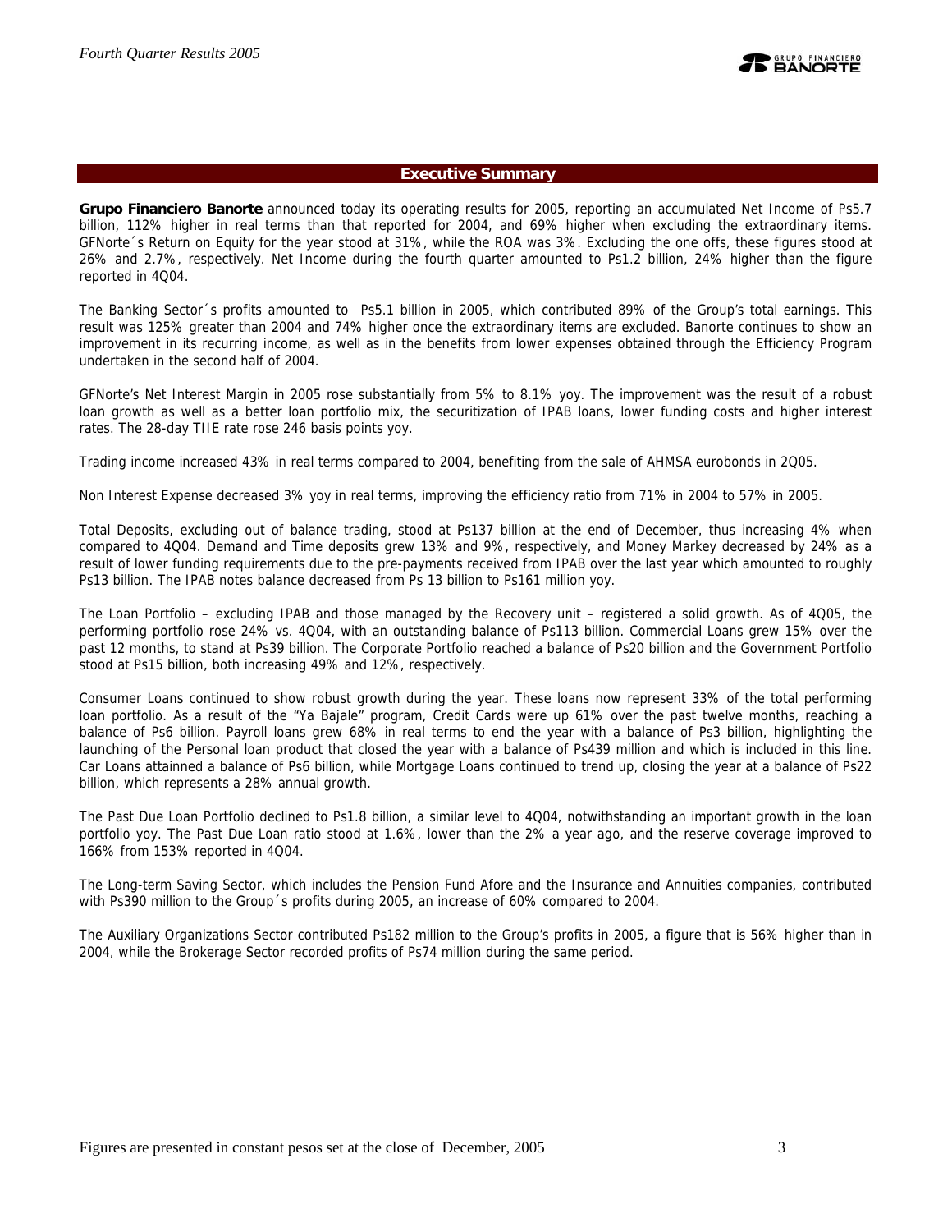## Executive Summary

**Grupo Financiero Banorte** announced today its operating results for 2005, reporting an accumulated Net Income of Ps5.7 billion, 112% higher in real terms than that reported for 2004, and 69% higher when excluding the extraordinary items. GFNorte´s Return on Equity for the year stood at 31%, while the ROA was 3%. Excluding the one offs, these figures stood at 26% and 2.7%, respectively. Net Income during the fourth quarter amounted to Ps1.2 billion, 24% higher than the figure reported in 4Q04.

The Banking Sector´s profits amounted to Ps5.1 billion in 2005, which contributed 89% of the Group's total earnings. This result was 125% greater than 2004 and 74% higher once the extraordinary items are excluded. Banorte continues to show an improvement in its recurring income, as well as in the benefits from lower expenses obtained through the Efficiency Program undertaken in the second half of 2004.

GFNorte's Net Interest Margin in 2005 rose substantially from 5% to 8.1% yoy. The improvement was the result of a robust loan growth as well as a better loan portfolio mix, the securitization of IPAB loans, lower funding costs and higher interest rates. The 28-day TIIE rate rose 246 basis points yoy.

Trading income increased 43% in real terms compared to 2004, benefiting from the sale of AHMSA eurobonds in 2Q05.

Non Interest Expense decreased 3% yoy in real terms, improving the efficiency ratio from 71% in 2004 to 57% in 2005.

Total Deposits, excluding out of balance trading, stood at Ps137 billion at the end of December, thus increasing 4% when compared to 4Q04. Demand and Time deposits grew 13% and 9%, respectively, and Money Markey decreased by 24% as a result of lower funding requirements due to the pre-payments received from IPAB over the last year which amounted to roughly Ps13 billion. The IPAB notes balance decreased from Ps 13 billion to Ps161 million yoy.

The Loan Portfolio – excluding IPAB and those managed by the Recovery unit – registered a solid growth. As of 4Q05, the performing portfolio rose 24% vs. 4Q04, with an outstanding balance of Ps113 billion. Commercial Loans grew 15% over the past 12 months, to stand at Ps39 billion. The Corporate Portfolio reached a balance of Ps20 billion and the Government Portfolio stood at Ps15 billion, both increasing 49% and 12%, respectively.

Consumer Loans continued to show robust growth during the year. These loans now represent 33% of the total performing loan portfolio. As a result of the "Ya Bajale" program, Credit Cards were up 61% over the past twelve months, reaching a balance of Ps6 billion. Payroll loans grew 68% in real terms to end the year with a balance of Ps3 billion, highlighting the launching of the Personal loan product that closed the year with a balance of Ps439 million and which is included in this line. Car Loans attainned a balance of Ps6 billion, while Mortgage Loans continued to trend up, closing the year at a balance of Ps22 billion, which represents a 28% annual growth.

The Past Due Loan Portfolio declined to Ps1.8 billion, a similar level to 4Q04, notwithstanding an important growth in the loan portfolio yoy. The Past Due Loan ratio stood at 1.6%, lower than the 2% a year ago, and the reserve coverage improved to 166% from 153% reported in 4Q04.

The Long-term Saving Sector, which includes the Pension Fund Afore and the Insurance and Annuities companies, contributed with Ps390 million to the Group´s profits during 2005, an increase of 60% compared to 2004.

The Auxiliary Organizations Sector contributed Ps182 million to the Group's profits in 2005, a figure that is 56% higher than in 2004, while the Brokerage Sector recorded profits of Ps74 million during the same period.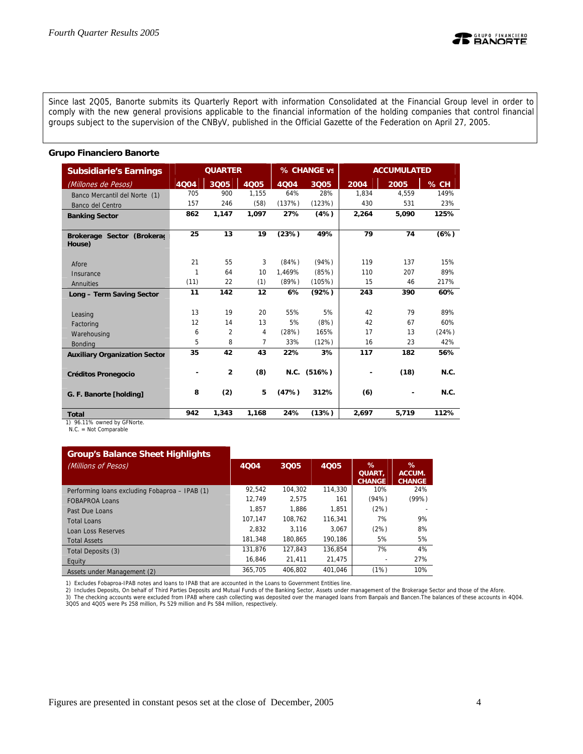Since last 2Q05, Banorte submits its Quarterly Report with information Consolidated at the Financial Group level in order to comply with the new general provisions applicable to the financial information of the holding companies that control financial groups subject to the supervision of the CNByV, published in the Official Gazette of the Federation on April 27, 2005.

**Grupo Financiero Banorte**

| **Subsidiarie's Earnings** | **QUARTER** | | | **% CHANGE vs** | | **ACCUMULATED** | | |
|---|---|---|---|---|---|---|---|---|
| *(Millones de Pesos)* | **4Q04** | **3Q05** | **4Q05** | **4Q04** | **3Q05** | **2004** | **2005** | **% CH** |
| Banco Mercantil del Norte (1) | 705 | 900 | 1,155 | 64% | 28% | 1,834 | 4,559 | 149% |
| Banco del Centro | 157 | 246 | (58) | (137%) | (123%) | 430 | 531 | 23% |
| **Banking Sector** | **862** | **1,147** | **1,097** | **27%** | **(4%)** | **2,264** | **5,090** | **125%** |
| **Brokerage Sector (Brokerage House)** | **25** | **13** | **19** | **(23%)** | **49%** | **79** | **74** | **(6%)** |
| Afore | 21 | 55 | 3 | (84%) | (94%) | 119 | 137 | 15% |
| Insurance | 1 | 64 | 10 | 1,469% | (85%) | 110 | 207 | 89% |
| Annuities | (11) | 22 | (1) | (89%) | (105%) | 15 | 46 | 217% |
| **Long – Term Saving Sector** | **11** | **142** | **12** | **6%** | **(92%)** | **243** | **390** | **60%** |
| Leasing | 13 | 19 | 20 | 55% | 5% | 42 | 79 | 89% |
| Factoring | 12 | 14 | 13 | 5% | (8%) | 42 | 67 | 60% |
| Warehousing | 6 | 2 | 4 | (28%) | 165% | 17 | 13 | (24%) |
| Bonding | 5 | 8 | 7 | 33% | (12%) | 16 | 23 | 42% |
| **Auxiliary Organization Sector** | **35** | **42** | **43** | **22%** | **3%** | **117** | **182** | **56%** |
| **Créditos Pronegocio** | **-** | **2** | **(8)** | **N.C.** | **(516%)** | **-** | **(18)** | **N.C.** |
| **G. F. Banorte [holding]** | **8** | **(2)** | **5** | **(47%)** | **312%** | **(6)** | **-** | **N.C.** |
| **Total** | **942** | **1,343** | **1,168** | **24%** | **(13%)** | **2,697** | **5,719** | **112%** |

1) 96.11% owned by GFNorte.
N.C. = Not Comparable

| **Group's Balance Sheet Highlights** *(Millions of Pesos)* | **4Q04** | **3Q05** | **4Q05** | **% QUART, CHANGE** | **% ACCUM. CHANGE** |
|---|---|---|---|---|---|
| Performing loans excluding Fobaproa – IPAB (1) | 92,542 | 104,302 | 114,330 | 10% | 24% |
| FOBAPROA Loans | 12,749 | 2,575 | 161 | (94%) | (99%) |
| Past Due Loans | 1,857 | 1,886 | 1,851 | (2%) | - |
| Total Loans | 107,147 | 108,762 | 116,341 | 7% | 9% |
| Loan Loss Reserves | 2,832 | 3,116 | 3,067 | (2%) | 8% |
| Total Assets | 181,348 | 180,865 | 190,186 | 5% | 5% |
| Total Deposits (3) | 131,876 | 127,843 | 136,854 | 7% | 4% |
| Equity | 16,846 | 21,411 | 21,475 | - | 27% |
| Assets under Management (2) | 365,705 | 406,802 | 401,046 | (1%) | 10% |

1) Excludes Fobaproa-IPAB notes and loans to IPAB that are accounted in the Loans to Government Entities line.
2) Includes Deposits, On behalf of Third Parties Deposits and Mutual Funds of the Banking Sector, Assets under management of the Brokerage Sector and those of the Afore.
3) The checking accounts were excluded from IPAB where cash collecting was deposited over the managed loans from Banpaís and Bancen.The balances of these accounts in 4Q04. 3Q05 and 4Q05 were Ps 258 million, Ps 529 million and Ps 584 million, respectively.

Figures are presented in constant pesos set at the close of December, 2005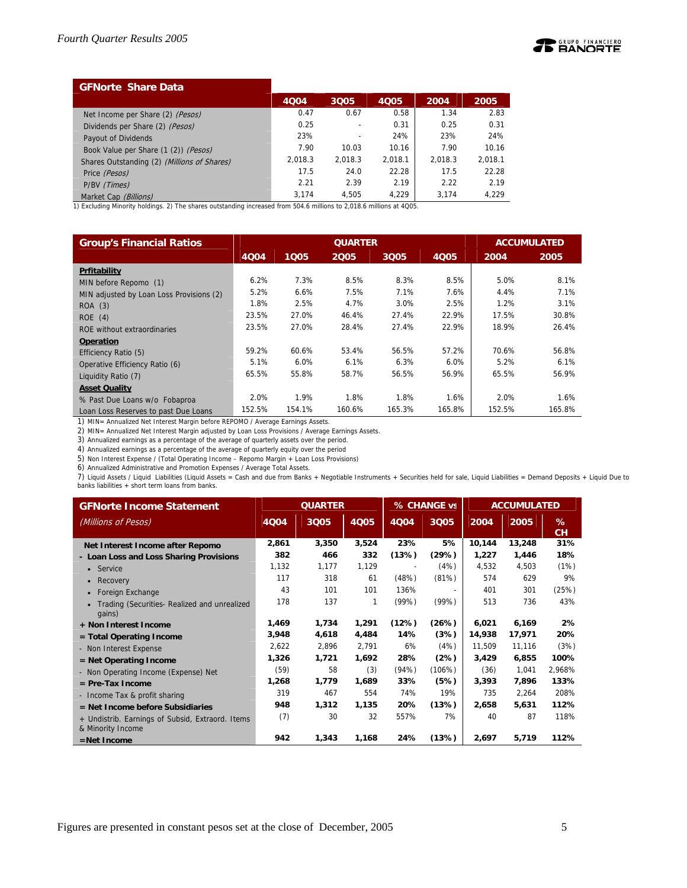## GFNorte Share Data

| | 4Q04 | 3Q05 | 4Q05 | 2004 | 2005 |
|---|---|---|---|---|---|
| Net Income per Share (2) *(Pesos)* | 0.47 | 0.67 | 0.58 | 1.34 | 2.83 |
| Dividends per Share (2) *(Pesos)* | 0.25 | - | 0.31 | 0.25 | 0.31 |
| Payout of Dividends | 23% | - | 24% | 23% | 24% |
| Book Value per Share (1 (2)) *(Pesos)* | 7.90 | 10.03 | 10.16 | 7.90 | 10.16 |
| Shares Outstanding (2) *(Millions of Shares)* | 2,018.3 | 2,018.3 | 2,018.1 | 2,018.3 | 2,018.1 |
| Price *(Pesos)* | 17.5 | 24.0 | 22.28 | 17.5 | 22.28 |
| P/BV *(Times)* | 2.21 | 2.39 | 2.19 | 2.22 | 2.19 |
| Market Cap *(Billions)* | 3,174 | 4,505 | 4,229 | 3,174 | 4,229 |

1) Excluding Minority holdings. 2) The shares outstanding increased from 504.6 millions to 2,018.6 millions at 4Q05.

## Group's Financial Ratios

| | QUARTER | | | | | ACCUMULATED | |
|---|---|---|---|---|---|---|---|
| | 4Q04 | 1Q05 | 2Q05 | 3Q05 | 4Q05 | 2004 | 2005 |
| **Prfitability** | | | | | | | |
| MIN before Repomo (1) | 6.2% | 7.3% | 8.5% | 8.3% | 8.5% | 5.0% | 8.1% |
| MIN adjusted by Loan Loss Provisions (2) | 5.2% | 6.6% | 7.5% | 7.1% | 7.6% | 4.4% | 7.1% |
| ROA (3) | 1.8% | 2.5% | 4.7% | 3.0% | 2.5% | 1.2% | 3.1% |
| ROE (4) | 23.5% | 27.0% | 46.4% | 27.4% | 22.9% | 17.5% | 30.8% |
| ROE without extraordinaries | 23.5% | 27.0% | 28.4% | 27.4% | 22.9% | 18.9% | 26.4% |
| **Operation** | | | | | | | |
| Efficiency Ratio (5) | 59.2% | 60.6% | 53.4% | 56.5% | 57.2% | 70.6% | 56.8% |
| Operative Efficiency Ratio (6) | 5.1% | 6.0% | 6.1% | 6.3% | 6.0% | 5.2% | 6.1% |
| Liquidity Ratio (7) | 65.5% | 55.8% | 58.7% | 56.5% | 56.9% | 65.5% | 56.9% |
| **Asset Quality** | | | | | | | |
| % Past Due Loans w/o Fobaproa | 2.0% | 1.9% | 1.8% | 1.8% | 1.6% | 2.0% | 1.6% |
| Loan Loss Reserves to past Due Loans | 152.5% | 154.1% | 160.6% | 165.3% | 165.8% | 152.5% | 165.8% |

1) MIN= Annualized Net Interest Margin before REPOMO / Average Earnings Assets.
2) MIN= Annualized Net Interest Margin adjusted by Loan Loss Provisions / Average Earnings Assets.
3) Annualized earnings as a percentage of the average of quarterly assets over the period.
4) Annualized earnings as a percentage of the average of quarterly equity over the period
5) Non Interest Expense / (Total Operating Income – Repomo Margin + Loan Loss Provisions)
6) Annualized Administrative and Promotion Expenses / Average Total Assets.
7) Liquid Assets / Liquid Liabilities (Liquid Assets = Cash and due from Banks + Negotiable Instruments + Securities held for sale, Liquid Liabilities = Demand Deposits + Liquid Due to banks liabilities + short term loans from banks.

## GFNorte Income Statement

| *(Millions of Pesos)* | QUARTER | | | % CHANGE vs | | ACCUMULATED | | |
|---|---|---|---|---|---|---|---|---|
| | 4Q04 | 3Q05 | 4Q05 | 4Q04 | 3Q05 | 2004 | 2005 | % CH |
| **Net Interest Income after Repomo** | **2,861** | **3,350** | **3,524** | **23%** | **5%** | **10,144** | **13,248** | **31%** |
| **- Loan Loss and Loss Sharing Provisions** | **382** | **466** | **332** | **(13%)** | **(29%)** | **1,227** | **1,446** | **18%** |
| • Service | 1,132 | 1,177 | 1,129 | - | (4%) | 4,532 | 4,503 | (1%) |
| • Recovery | 117 | 318 | 61 | (48%) | (81%) | 574 | 629 | 9% |
| • Foreign Exchange | 43 | 101 | 101 | 136% | - | 401 | 301 | (25%) |
| • Trading (Securities- Realized and unrealized gains) | 178 | 137 | 1 | (99%) | (99%) | 513 | 736 | 43% |
| **+ Non Interest Income** | **1,469** | **1,734** | **1,291** | **(12%)** | **(26%)** | **6,021** | **6,169** | **2%** |
| **= Total Operating Income** | **3,948** | **4,618** | **4,484** | **14%** | **(3%)** | **14,938** | **17,971** | **20%** |
| - Non Interest Expense | 2,622 | 2,896 | 2,791 | 6% | (4%) | 11,509 | 11,116 | (3%) |
| **= Net Operating Income** | **1,326** | **1,721** | **1,692** | **28%** | **(2%)** | **3,429** | **6,855** | **100%** |
| - Non Operating Income (Expense) Net | (59) | 58 | (3) | (94%) | (106%) | (36) | 1,041 | 2,968% |
| **= Pre-Tax Income** | **1,268** | **1,779** | **1,689** | **33%** | **(5%)** | **3,393** | **7,896** | **133%** |
| - Income Tax & profit sharing | 319 | 467 | 554 | 74% | 19% | 735 | 2,264 | 208% |
| **= Net Income before Subsidiaries** | **948** | **1,312** | **1,135** | **20%** | **(13%)** | **2,658** | **5,631** | **112%** |
| + Undistrib. Earnings of Subsid, Extraord. Items & Minority Income | (7) | 30 | 32 | 557% | 7% | 40 | 87 | 118% |
| **=Net Income** | **942** | **1,343** | **1,168** | **24%** | **(13%)** | **2,697** | **5,719** | **112%** |

Figures are presented in constant pesos set at the close of December, 2005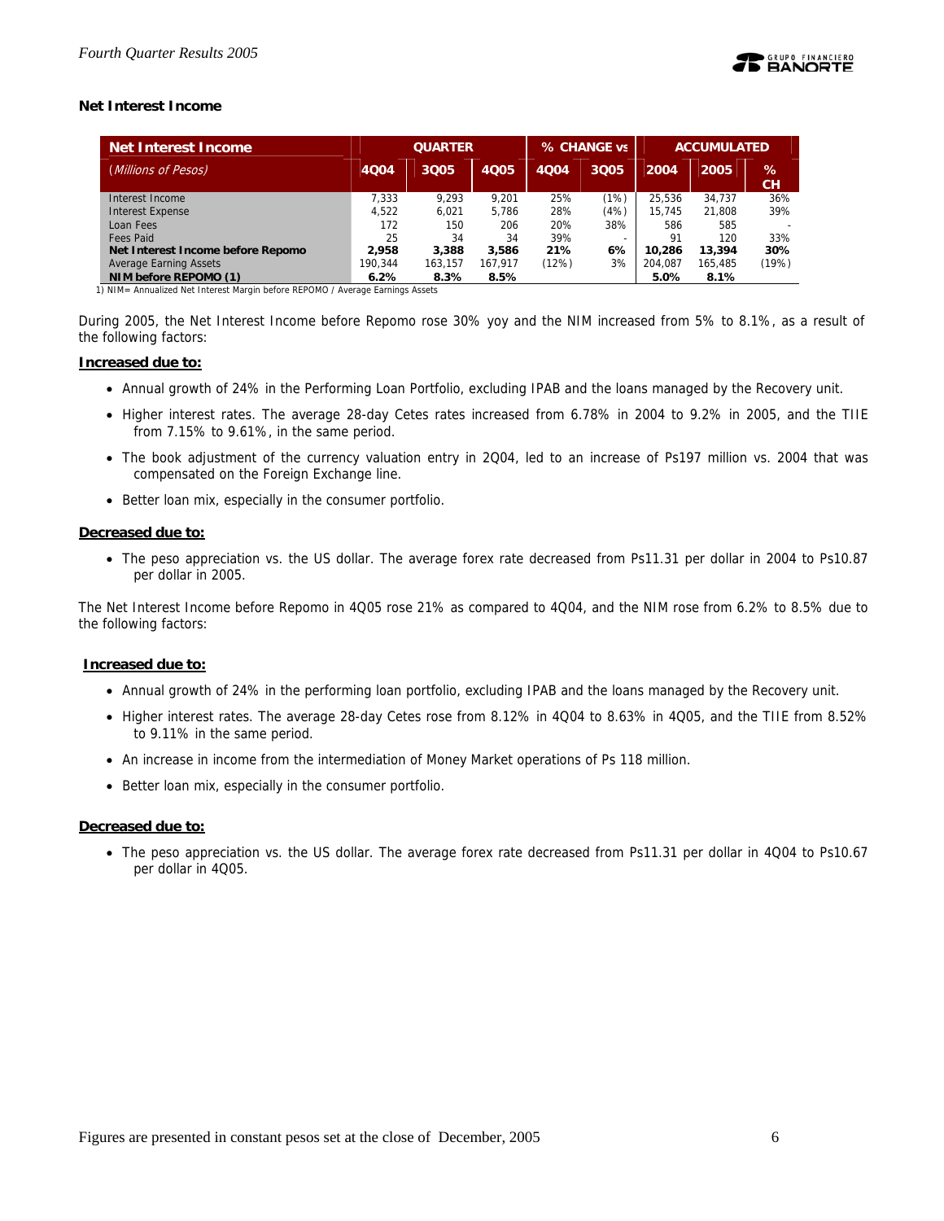## Net Interest Income

| Net Interest Income | QUARTER | | | % CHANGE vs | | ACCUMULATED | | |
|---|---|---|---|---|---|---|---|---|
| *(Millions of Pesos)* | 4Q04 | 3Q05 | 4Q05 | 4Q04 | 3Q05 | 2004 | 2005 | % CH |
| Interest Income | 7,333 | 9,293 | 9,201 | 25% | (1%) | 25,536 | 34,737 | 36% |
| Interest Expense | 4,522 | 6,021 | 5,786 | 28% | (4%) | 15,745 | 21,808 | 39% |
| Loan Fees | 172 | 150 | 206 | 20% | 38% | 586 | 585 | - |
| Fees Paid | 25 | 34 | 34 | 39% | - | 91 | 120 | 33% |
| **Net Interest Income before Repomo** | **2,958** | **3,388** | **3,586** | **21%** | **6%** | **10,286** | **13,394** | **30%** |
| Average Earning Assets | 190,344 | 163,157 | 167,917 | (12%) | 3% | 204,087 | 165,485 | (19%) |
| **NIM before REPOMO (1)** | **6.2%** | **8.3%** | **8.5%** | | | **5.0%** | **8.1%** | |

1) NIM= Annualized Net Interest Margin before REPOMO / Average Earnings Assets

During 2005, the Net Interest Income before Repomo rose 30% yoy and the NIM increased from 5% to 8.1%, as a result of the following factors:

**Increased due to:**

- Annual growth of 24% in the Performing Loan Portfolio, excluding IPAB and the loans managed by the Recovery unit.
- Higher interest rates. The average 28-day Cetes rates increased from 6.78% in 2004 to 9.2% in 2005, and the TIIE from 7.15% to 9.61%, in the same period.
- The book adjustment of the currency valuation entry in 2Q04, led to an increase of Ps197 million vs. 2004 that was compensated on the Foreign Exchange line.
- Better loan mix, especially in the consumer portfolio.

**Decreased due to:**

- The peso appreciation vs. the US dollar. The average forex rate decreased from Ps11.31 per dollar in 2004 to Ps10.87 per dollar in 2005.

The Net Interest Income before Repomo in 4Q05 rose 21% as compared to 4Q04, and the NIM rose from 6.2% to 8.5% due to the following factors:

**Increased due to:**

- Annual growth of 24% in the performing loan portfolio, excluding IPAB and the loans managed by the Recovery unit.
- Higher interest rates. The average 28-day Cetes rose from 8.12% in 4Q04 to 8.63% in 4Q05, and the TIIE from 8.52% to 9.11% in the same period.
- An increase in income from the intermediation of Money Market operations of Ps 118 million.
- Better loan mix, especially in the consumer portfolio.

**Decreased due to:**

- The peso appreciation vs. the US dollar. The average forex rate decreased from Ps11.31 per dollar in 4Q04 to Ps10.67 per dollar in 4Q05.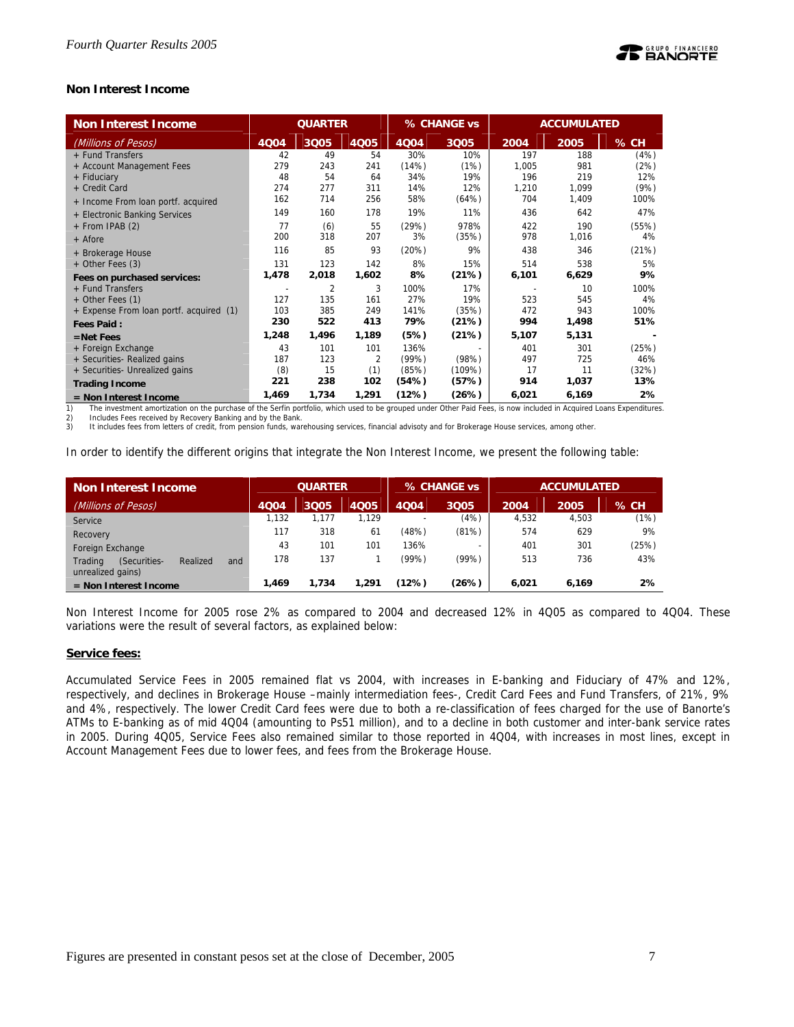## Non Interest Income

| Non Interest Income | QUARTER | | | % CHANGE vs | | ACCUMULATED | | |
|---|---|---|---|---|---|---|---|---|
| *(Millions of Pesos)* | 4Q04 | 3Q05 | 4Q05 | 4Q04 | 3Q05 | 2004 | 2005 | % CH |
| + Fund Transfers | 42 | 49 | 54 | 30% | 10% | 197 | 188 | (4%) |
| + Account Management Fees | 279 | 243 | 241 | (14%) | (1%) | 1,005 | 981 | (2%) |
| + Fiduciary | 48 | 54 | 64 | 34% | 19% | 196 | 219 | 12% |
| + Credit Card | 274 | 277 | 311 | 14% | 12% | 1,210 | 1,099 | (9%) |
| + Income From loan portf. acquired | 162 | 714 | 256 | 58% | (64%) | 704 | 1,409 | 100% |
| + Electronic Banking Services | 149 | 160 | 178 | 19% | 11% | 436 | 642 | 47% |
| + From IPAB (2) | 77 | (6) | 55 | (29%) | 978% | 422 | 190 | (55%) |
| + Afore | 200 | 318 | 207 | 3% | (35%) | 978 | 1,016 | 4% |
| + Brokerage House | 116 | 85 | 93 | (20%) | 9% | 438 | 346 | (21%) |
| + Other Fees (3) | 131 | 123 | 142 | 8% | 15% | 514 | 538 | 5% |
| **Fees on purchased services:** | **1,478** | **2,018** | **1,602** | **8%** | **(21%)** | **6,101** | **6,629** | **9%** |
| + Fund Transfers | - | 2 | 3 | 100% | 17% | - | 10 | 100% |
| + Other Fees (1) | 127 | 135 | 161 | 27% | 19% | 523 | 545 | 4% |
| + Expense From loan portf. acquired (1) | 103 | 385 | 249 | 141% | (35%) | 472 | 943 | 100% |
| **Fees Paid :** | **230** | **522** | **413** | **79%** | **(21%)** | **994** | **1,498** | **51%** |
| **=Net Fees** | **1,248** | **1,496** | **1,189** | **(5%)** | **(21%)** | **5,107** | **5,131** | **-** |
| + Foreign Exchange | 43 | 101 | 101 | 136% | - | 401 | 301 | (25%) |
| + Securities- Realized gains | 187 | 123 | 2 | (99%) | (98%) | 497 | 725 | 46% |
| + Securities- Unrealized gains | (8) | 15 | (1) | (85%) | (109%) | 17 | 11 | (32%) |
| **Trading Income** | **221** | **238** | **102** | **(54%)** | **(57%)** | **914** | **1,037** | **13%** |
| **= Non Interest Income** | **1,469** | **1,734** | **1,291** | **(12%)** | **(26%)** | **6,021** | **6,169** | **2%** |

1) The investment amortization on the purchase of the Serfin portfolio, which used to be grouped under Other Paid Fees, is now included in Acquired Loans Expenditures.
2) Includes Fees received by Recovery Banking and by the Bank.
3) It includes fees from letters of credit, from pension funds, warehousing services, financial advisoty and for Brokerage House services, among other.

In order to identify the different origins that integrate the Non Interest Income, we present the following table:

| Non Interest Income | QUARTER | | | % CHANGE vs | | ACCUMULATED | | |
|---|---|---|---|---|---|---|---|---|
| *(Millions of Pesos)* | 4Q04 | 3Q05 | 4Q05 | 4Q04 | 3Q05 | 2004 | 2005 | % CH |
| Service | 1,132 | 1,177 | 1,129 | - | (4%) | 4,532 | 4,503 | (1%) |
| Recovery | 117 | 318 | 61 | (48%) | (81%) | 574 | 629 | 9% |
| Foreign Exchange | 43 | 101 | 101 | 136% | - | 401 | 301 | (25%) |
| Trading (Securities- Realized and unrealized gains) | 178 | 137 | 1 | (99%) | (99%) | 513 | 736 | 43% |
| **= Non Interest Income** | **1,469** | **1,734** | **1,291** | **(12%)** | **(26%)** | **6,021** | **6,169** | **2%** |

Non Interest Income for 2005 rose 2% as compared to 2004 and decreased 12% in 4Q05 as compared to 4Q04. These variations were the result of several factors, as explained below:

**Service fees:**

Accumulated Service Fees in 2005 remained flat vs 2004, with increases in E-banking and Fiduciary of 47% and 12%, respectively, and declines in Brokerage House –mainly intermediation fees-, Credit Card Fees and Fund Transfers, of 21%, 9% and 4%, respectively. The lower Credit Card fees were due to both a re-classification of fees charged for the use of Banorte's ATMs to E-banking as of mid 4Q04 (amounting to Ps51 million), and to a decline in both customer and inter-bank service rates in 2005. During 4Q05, Service Fees also remained similar to those reported in 4Q04, with increases in most lines, except in Account Management Fees due to lower fees, and fees from the Brokerage House.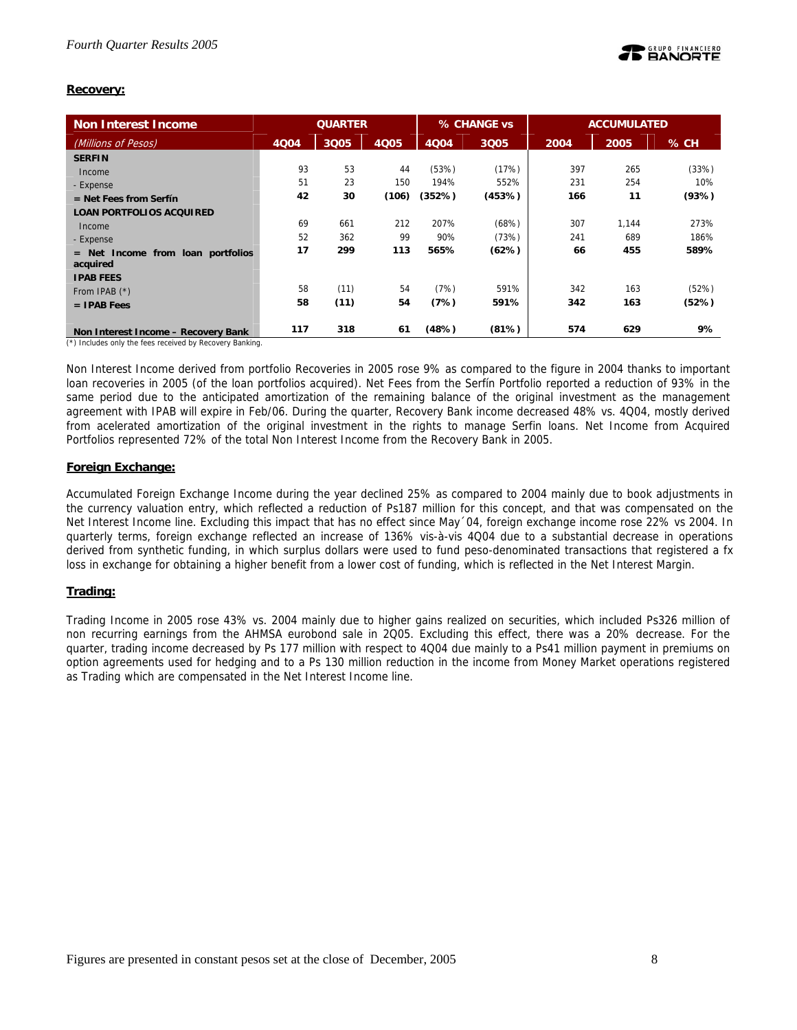## Recovery:

| Non Interest Income | QUARTER | | | % CHANGE vs | | ACCUMULATED | | |
|---|---|---|---|---|---|---|---|---|
| *(Millions of Pesos)* | 4Q04 | 3Q05 | 4Q05 | 4Q04 | 3Q05 | 2004 | 2005 | % CH |
| **SERFIN** | | | | | | | | |
| Income | 93 | 53 | 44 | (53%) | (17%) | 397 | 265 | (33%) |
| - Expense | 51 | 23 | 150 | 194% | 552% | 231 | 254 | 10% |
| **= Net Fees from Serfín** | **42** | **30** | **(106)** | **(352%)** | **(453%)** | **166** | **11** | **(93%)** |
| **LOAN PORTFOLIOS ACQUIRED** | | | | | | | | |
| Income | 69 | 661 | 212 | 207% | (68%) | 307 | 1,144 | 273% |
| - Expense | 52 | 362 | 99 | 90% | (73%) | 241 | 689 | 186% |
| **= Net Income from loan portfolios acquired** | **17** | **299** | **113** | **565%** | **(62%)** | **66** | **455** | **589%** |
| **IPAB FEES** | | | | | | | | |
| From IPAB (*) | 58 | (11) | 54 | (7%) | 591% | 342 | 163 | (52%) |
| **= IPAB Fees** | **58** | **(11)** | **54** | **(7%)** | **591%** | **342** | **163** | **(52%)** |
| **Non Interest Income – Recovery Bank** | **117** | **318** | **61** | **(48%)** | **(81%)** | **574** | **629** | **9%** |

(*) Includes only the fees received by Recovery Banking.

Non Interest Income derived from portfolio Recoveries in 2005 rose 9% as compared to the figure in 2004 thanks to important loan recoveries in 2005 (of the loan portfolios acquired). Net Fees from the Serfín Portfolio reported a reduction of 93% in the same period due to the anticipated amortization of the remaining balance of the original investment as the management agreement with IPAB will expire in Feb/06. During the quarter, Recovery Bank income decreased 48% vs. 4Q04, mostly derived from acelerated amortization of the original investment in the rights to manage Serfin loans. Net Income from Acquired Portfolios represented 72% of the total Non Interest Income from the Recovery Bank in 2005.

## Foreign Exchange:

Accumulated Foreign Exchange Income during the year declined 25% as compared to 2004 mainly due to book adjustments in the currency valuation entry, which reflected a reduction of Ps187 million for this concept, and that was compensated on the Net Interest Income line. Excluding this impact that has no effect since May´04, foreign exchange income rose 22% vs 2004. In quarterly terms, foreign exchange reflected an increase of 136% vis-à-vis 4Q04 due to a substantial decrease in operations derived from synthetic funding, in which surplus dollars were used to fund peso-denominated transactions that registered a fx loss in exchange for obtaining a higher benefit from a lower cost of funding, which is reflected in the Net Interest Margin.

## Trading:

Trading Income in 2005 rose 43% vs. 2004 mainly due to higher gains realized on securities, which included Ps326 million of non recurring earnings from the AHMSA eurobond sale in 2Q05. Excluding this effect, there was a 20% decrease. For the quarter, trading income decreased by Ps 177 million with respect to 4Q04 due mainly to a Ps41 million payment in premiums on option agreements used for hedging and to a Ps 130 million reduction in the income from Money Market operations registered as Trading which are compensated in the Net Interest Income line.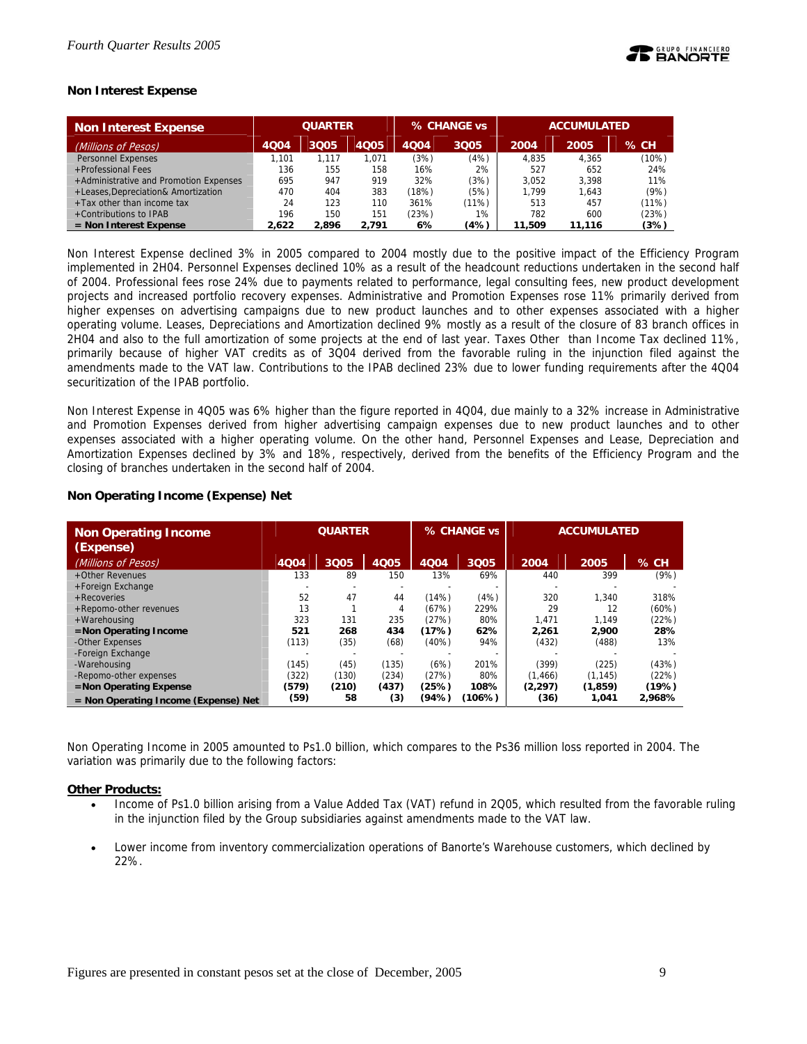## Non Interest Expense

| Non Interest Expense | QUARTER | | | % CHANGE vs | | ACCUMULATED | | |
|---|---|---|---|---|---|---|---|---|
| (Millions of Pesos) | 4Q04 | 3Q05 | 4Q05 | 4Q04 | 3Q05 | 2004 | 2005 | % CH |
| Personnel Expenses | 1,101 | 1,117 | 1,071 | (3%) | (4%) | 4,835 | 4,365 | (10%) |
| +Professional Fees | 136 | 155 | 158 | 16% | 2% | 527 | 652 | 24% |
| +Administrative and Promotion Expenses | 695 | 947 | 919 | 32% | (3%) | 3,052 | 3,398 | 11% |
| +Leases,Depreciation& Amortization | 470 | 404 | 383 | (18%) | (5%) | 1,799 | 1,643 | (9%) |
| +Tax other than income tax | 24 | 123 | 110 | 361% | (11%) | 513 | 457 | (11%) |
| +Contributions to IPAB | 196 | 150 | 151 | (23%) | 1% | 782 | 600 | (23%) |
| **= Non Interest Expense** | **2,622** | **2,896** | **2,791** | **6%** | **(4%)** | **11,509** | **11,116** | **(3%)** |

Non Interest Expense declined 3% in 2005 compared to 2004 mostly due to the positive impact of the Efficiency Program implemented in 2H04. Personnel Expenses declined 10% as a result of the headcount reductions undertaken in the second half of 2004. Professional fees rose 24% due to payments related to performance, legal consulting fees, new product development projects and increased portfolio recovery expenses. Administrative and Promotion Expenses rose 11% primarily derived from higher expenses on advertising campaigns due to new product launches and to other expenses associated with a higher operating volume. Leases, Depreciations and Amortization declined 9% mostly as a result of the closure of 83 branch offices in 2H04 and also to the full amortization of some projects at the end of last year. Taxes Other than Income Tax declined 11%, primarily because of higher VAT credits as of 3Q04 derived from the favorable ruling in the injunction filed against the amendments made to the VAT law. Contributions to the IPAB declined 23% due to lower funding requirements after the 4Q04 securitization of the IPAB portfolio.

Non Interest Expense in 4Q05 was 6% higher than the figure reported in 4Q04, due mainly to a 32% increase in Administrative and Promotion Expenses derived from higher advertising campaign expenses due to new product launches and to other expenses associated with a higher operating volume. On the other hand, Personnel Expenses and Lease, Depreciation and Amortization Expenses declined by 3% and 18%, respectively, derived from the benefits of the Efficiency Program and the closing of branches undertaken in the second half of 2004.

## Non Operating Income (Expense) Net

| Non Operating Income (Expense) | QUARTER | | | % CHANGE vs | | ACCUMULATED | | |
|---|---|---|---|---|---|---|---|---|
| (Millions of Pesos) | 4Q04 | 3Q05 | 4Q05 | 4Q04 | 3Q05 | 2004 | 2005 | % CH |
| +Other Revenues | 133 | 89 | 150 | 13% | 69% | 440 | 399 | (9%) |
| +Foreign Exchange | - | - | - | - | - | - | - | - |
| +Recoveries | 52 | 47 | 44 | (14%) | (4%) | 320 | 1,340 | 318% |
| +Repomo-other revenues | 13 | 1 | 4 | (67%) | 229% | 29 | 12 | (60%) |
| +Warehousing | 323 | 131 | 235 | (27%) | 80% | 1,471 | 1,149 | (22%) |
| **=Non Operating Income** | **521** | **268** | **434** | **(17%)** | **62%** | **2,261** | **2,900** | **28%** |
| -Other Expenses | (113) | (35) | (68) | (40%) | 94% | (432) | (488) | 13% |
| -Foreign Exchange | - | - | - | - | - | - | - | - |
| -Warehousing | (145) | (45) | (135) | (6%) | 201% | (399) | (225) | (43%) |
| -Repomo-other expenses | (322) | (130) | (234) | (27%) | 80% | (1,466) | (1,145) | (22%) |
| **=Non Operating Expense** | **(579)** | **(210)** | **(437)** | **(25%)** | **108%** | **(2,297)** | **(1,859)** | **(19%)** |
| **= Non Operating Income (Expense) Net** | **(59)** | **58** | **(3)** | **(94%)** | **(106%)** | **(36)** | **1,041** | **2,968%** |

Non Operating Income in 2005 amounted to Ps1.0 billion, which compares to the Ps36 million loss reported in 2004. The variation was primarily due to the following factors:

**Other Products:**

- Income of Ps1.0 billion arising from a Value Added Tax (VAT) refund in 2Q05, which resulted from the favorable ruling in the injunction filed by the Group subsidiaries against amendments made to the VAT law.
- Lower income from inventory commercialization operations of Banorte's Warehouse customers, which declined by 22%.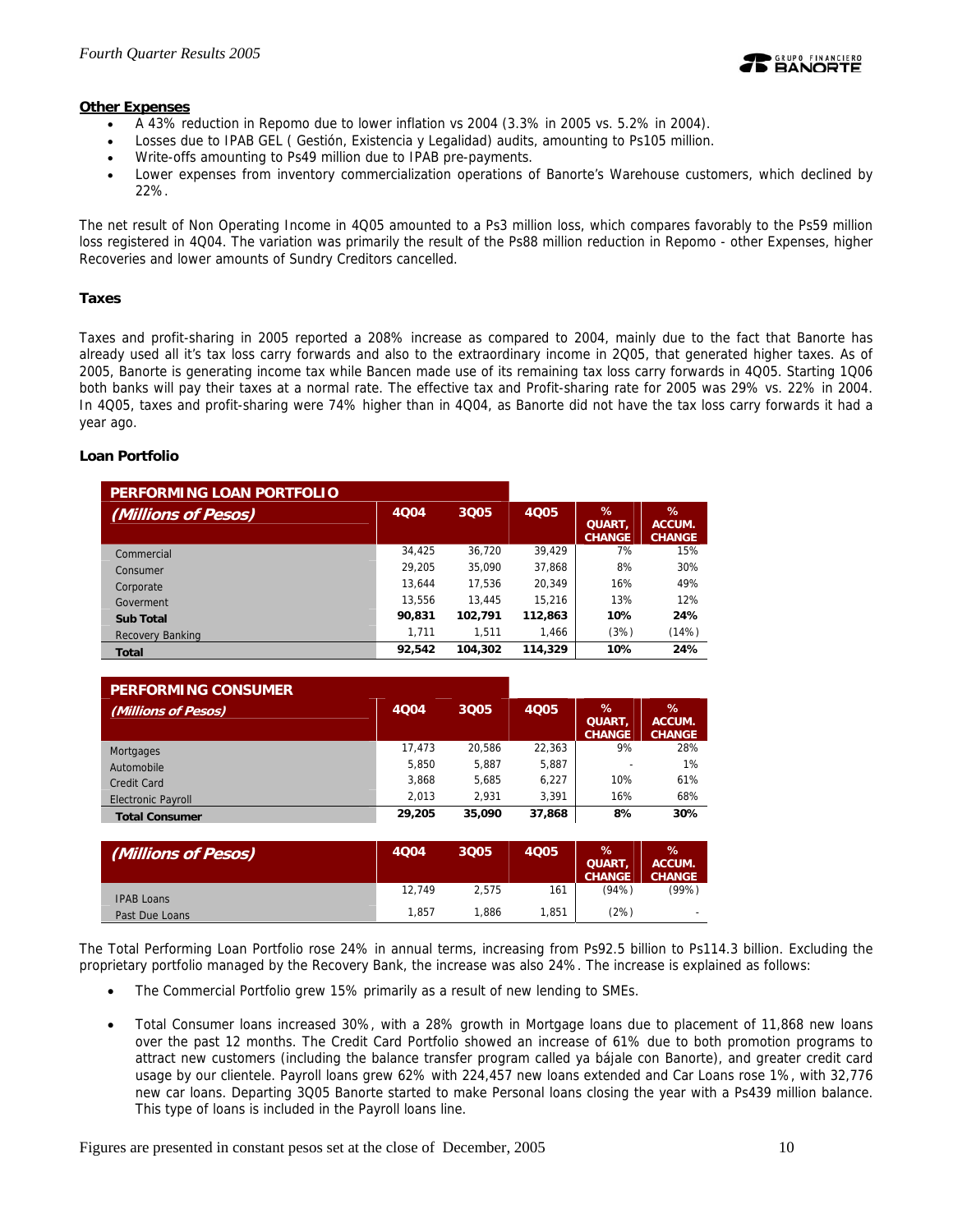**Other Expenses**

- A 43% reduction in Repomo due to lower inflation vs 2004 (3.3% in 2005 vs. 5.2% in 2004).
- Losses due to IPAB GEL ( Gestión, Existencia y Legalidad) audits, amounting to Ps105 million.
- Write-offs amounting to Ps49 million due to IPAB pre-payments.
- Lower expenses from inventory commercialization operations of Banorte's Warehouse customers, which declined by 22%.

The net result of Non Operating Income in 4Q05 amounted to a Ps3 million loss, which compares favorably to the Ps59 million loss registered in 4Q04. The variation was primarily the result of the Ps88 million reduction in Repomo - other Expenses, higher Recoveries and lower amounts of Sundry Creditors cancelled.

### Taxes

Taxes and profit-sharing in 2005 reported a 208% increase as compared to 2004, mainly due to the fact that Banorte has already used all it's tax loss carry forwards and also to the extraordinary income in 2Q05, that generated higher taxes. As of 2005, Banorte is generating income tax while Bancen made use of its remaining tax loss carry forwards in 4Q05. Starting 1Q06 both banks will pay their taxes at a normal rate. The effective tax and Profit-sharing rate for 2005 was 29% vs. 22% in 2004. In 4Q05, taxes and profit-sharing were 74% higher than in 4Q04, as Banorte did not have the tax loss carry forwards it had a year ago.

### Loan Portfolio

| PERFORMING LOAN PORTFOLIO *(Millions of Pesos)* | 4Q04 | 3Q05 | 4Q05 | % QUART, CHANGE | % ACCUM. CHANGE |
|---|---|---|---|---|---|
| Commercial | 34,425 | 36,720 | 39,429 | 7% | 15% |
| Consumer | 29,205 | 35,090 | 37,868 | 8% | 30% |
| Corporate | 13,644 | 17,536 | 20,349 | 16% | 49% |
| Goverment | 13,556 | 13,445 | 15,216 | 13% | 12% |
| **Sub Total** | **90,831** | **102,791** | **112,863** | **10%** | **24%** |
| Recovery Banking | 1,711 | 1,511 | 1,466 | (3%) | (14%) |
| **Total** | **92,542** | **104,302** | **114,329** | **10%** | **24%** |

| PERFORMING CONSUMER *(Millions of Pesos)* | 4Q04 | 3Q05 | 4Q05 | % QUART, CHANGE | % ACCUM. CHANGE |
|---|---|---|---|---|---|
| Mortgages | 17,473 | 20,586 | 22,363 | 9% | 28% |
| Automobile | 5,850 | 5,887 | 5,887 | - | 1% |
| Credit Card | 3,868 | 5,685 | 6,227 | 10% | 61% |
| Electronic Payroll | 2,013 | 2,931 | 3,391 | 16% | 68% |
| **Total Consumer** | **29,205** | **35,090** | **37,868** | **8%** | **30%** |

| *(Millions of Pesos)* | 4Q04 | 3Q05 | 4Q05 | % QUART, CHANGE | % ACCUM. CHANGE |
|---|---|---|---|---|---|
| IPAB Loans | 12,749 | 2,575 | 161 | (94%) | (99%) |
| Past Due Loans | 1,857 | 1,886 | 1,851 | (2%) | - |

The Total Performing Loan Portfolio rose 24% in annual terms, increasing from Ps92.5 billion to Ps114.3 billion. Excluding the proprietary portfolio managed by the Recovery Bank, the increase was also 24%. The increase is explained as follows:

- The Commercial Portfolio grew 15% primarily as a result of new lending to SMEs.
- Total Consumer loans increased 30%, with a 28% growth in Mortgage loans due to placement of 11,868 new loans over the past 12 months. The Credit Card Portfolio showed an increase of 61% due to both promotion programs to attract new customers (including the balance transfer program called ya bájale con Banorte), and greater credit card usage by our clientele. Payroll loans grew 62% with 224,457 new loans extended and Car Loans rose 1%, with 32,776 new car loans. Departing 3Q05 Banorte started to make Personal loans closing the year with a Ps439 million balance. This type of loans is included in the Payroll loans line.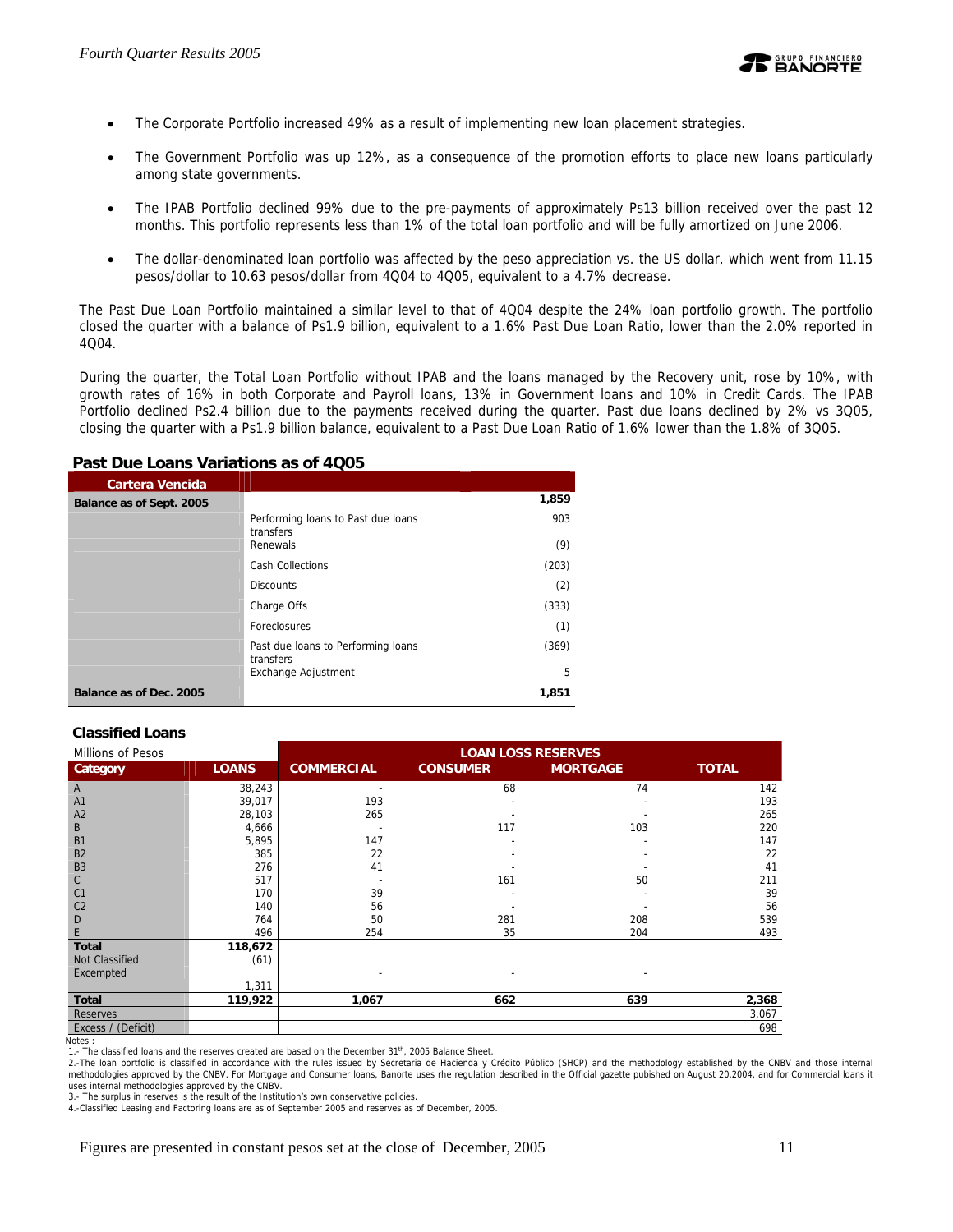- The Corporate Portfolio increased 49% as a result of implementing new loan placement strategies.

- The Government Portfolio was up 12%, as a consequence of the promotion efforts to place new loans particularly among state governments.

- The IPAB Portfolio declined 99% due to the pre-payments of approximately Ps13 billion received over the past 12 months. This portfolio represents less than 1% of the total loan portfolio and will be fully amortized on June 2006.

- The dollar-denominated loan portfolio was affected by the peso appreciation vs. the US dollar, which went from 11.15 pesos/dollar to 10.63 pesos/dollar from 4Q04 to 4Q05, equivalent to a 4.7% decrease.

The Past Due Loan Portfolio maintained a similar level to that of 4Q04 despite the 24% loan portfolio growth. The portfolio closed the quarter with a balance of Ps1.9 billion, equivalent to a 1.6% Past Due Loan Ratio, lower than the 2.0% reported in 4Q04.

During the quarter, the Total Loan Portfolio without IPAB and the loans managed by the Recovery unit, rose by 10%, with growth rates of 16% in both Corporate and Payroll loans, 13% in Government loans and 10% in Credit Cards. The IPAB Portfolio declined Ps2.4 billion due to the payments received during the quarter. Past due loans declined by 2% vs 3Q05, closing the quarter with a Ps1.9 billion balance, equivalent to a Past Due Loan Ratio of 1.6% lower than the 1.8% of 3Q05.

## Past Due Loans Variations as of 4Q05

| Cartera Vencida | | |
|---|---|---|
| **Balance as of Sept. 2005** | | **1,859** |
| | Performing loans to Past due loans transfers | 903 |
| | Renewals | (9) |
| | Cash Collections | (203) |
| | Discounts | (2) |
| | Charge Offs | (333) |
| | Foreclosures | (1) |
| | Past due loans to Performing loans transfers | (369) |
| | Exchange Adjustment | 5 |
| **Balance as of Dec. 2005** | | **1,851** |

## Classified Loans

| Millions of Pesos | | LOAN LOSS RESERVES | | | |
|---|---|---|---|---|---|
| **Category** | **LOANS** | **COMMERCIAL** | **CONSUMER** | **MORTGAGE** | **TOTAL** |
| A | 38,243 | - | 68 | 74 | 142 |
| A1 | 39,017 | 193 | - | - | 193 |
| A2 | 28,103 | 265 | - | - | 265 |
| B | 4,666 | - | 117 | 103 | 220 |
| B1 | 5,895 | 147 | - | - | 147 |
| B2 | 385 | 22 | - | - | 22 |
| B3 | 276 | 41 | - | - | 41 |
| C | 517 | - | 161 | 50 | 211 |
| C1 | 170 | 39 | - | - | 39 |
| C2 | 140 | 56 | - | - | 56 |
| D | 764 | 50 | 281 | 208 | 539 |
| E | 496 | 254 | 35 | 204 | 493 |
| **Total** | **118,672** | | | | |
| Not Classified | (61) | | | | |
| Excempted | 1,311 | - | - | - | |
| **Total** | **119,922** | **1,067** | **662** | **639** | **2,368** |
| Reserves | | | | | 3,067 |
| Excess / (Deficit) | | | | | 698 |

Notes :

1.- The classified loans and the reserves created are based on the December 31th, 2005 Balance Sheet.

2.-The loan portfolio is classified in accordance with the rules issued by Secretaria de Hacienda y Crédito Público (SHCP) and the methodology established by the CNBV and those internal methodologies approved by the CNBV. For Mortgage and Consumer loans, Banorte uses rhe regulation described in the Official gazette pubished on August 20,2004, and for Commercial loans it uses internal methodologies approved by the CNBV.

3.- The surplus in reserves is the result of the Institution's own conservative policies.

4.-Classified Leasing and Factoring loans are as of September 2005 and reserves as of December, 2005.

Figures are presented in constant pesos set at the close of December, 2005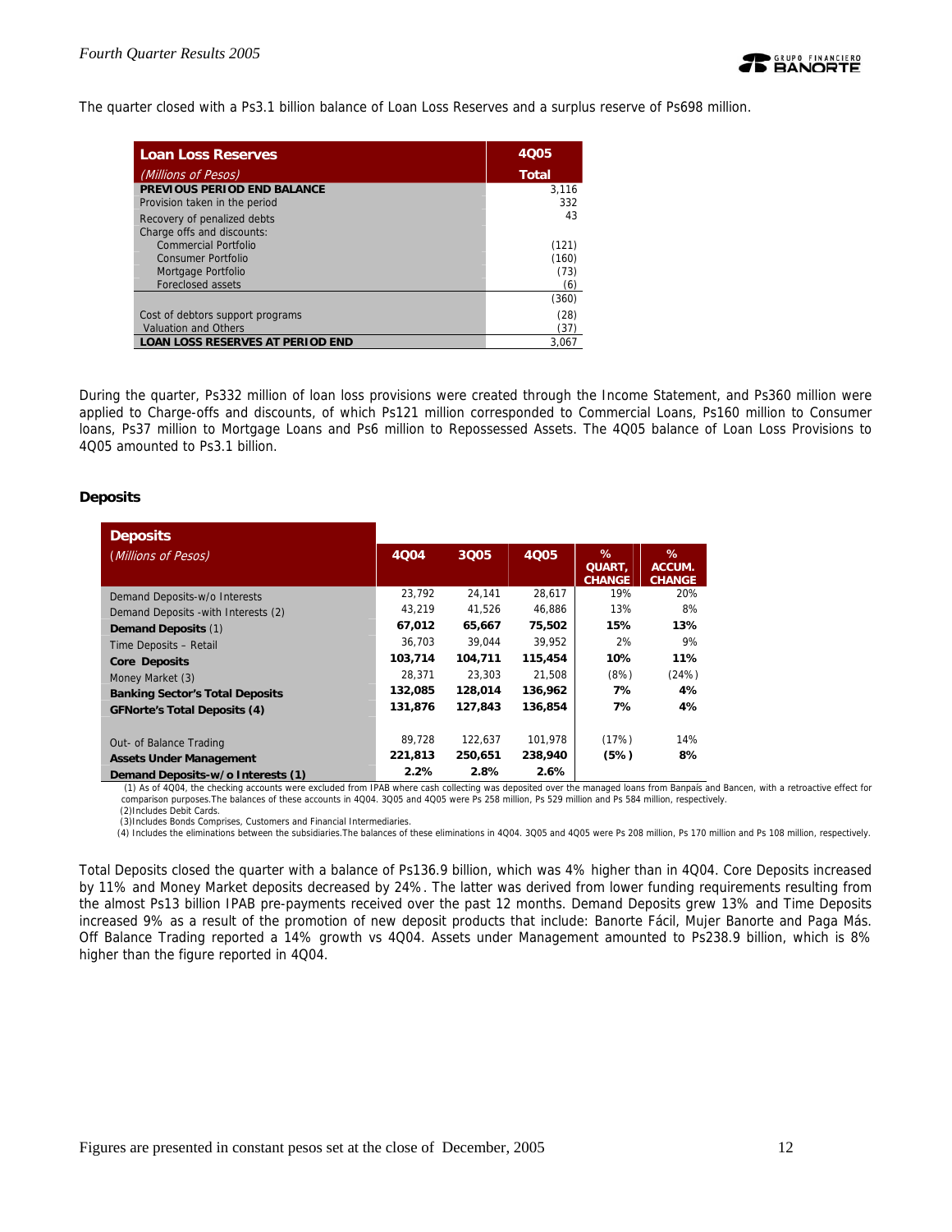The quarter closed with a Ps3.1 billion balance of Loan Loss Reserves and a surplus reserve of Ps698 million.

| **Loan Loss Reserves** *(Millions of Pesos)* | **4Q05 Total** |
|---|---|
| **PREVIOUS PERIOD END BALANCE** | 3,116 |
| Provision taken in the period | 332 |
| Recovery of penalized debts | 43 |
| Charge offs and discounts: | |
| Commercial Portfolio | (121) |
| Consumer Portfolio | (160) |
| Mortgage Portfolio | (73) |
| Foreclosed assets | (6) |
| | (360) |
| Cost of debtors support programs | (28) |
| Valuation and Others | (37) |
| **LOAN LOSS RESERVES AT PERIOD END** | 3,067 |

During the quarter, Ps332 million of loan loss provisions were created through the Income Statement, and Ps360 million were applied to Charge-offs and discounts, of which Ps121 million corresponded to Commercial Loans, Ps160 million to Consumer loans, Ps37 million to Mortgage Loans and Ps6 million to Repossessed Assets. The 4Q05 balance of Loan Loss Provisions to 4Q05 amounted to Ps3.1 billion.

## Deposits

| **Deposits** *(Millions of Pesos)* | **4Q04** | **3Q05** | **4Q05** | **% QUART. CHANGE** | **% ACCUM. CHANGE** |
|---|---|---|---|---|---|
| Demand Deposits-w/o Interests | 23,792 | 24,141 | 28,617 | 19% | 20% |
| Demand Deposits -with Interests (2) | 43,219 | 41,526 | 46,886 | 13% | 8% |
| **Demand Deposits** (1) | **67,012** | **65,667** | **75,502** | **15%** | **13%** |
| Time Deposits – Retail | 36,703 | 39,044 | 39,952 | 2% | 9% |
| **Core Deposits** | **103,714** | **104,711** | **115,454** | **10%** | **11%** |
| Money Market (3) | 28,371 | 23,303 | 21,508 | (8%) | (24%) |
| **Banking Sector's Total Deposits** | **132,085** | **128,014** | **136,962** | **7%** | **4%** |
| **GFNorte's Total Deposits (4)** | **131,876** | **127,843** | **136,854** | **7%** | **4%** |
| | | | | | |
| Out- of Balance Trading | 89,728 | 122,637 | 101,978 | (17%) | 14% |
| **Assets Under Management** | **221,813** | **250,651** | **238,940** | **(5%)** | **8%** |
| **Demand Deposits-w/o Interests (1)** | **2.2%** | **2.8%** | **2.6%** | | |

(1) As of 4Q04, the checking accounts were excluded from IPAB where cash collecting was deposited over the managed loans from Banpaís and Bancen, with a retroactive effect for comparison purposes.The balances of these accounts in 4Q04. 3Q05 and 4Q05 were Ps 258 million, Ps 529 million and Ps 584 million, respectively.
(2)Includes Debit Cards.
(3)Includes Bonds Comprises, Customers and Financial Intermediaries.
(4) Includes the eliminations between the subsidiaries.The balances of these eliminations in 4Q04. 3Q05 and 4Q05 were Ps 208 million, Ps 170 million and Ps 108 million, respectively.

Total Deposits closed the quarter with a balance of Ps136.9 billion, which was 4% higher than in 4Q04. Core Deposits increased by 11% and Money Market deposits decreased by 24%. The latter was derived from lower funding requirements resulting from the almost Ps13 billion IPAB pre-payments received over the past 12 months. Demand Deposits grew 13% and Time Deposits increased 9% as a result of the promotion of new deposit products that include: Banorte Fácil, Mujer Banorte and Paga Más. Off Balance Trading reported a 14% growth vs 4Q04. Assets under Management amounted to Ps238.9 billion, which is 8% higher than the figure reported in 4Q04.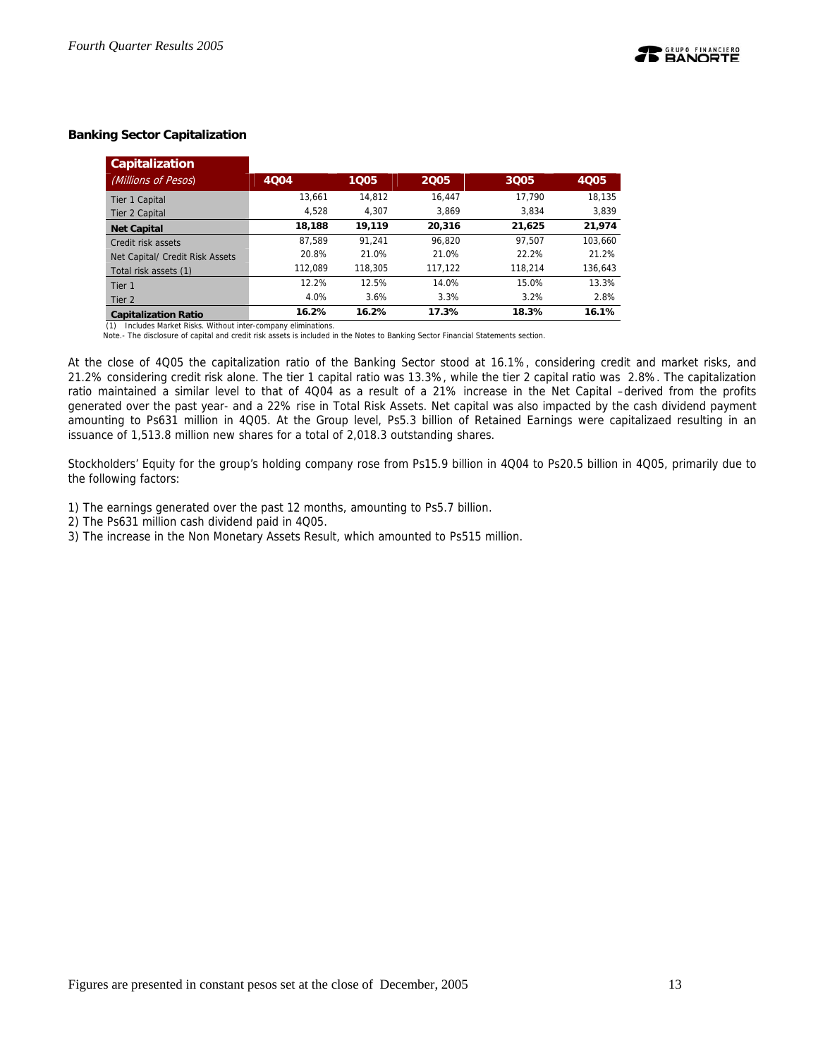### Banking Sector Capitalization

| Capitalization *(Millions of Pesos)* | 4Q04 | 1Q05 | 2Q05 | 3Q05 | 4Q05 |
|---|---|---|---|---|---|
| Tier 1 Capital | 13,661 | 14,812 | 16,447 | 17,790 | 18,135 |
| Tier 2 Capital | 4,528 | 4,307 | 3,869 | 3,834 | 3,839 |
| **Net Capital** | **18,188** | **19,119** | **20,316** | **21,625** | **21,974** |
| Credit risk assets | 87,589 | 91,241 | 96,820 | 97,507 | 103,660 |
| Net Capital/ Credit Risk Assets | 20.8% | 21.0% | 21.0% | 22.2% | 21.2% |
| Total risk assets (1) | 112,089 | 118,305 | 117,122 | 118,214 | 136,643 |
| Tier 1 | 12.2% | 12.5% | 14.0% | 15.0% | 13.3% |
| Tier 2 | 4.0% | 3.6% | 3.3% | 3.2% | 2.8% |
| **Capitalization Ratio** | **16.2%** | **16.2%** | **17.3%** | **18.3%** | **16.1%** |

(1) Includes Market Risks. Without inter-company eliminations.

Note.- The disclosure of capital and credit risk assets is included in the Notes to Banking Sector Financial Statements section.

At the close of 4Q05 the capitalization ratio of the Banking Sector stood at 16.1%, considering credit and market risks, and 21.2% considering credit risk alone. The tier 1 capital ratio was 13.3%, while the tier 2 capital ratio was 2.8%. The capitalization ratio maintained a similar level to that of 4Q04 as a result of a 21% increase in the Net Capital –derived from the profits generated over the past year- and a 22% rise in Total Risk Assets. Net capital was also impacted by the cash dividend payment amounting to Ps631 million in 4Q05. At the Group level, Ps5.3 billion of Retained Earnings were capitalizaed resulting in an issuance of 1,513.8 million new shares for a total of 2,018.3 outstanding shares.

Stockholders' Equity for the group's holding company rose from Ps15.9 billion in 4Q04 to Ps20.5 billion in 4Q05, primarily due to the following factors:

1) The earnings generated over the past 12 months, amounting to Ps5.7 billion.
2) The Ps631 million cash dividend paid in 4Q05.
3) The increase in the Non Monetary Assets Result, which amounted to Ps515 million.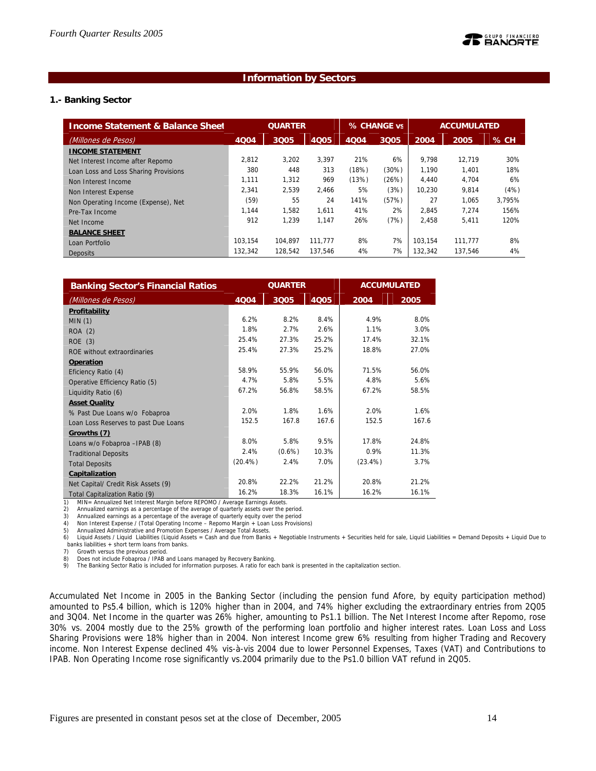## Information by Sectors

### 1.- Banking Sector

| Income Statement & Balance Sheet | QUARTER | | | % CHANGE vs | | ACCUMULATED | | |
|---|---|---|---|---|---|---|---|---|
| *(Millones de Pesos)* | 4Q04 | 3Q05 | 4Q05 | 4Q04 | 3Q05 | 2004 | 2005 | % CH |
| **INCOME STATEMENT** | | | | | | | | |
| Net Interest Income after Repomo | 2,812 | 3,202 | 3,397 | 21% | 6% | 9,798 | 12,719 | 30% |
| Loan Loss and Loss Sharing Provisions | 380 | 448 | 313 | (18%) | (30%) | 1,190 | 1,401 | 18% |
| Non Interest Income | 1,111 | 1,312 | 969 | (13%) | (26%) | 4,440 | 4,704 | 6% |
| Non Interest Expense | 2,341 | 2,539 | 2,466 | 5% | (3%) | 10,230 | 9,814 | (4%) |
| Non Operating Income (Expense), Net | (59) | 55 | 24 | 141% | (57%) | 27 | 1,065 | 3,795% |
| Pre-Tax Income | 1,144 | 1,582 | 1,611 | 41% | 2% | 2,845 | 7,274 | 156% |
| Net Income | 912 | 1,239 | 1,147 | 26% | (7%) | 2,458 | 5,411 | 120% |
| **BALANCE SHEET** | | | | | | | | |
| Loan Portfolio | 103,154 | 104,897 | 111,777 | 8% | 7% | 103,154 | 111,777 | 8% |
| Deposits | 132,342 | 128,542 | 137,546 | 4% | 7% | 132,342 | 137,546 | 4% |

| Banking Sector's Financial Ratios | QUARTER | | | ACCUMULATED | |
|---|---|---|---|---|---|
| *(Millones de Pesos)* | 4Q04 | 3Q05 | 4Q05 | 2004 | 2005 |
| **Profitability** | | | | | |
| MIN (1) | 6.2% | 8.2% | 8.4% | 4.9% | 8.0% |
| ROA (2) | 1.8% | 2.7% | 2.6% | 1.1% | 3.0% |
| ROE (3) | 25.4% | 27.3% | 25.2% | 17.4% | 32.1% |
| ROE without extraordinaries | 25.4% | 27.3% | 25.2% | 18.8% | 27.0% |
| **Operation** | | | | | |
| Eficiency Ratio (4) | 58.9% | 55.9% | 56.0% | 71.5% | 56.0% |
| Operative Efficiency Ratio (5) | 4.7% | 5.8% | 5.5% | 4.8% | 5.6% |
| Liquidity Ratio (6) | 67.2% | 56.8% | 58.5% | 67.2% | 58.5% |
| **Asset Quality** | | | | | |
| % Past Due Loans w/o Fobaproa | 2.0% | 1.8% | 1.6% | 2.0% | 1.6% |
| Loan Loss Reserves to past Due Loans | 152.5 | 167.8 | 167.6 | 152.5 | 167.6 |
| **Growths (7)** | | | | | |
| Loans w/o Fobaproa –IPAB (8) | 8.0% | 5.8% | 9.5% | 17.8% | 24.8% |
| Traditional Deposits | 2.4% | (0.6%) | 10.3% | 0.9% | 11.3% |
| Total Deposits | (20.4%) | 2.4% | 7.0% | (23.4%) | 3.7% |
| **Capitalization** | | | | | |
| Net Capital/ Credit Risk Assets (9) | 20.8% | 22.2% | 21.2% | 20.8% | 21.2% |
| Total Capitalization Ratio (9) | 16.2% | 18.3% | 16.1% | 16.2% | 16.1% |

1) MIN= Annualized Net Interest Margin before REPOMO / Average Earnings Assets.
2) Annualized earnings as a percentage of the average of quarterly assets over the period.
3) Annualized earnings as a percentage of the average of quarterly equity over the period
4) Non Interest Expense / (Total Operating Income – Repomo Margin + Loan Loss Provisions)
5) Annualized Administrative and Promotion Expenses / Average Total Assets.
6) Liquid Assets / Liquid Liabilities (Liquid Assets = Cash and due from Banks + Negotiable Instruments + Securities held for sale, Liquid Liabilities = Demand Deposits + Liquid Due to banks liabilities + short term loans from banks.
7) Growth versus the previous period.
8) Does not include Fobaproa / IPAB and Loans managed by Recovery Banking.
9) The Banking Sector Ratio is included for information purposes. A ratio for each bank is presented in the capitalization section.

Accumulated Net Income in 2005 in the Banking Sector (including the pension fund Afore, by equity participation method) amounted to Ps5.4 billion, which is 120% higher than in 2004, and 74% higher excluding the extraordinary entries from 2Q05 and 3Q04. Net Income in the quarter was 26% higher, amounting to Ps1.1 billion. The Net Interest Income after Repomo, rose 30% vs. 2004 mostly due to the 25% growth of the performing loan portfolio and higher interest rates. Loan Loss and Loss Sharing Provisions were 18% higher than in 2004. Non interest Income grew 6% resulting from higher Trading and Recovery income. Non Interest Expense declined 4% vis-à-vis 2004 due to lower Personnel Expenses, Taxes (VAT) and Contributions to IPAB. Non Operating Income rose significantly vs.2004 primarily due to the Ps1.0 billion VAT refund in 2Q05.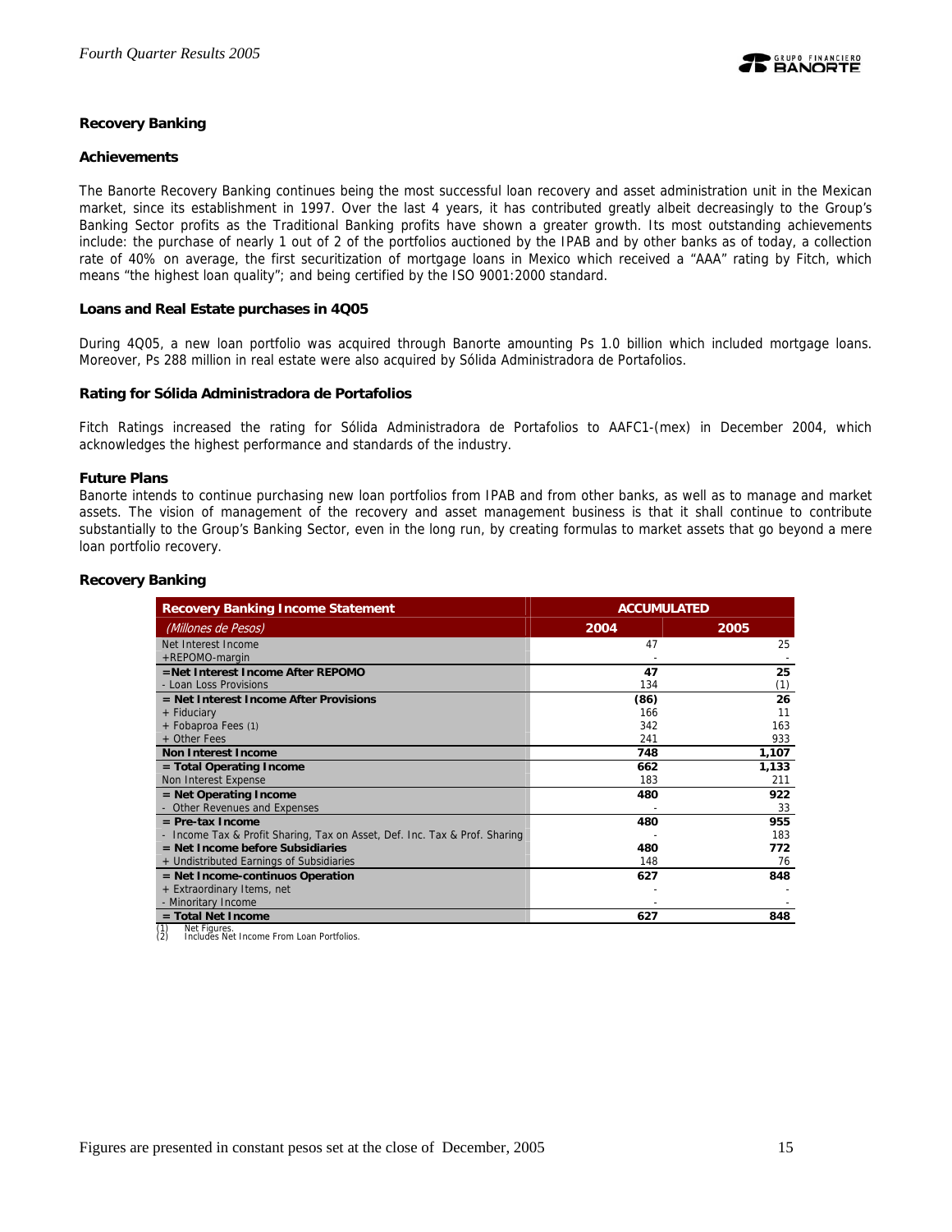## Recovery Banking

### Achievements

The Banorte Recovery Banking continues being the most successful loan recovery and asset administration unit in the Mexican market, since its establishment in 1997. Over the last 4 years, it has contributed greatly albeit decreasingly to the Group's Banking Sector profits as the Traditional Banking profits have shown a greater growth. Its most outstanding achievements include: the purchase of nearly 1 out of 2 of the portfolios auctioned by the IPAB and by other banks as of today, a collection rate of 40% on average, the first securitization of mortgage loans in Mexico which received a "AAA" rating by Fitch, which means "the highest loan quality"; and being certified by the ISO 9001:2000 standard.

### Loans and Real Estate purchases in 4Q05

During 4Q05, a new loan portfolio was acquired through Banorte amounting Ps 1.0 billion which included mortgage loans. Moreover, Ps 288 million in real estate were also acquired by Sólida Administradora de Portafolios.

### Rating for Sólida Administradora de Portafolios

Fitch Ratings increased the rating for Sólida Administradora de Portafolios to AAFC1-(mex) in December 2004, which acknowledges the highest performance and standards of the industry.

### Future Plans

Banorte intends to continue purchasing new loan portfolios from IPAB and from other banks, as well as to manage and market assets. The vision of management of the recovery and asset management business is that it shall continue to contribute substantially to the Group's Banking Sector, even in the long run, by creating formulas to market assets that go beyond a mere loan portfolio recovery.

### Recovery Banking

| Recovery Banking Income Statement | ACCUMULATED | |
|---|---|---|
| *(Millones de Pesos)* | **2004** | **2005** |
| Net Interest Income | 47 | 25 |
| +REPOMO-margin | - | - |
| **=Net Interest Income After REPOMO** | **47** | **25** |
| - Loan Loss Provisions | 134 | (1) |
| **= Net Interest Income After Provisions** | **(86)** | **26** |
| + Fiduciary | 166 | 11 |
| + Fobaproa Fees (1) | 342 | 163 |
| + Other Fees | 241 | 933 |
| **Non Interest Income** | **748** | **1,107** |
| **= Total Operating Income** | **662** | **1,133** |
| Non Interest Expense | 183 | 211 |
| **= Net Operating Income** | **480** | **922** |
| - Other Revenues and Expenses | - | 33 |
| **= Pre-tax Income** | **480** | **955** |
| - Income Tax & Profit Sharing, Tax on Asset, Def. Inc. Tax & Prof. Sharing | - | 183 |
| **= Net Income before Subsidiaries** | **480** | **772** |
| + Undistributed Earnings of Subsidiaries | 148 | 76 |
| **= Net Income-continuos Operation** | **627** | **848** |
| + Extraordinary Items, net | - | - |
| - Minoritary Income | - | - |
| **= Total Net Income** | **627** | **848** |

(1) Net Figures.
(2) Includes Net Income From Loan Portfolios.

Figures are presented in constant pesos set at the close of December, 2005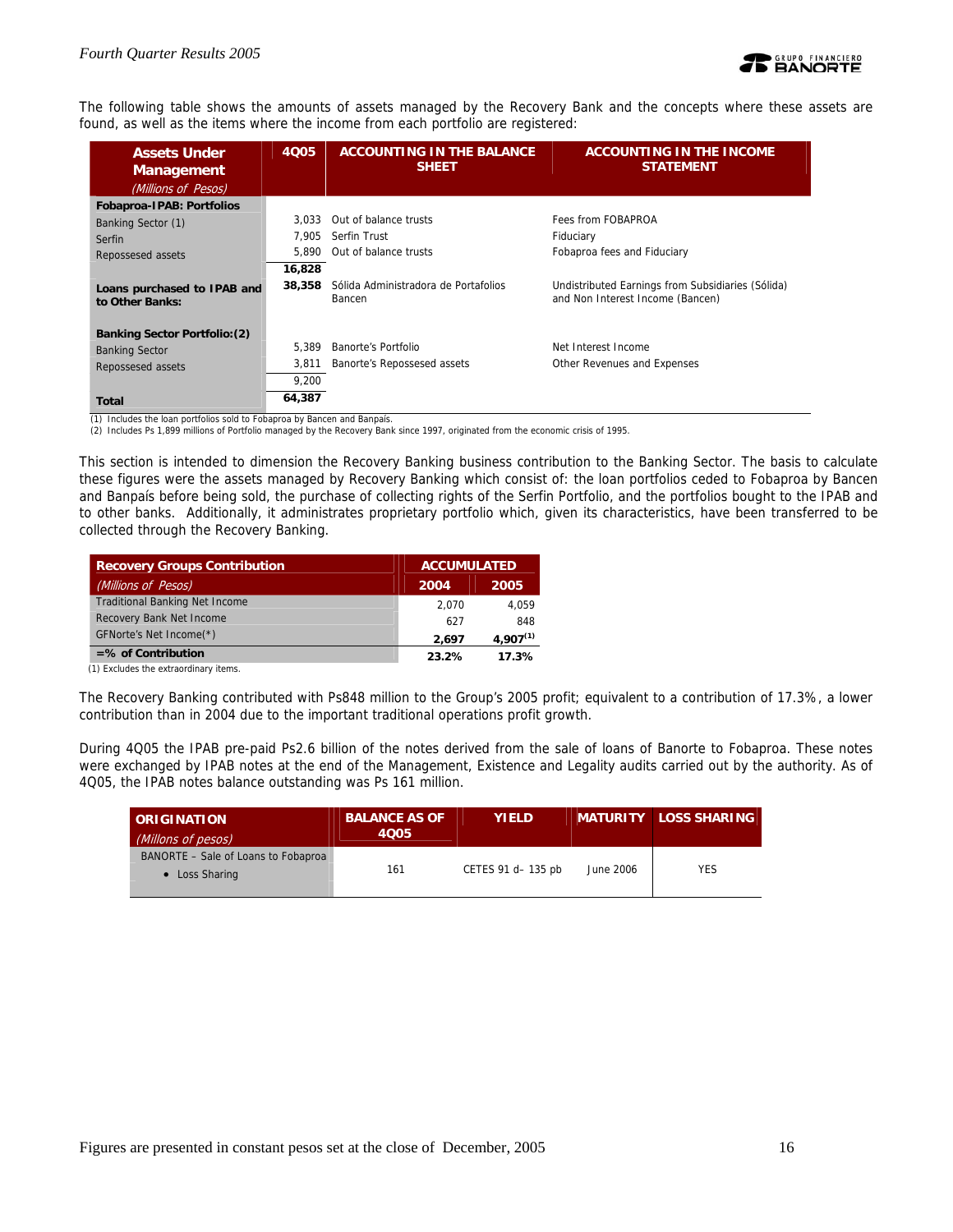The following table shows the amounts of assets managed by the Recovery Bank and the concepts where these assets are found, as well as the items where the income from each portfolio are registered:

| Assets Under Management *(Millions of Pesos)* | 4Q05 | ACCOUNTING IN THE BALANCE SHEET | ACCOUNTING IN THE INCOME STATEMENT |
|---|---|---|---|
| **Fobaproa-IPAB: Portfolios** | | | |
| Banking Sector (1) | 3,033 | Out of balance trusts | Fees from FOBAPROA |
| Serfin | 7,905 | Serfin Trust | Fiduciary |
| Repossesed assets | 5,890 | Out of balance trusts | Fobaproa fees and Fiduciary |
| | **16,828** | | |
| **Loans purchased to IPAB and to Other Banks:** | **38,358** | Sólida Administradora de Portafolios Bancen | Undistributed Earnings from Subsidiaries (Sólida) and Non Interest Income (Bancen) |
| **Banking Sector Portfolio:(2)** | | | |
| Banking Sector | 5,389 | Banorte's Portfolio | Net Interest Income |
| Repossesed assets | 3,811 | Banorte's Repossesed assets | Other Revenues and Expenses |
| | 9,200 | | |
| **Total** | **64,387** | | |

(1) Includes the loan portfolios sold to Fobaproa by Bancen and Banpaís.
(2) Includes Ps 1,899 millions of Portfolio managed by the Recovery Bank since 1997, originated from the economic crisis of 1995.

This section is intended to dimension the Recovery Banking business contribution to the Banking Sector. The basis to calculate these figures were the assets managed by Recovery Banking which consist of: the loan portfolios ceded to Fobaproa by Bancen and Banpaís before being sold, the purchase of collecting rights of the Serfin Portfolio, and the portfolios bought to the IPAB and to other banks. Additionally, it administrates proprietary portfolio which, given its characteristics, have been transferred to be collected through the Recovery Banking.

| Recovery Groups Contribution | ACCUMULATED | |
|---|---|---|
| *(Millions of Pesos)* | **2004** | **2005** |
| Traditional Banking Net Income | 2,070 | 4,059 |
| Recovery Bank Net Income | 627 | 848 |
| GFNorte's Net Income(*) | **2,697** | **4,907[(1)]** |
| **=% of Contribution** | **23.2%** | **17.3%** |

(1) Excludes the extraordinary items.

The Recovery Banking contributed with Ps848 million to the Group's 2005 profit; equivalent to a contribution of 17.3%, a lower contribution than in 2004 due to the important traditional operations profit growth.

During 4Q05 the IPAB pre-paid Ps2.6 billion of the notes derived from the sale of loans of Banorte to Fobaproa. These notes were exchanged by IPAB notes at the end of the Management, Existence and Legality audits carried out by the authority. As of 4Q05, the IPAB notes balance outstanding was Ps 161 million.

| ORIGINATION *(Millons of pesos)* | BALANCE AS OF 4Q05 | YIELD | MATURITY | LOSS SHARING |
|---|---|---|---|---|
| BANORTE – Sale of Loans to Fobaproa<br>• Loss Sharing | 161 | CETES 91 d– 135 pb | June 2006 | YES |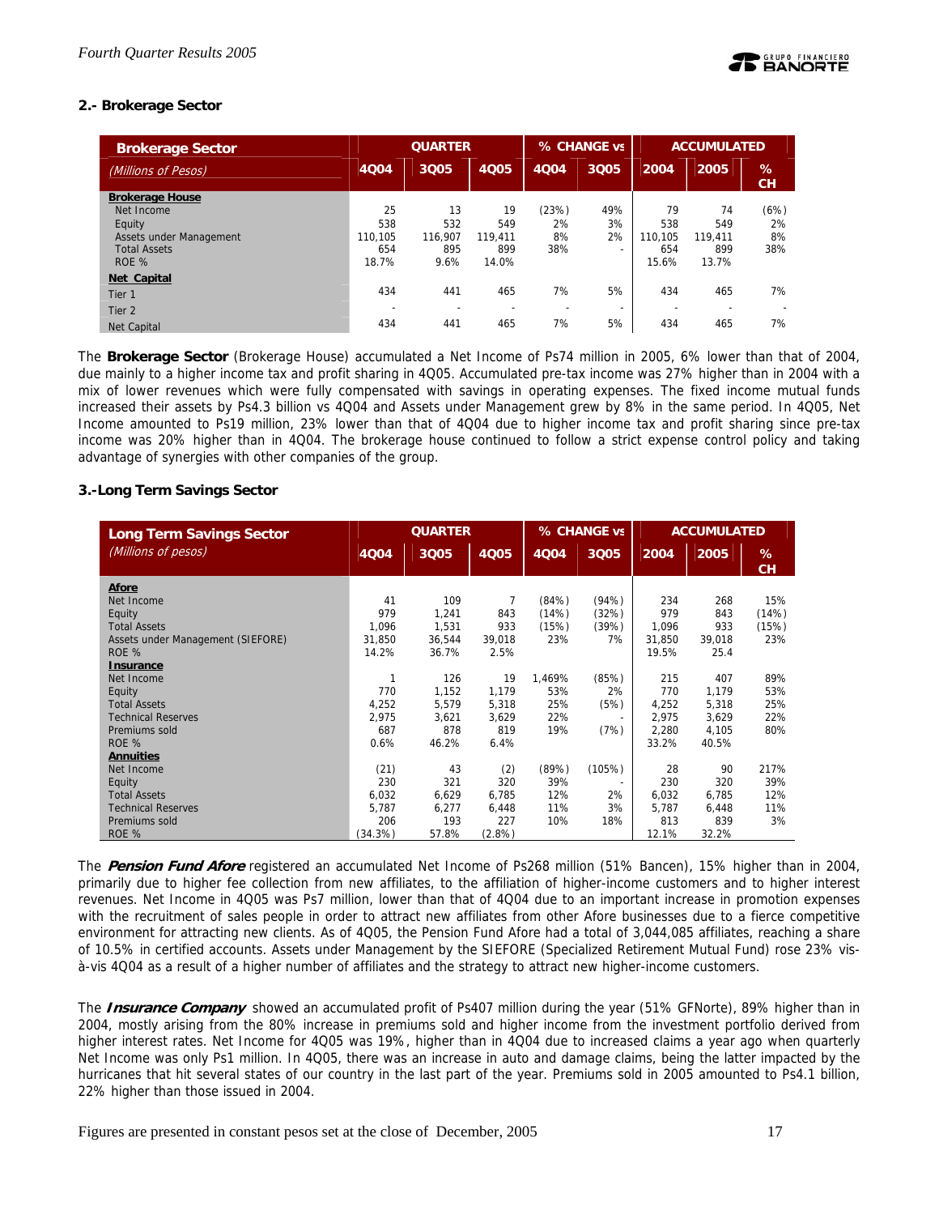## 2.- Brokerage Sector

| Brokerage Sector | QUARTER | | | % CHANGE vs | | ACCUMULATED | | |
|---|---|---|---|---|---|---|---|---|
| (Millions of Pesos) | 4Q04 | 3Q05 | 4Q05 | 4Q04 | 3Q05 | 2004 | 2005 | % CH |
| **Brokerage House** | | | | | | | | |
| Net Income | 25 | 13 | 19 | (23%) | 49% | 79 | 74 | (6%) |
| Equity | 538 | 532 | 549 | 2% | 3% | 538 | 549 | 2% |
| Assets under Management | 110,105 | 116,907 | 119,411 | 8% | 2% | 110,105 | 119,411 | 8% |
| Total Assets | 654 | 895 | 899 | 38% | - | 654 | 899 | 38% |
| ROE % | 18.7% | 9.6% | 14.0% | | | 15.6% | 13.7% | |
| **Net Capital** | | | | | | | | |
| Tier 1 | 434 | 441 | 465 | 7% | 5% | 434 | 465 | 7% |
| Tier 2 | - | - | - | - | - | - | - | - |
| Net Capital | 434 | 441 | 465 | 7% | 5% | 434 | 465 | 7% |

The **Brokerage Sector** (Brokerage House) accumulated a Net Income of Ps74 million in 2005, 6% lower than that of 2004, due mainly to a higher income tax and profit sharing in 4Q05. Accumulated pre-tax income was 27% higher than in 2004 with a mix of lower revenues which were fully compensated with savings in operating expenses. The fixed income mutual funds increased their assets by Ps4.3 billion vs 4Q04 and Assets under Management grew by 8% in the same period. In 4Q05, Net Income amounted to Ps19 million, 23% lower than that of 4Q04 due to higher income tax and profit sharing since pre-tax income was 20% higher than in 4Q04. The brokerage house continued to follow a strict expense control policy and taking advantage of synergies with other companies of the group.

## 3.-Long Term Savings Sector

| Long Term Savings Sector | QUARTER | | | % CHANGE vs | | ACCUMULATED | | |
|---|---|---|---|---|---|---|---|---|
| (Millions of pesos) | 4Q04 | 3Q05 | 4Q05 | 4Q04 | 3Q05 | 2004 | 2005 | % CH |
| **Afore** | | | | | | | | |
| Net Income | 41 | 109 | 7 | (84%) | (94%) | 234 | 268 | 15% |
| Equity | 979 | 1,241 | 843 | (14%) | (32%) | 979 | 843 | (14%) |
| Total Assets | 1,096 | 1,531 | 933 | (15%) | (39%) | 1,096 | 933 | (15%) |
| Assets under Management (SIEFORE) | 31,850 | 36,544 | 39,018 | 23% | 7% | 31,850 | 39,018 | 23% |
| ROE % | 14.2% | 36.7% | 2.5% | | | 19.5% | 25.4 | |
| **Insurance** | | | | | | | | |
| Net Income | 1 | 126 | 19 | 1,469% | (85%) | 215 | 407 | 89% |
| Equity | 770 | 1,152 | 1,179 | 53% | 2% | 770 | 1,179 | 53% |
| Total Assets | 4,252 | 5,579 | 5,318 | 25% | (5%) | 4,252 | 5,318 | 25% |
| Technical Reserves | 2,975 | 3,621 | 3,629 | 22% | - | 2,975 | 3,629 | 22% |
| Premiums sold | 687 | 878 | 819 | 19% | (7%) | 2,280 | 4,105 | 80% |
| ROE % | 0.6% | 46.2% | 6.4% | | | 33.2% | 40.5% | |
| **Annuities** | | | | | | | | |
| Net Income | (21) | 43 | (2) | (89%) | (105%) | 28 | 90 | 217% |
| Equity | 230 | 321 | 320 | 39% | - | 230 | 320 | 39% |
| Total Assets | 6,032 | 6,629 | 6,785 | 12% | 2% | 6,032 | 6,785 | 12% |
| Technical Reserves | 5,787 | 6,277 | 6,448 | 11% | 3% | 5,787 | 6,448 | 11% |
| Premiums sold | 206 | 193 | 227 | 10% | 18% | 813 | 839 | 3% |
| ROE % | (34.3%) | 57.8% | (2.8%) | | | 12.1% | 32.2% | |

The ***Pension Fund Afore*** registered an accumulated Net Income of Ps268 million (51% Bancen), 15% higher than in 2004, primarily due to higher fee collection from new affiliates, to the affiliation of higher-income customers and to higher interest revenues. Net Income in 4Q05 was Ps7 million, lower than that of 4Q04 due to an important increase in promotion expenses with the recruitment of sales people in order to attract new affiliates from other Afore businesses due to a fierce competitive environment for attracting new clients. As of 4Q05, the Pension Fund Afore had a total of 3,044,085 affiliates, reaching a share of 10.5% in certified accounts. Assets under Management by the SIEFORE (Specialized Retirement Mutual Fund) rose 23% vis-à-vis 4Q04 as a result of a higher number of affiliates and the strategy to attract new higher-income customers.

The ***Insurance Company*** showed an accumulated profit of Ps407 million during the year (51% GFNorte), 89% higher than in 2004, mostly arising from the 80% increase in premiums sold and higher income from the investment portfolio derived from higher interest rates. Net Income for 4Q05 was 19%, higher than in 4Q04 due to increased claims a year ago when quarterly Net Income was only Ps1 million. In 4Q05, there was an increase in auto and damage claims, being the latter impacted by the hurricanes that hit several states of our country in the last part of the year. Premiums sold in 2005 amounted to Ps4.1 billion, 22% higher than those issued in 2004.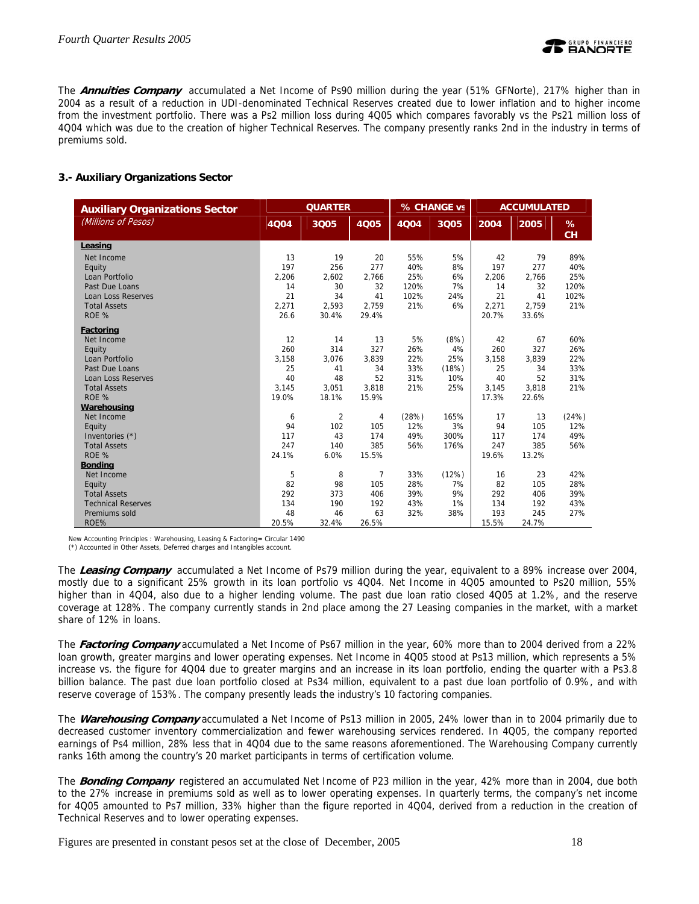The ***Annuities Company*** accumulated a Net Income of Ps90 million during the year (51% GFNorte), 217% higher than in 2004 as a result of a reduction in UDI-denominated Technical Reserves created due to lower inflation and to higher income from the investment portfolio. There was a Ps2 million loss during 4Q05 which compares favorably vs the Ps21 million loss of 4Q04 which was due to the creation of higher Technical Reserves. The company presently ranks 2nd in the industry in terms of premiums sold.

### 3.- Auxiliary Organizations Sector

| Auxiliary Organizations Sector | QUARTER | | | % CHANGE vs | | ACCUMULATED | | |
|---|---|---|---|---|---|---|---|---|
| *(Millions of Pesos)* | 4Q04 | 3Q05 | 4Q05 | 4Q04 | 3Q05 | 2004 | 2005 | % CH |
| **Leasing** | | | | | | | | |
| Net Income | 13 | 19 | 20 | 55% | 5% | 42 | 79 | 89% |
| Equity | 197 | 256 | 277 | 40% | 8% | 197 | 277 | 40% |
| Loan Portfolio | 2,206 | 2,602 | 2,766 | 25% | 6% | 2,206 | 2,766 | 25% |
| Past Due Loans | 14 | 30 | 32 | 120% | 7% | 14 | 32 | 120% |
| Loan Loss Reserves | 21 | 34 | 41 | 102% | 24% | 21 | 41 | 102% |
| Total Assets | 2,271 | 2,593 | 2,759 | 21% | 6% | 2,271 | 2,759 | 21% |
| ROE % | 26.6 | 30.4% | 29.4% | | | 20.7% | 33.6% | |
| **Factoring** | | | | | | | | |
| Net Income | 12 | 14 | 13 | 5% | (8%) | 42 | 67 | 60% |
| Equity | 260 | 314 | 327 | 26% | 4% | 260 | 327 | 26% |
| Loan Portfolio | 3,158 | 3,076 | 3,839 | 22% | 25% | 3,158 | 3,839 | 22% |
| Past Due Loans | 25 | 41 | 34 | 33% | (18%) | 25 | 34 | 33% |
| Loan Loss Reserves | 40 | 48 | 52 | 31% | 10% | 40 | 52 | 31% |
| Total Assets | 3,145 | 3,051 | 3,818 | 21% | 25% | 3,145 | 3,818 | 21% |
| ROE % | 19.0% | 18.1% | 15.9% | | | 17.3% | 22.6% | |
| **Warehousing** | | | | | | | | |
| Net Income | 6 | 2 | 4 | (28%) | 165% | 17 | 13 | (24%) |
| Equity | 94 | 102 | 105 | 12% | 3% | 94 | 105 | 12% |
| Inventories (*) | 117 | 43 | 174 | 49% | 300% | 117 | 174 | 49% |
| Total Assets | 247 | 140 | 385 | 56% | 176% | 247 | 385 | 56% |
| ROE % | 24.1% | 6.0% | 15.5% | | | 19.6% | 13.2% | |
| **Bonding** | | | | | | | | |
| Net Income | 5 | 8 | 7 | 33% | (12%) | 16 | 23 | 42% |
| Equity | 82 | 98 | 105 | 28% | 7% | 82 | 105 | 28% |
| Total Assets | 292 | 373 | 406 | 39% | 9% | 292 | 406 | 39% |
| Technical Reserves | 134 | 190 | 192 | 43% | 1% | 134 | 192 | 43% |
| Premiums sold | 48 | 46 | 63 | 32% | 38% | 193 | 245 | 27% |
| ROE% | 20.5% | 32.4% | 26.5% | | | 15.5% | 24.7% | |

New Accounting Principles : Warehousing, Leasing & Factoring= Circular 1490
(*) Accounted in Other Assets, Deferred charges and Intangibles account.

The ***Leasing Company*** accumulated a Net Income of Ps79 million during the year, equivalent to a 89% increase over 2004, mostly due to a significant 25% growth in its loan portfolio vs 4Q04. Net Income in 4Q05 amounted to Ps20 million, 55% higher than in 4Q04, also due to a higher lending volume. The past due loan ratio closed 4Q05 at 1.2%, and the reserve coverage at 128%. The company currently stands in 2nd place among the 27 Leasing companies in the market, with a market share of 12% in loans.

The ***Factoring Company*** accumulated a Net Income of Ps67 million in the year, 60% more than to 2004 derived from a 22% loan growth, greater margins and lower operating expenses. Net Income in 4Q05 stood at Ps13 million, which represents a 5% increase vs. the figure for 4Q04 due to greater margins and an increase in its loan portfolio, ending the quarter with a Ps3.8 billion balance. The past due loan portfolio closed at Ps34 million, equivalent to a past due loan portfolio of 0.9%, and with reserve coverage of 153%. The company presently leads the industry's 10 factoring companies.

The ***Warehousing Company*** accumulated a Net Income of Ps13 million in 2005, 24% lower than in to 2004 primarily due to decreased customer inventory commercialization and fewer warehousing services rendered. In 4Q05, the company reported earnings of Ps4 million, 28% less that in 4Q04 due to the same reasons aforementioned. The Warehousing Company currently ranks 16th among the country's 20 market participants in terms of certification volume.

The ***Bonding Company*** registered an accumulated Net Income of P23 million in the year, 42% more than in 2004, due both to the 27% increase in premiums sold as well as to lower operating expenses. In quarterly terms, the company's net income for 4Q05 amounted to Ps7 million, 33% higher than the figure reported in 4Q04, derived from a reduction in the creation of Technical Reserves and to lower operating expenses.

Figures are presented in constant pesos set at the close of December, 2005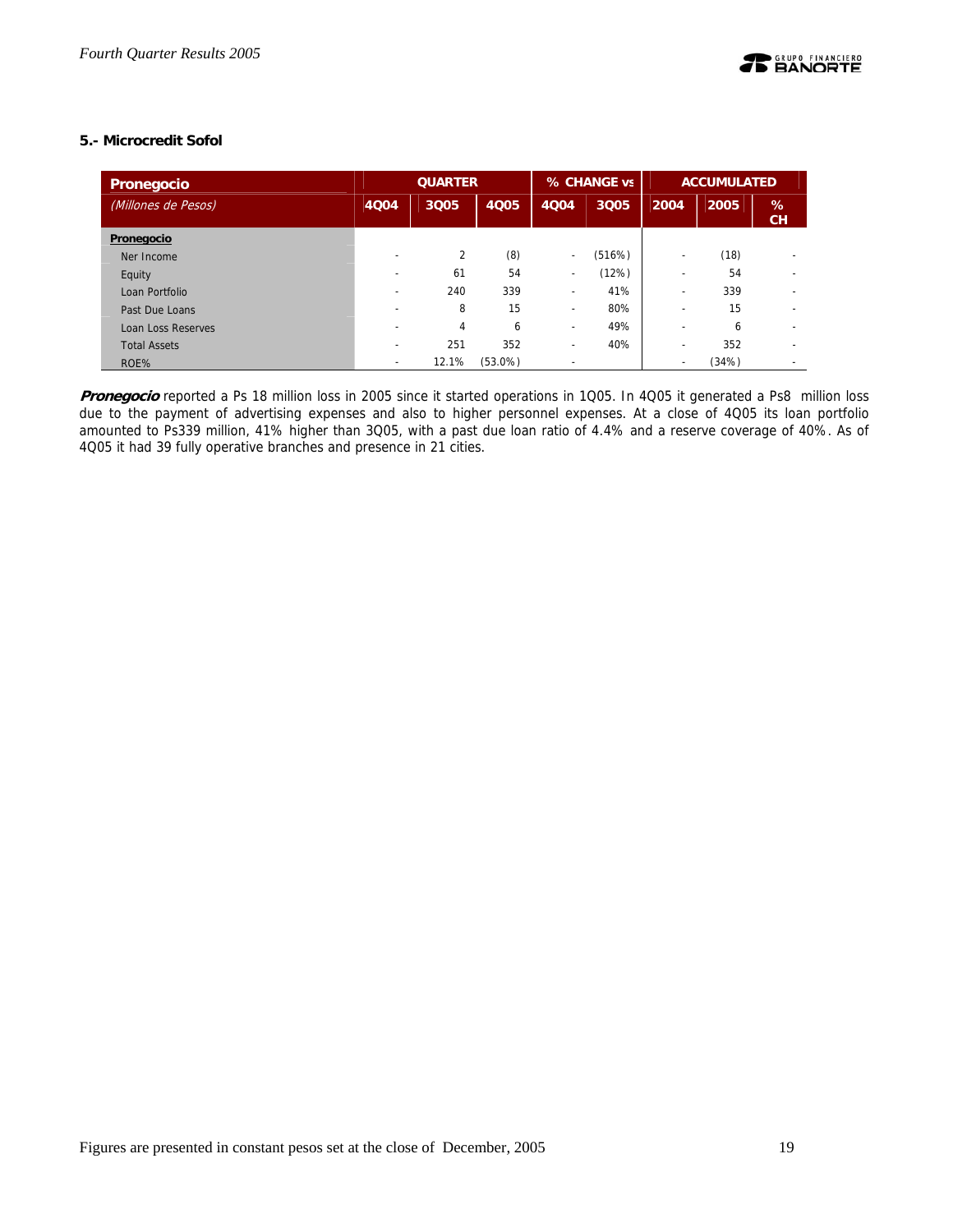### 5.- Microcredit Sofol

| Pronegocio | QUARTER | | | % CHANGE vs | | ACCUMULATED | | |
|---|---|---|---|---|---|---|---|---|
| *(Millones de Pesos)* | 4Q04 | 3Q05 | 4Q05 | 4Q04 | 3Q05 | 2004 | 2005 | % CH |
| **Pronegocio** | | | | | | | | |
| Ner Income | - | 2 | (8) | - | (516%) | - | (18) | - |
| Equity | - | 61 | 54 | - | (12%) | - | 54 | - |
| Loan Portfolio | - | 240 | 339 | - | 41% | - | 339 | - |
| Past Due Loans | - | 8 | 15 | - | 80% | - | 15 | - |
| Loan Loss Reserves | - | 4 | 6 | - | 49% | - | 6 | - |
| Total Assets | - | 251 | 352 | - | 40% | - | 352 | - |
| ROE% | - | 12.1% | (53.0%) | - | | - | (34%) | - |

***Pronegocio*** reported a Ps 18 million loss in 2005 since it started operations in 1Q05. In 4Q05 it generated a Ps8 million loss due to the payment of advertising expenses and also to higher personnel expenses. At a close of 4Q05 its loan portfolio amounted to Ps339 million, 41% higher than 3Q05, with a past due loan ratio of 4.4% and a reserve coverage of 40%. As of 4Q05 it had 39 fully operative branches and presence in 21 cities.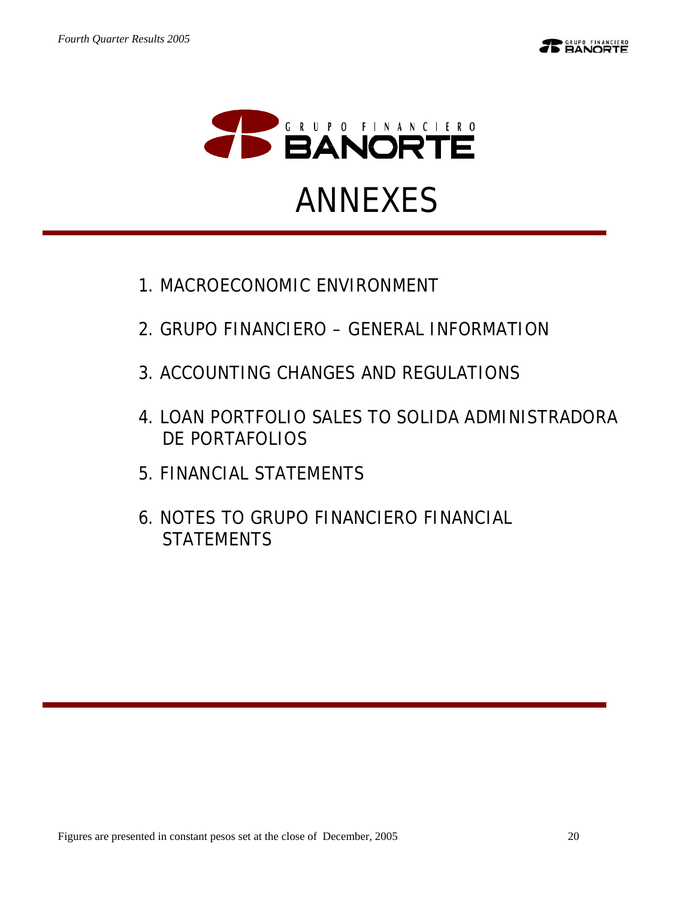# ANNEXES

1. MACROECONOMIC ENVIRONMENT
2. GRUPO FINANCIERO – GENERAL INFORMATION
3. ACCOUNTING CHANGES AND REGULATIONS
4. LOAN PORTFOLIO SALES TO SOLIDA ADMINISTRADORA DE PORTAFOLIOS
5. FINANCIAL STATEMENTS
6. NOTES TO GRUPO FINANCIERO FINANCIAL STATEMENTS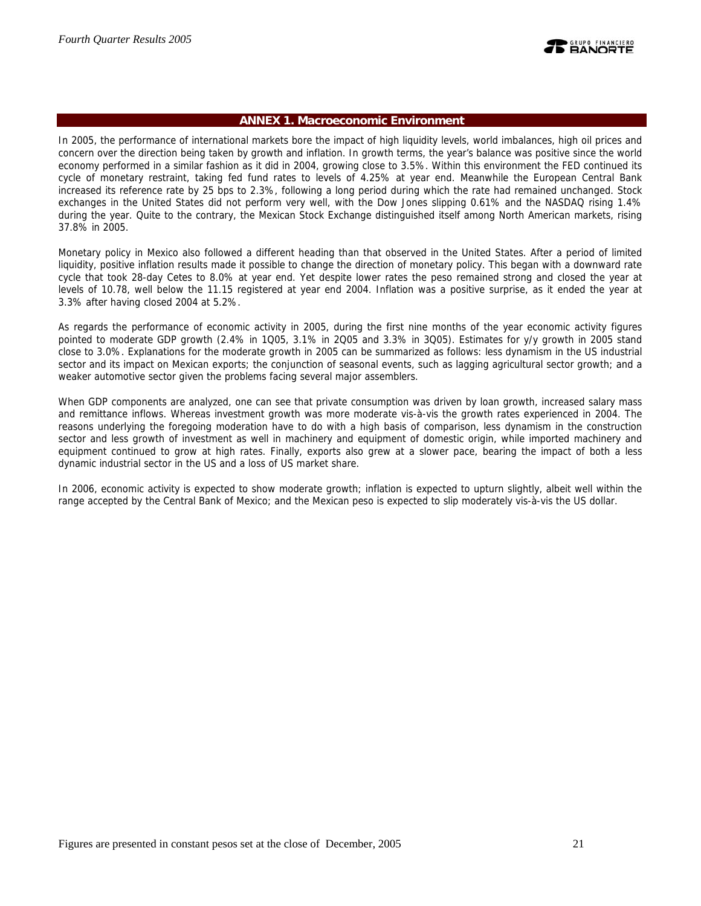## ANNEX 1. Macroeconomic Environment

In 2005, the performance of international markets bore the impact of high liquidity levels, world imbalances, high oil prices and concern over the direction being taken by growth and inflation. In growth terms, the year's balance was positive since the world economy performed in a similar fashion as it did in 2004, growing close to 3.5%. Within this environment the FED continued its cycle of monetary restraint, taking fed fund rates to levels of 4.25% at year end. Meanwhile the European Central Bank increased its reference rate by 25 bps to 2.3%, following a long period during which the rate had remained unchanged. Stock exchanges in the United States did not perform very well, with the Dow Jones slipping 0.61% and the NASDAQ rising 1.4% during the year. Quite to the contrary, the Mexican Stock Exchange distinguished itself among North American markets, rising 37.8% in 2005.

Monetary policy in Mexico also followed a different heading than that observed in the United States. After a period of limited liquidity, positive inflation results made it possible to change the direction of monetary policy. This began with a downward rate cycle that took 28-day Cetes to 8.0% at year end. Yet despite lower rates the peso remained strong and closed the year at levels of 10.78, well below the 11.15 registered at year end 2004. Inflation was a positive surprise, as it ended the year at 3.3% after having closed 2004 at 5.2%.

As regards the performance of economic activity in 2005, during the first nine months of the year economic activity figures pointed to moderate GDP growth (2.4% in 1Q05, 3.1% in 2Q05 and 3.3% in 3Q05). Estimates for y/y growth in 2005 stand close to 3.0%. Explanations for the moderate growth in 2005 can be summarized as follows: less dynamism in the US industrial sector and its impact on Mexican exports; the conjunction of seasonal events, such as lagging agricultural sector growth; and a weaker automotive sector given the problems facing several major assemblers.

When GDP components are analyzed, one can see that private consumption was driven by loan growth, increased salary mass and remittance inflows. Whereas investment growth was more moderate vis-à-vis the growth rates experienced in 2004. The reasons underlying the foregoing moderation have to do with a high basis of comparison, less dynamism in the construction sector and less growth of investment as well in machinery and equipment of domestic origin, while imported machinery and equipment continued to grow at high rates. Finally, exports also grew at a slower pace, bearing the impact of both a less dynamic industrial sector in the US and a loss of US market share.

In 2006, economic activity is expected to show moderate growth; inflation is expected to upturn slightly, albeit well within the range accepted by the Central Bank of Mexico; and the Mexican peso is expected to slip moderately vis-à-vis the US dollar.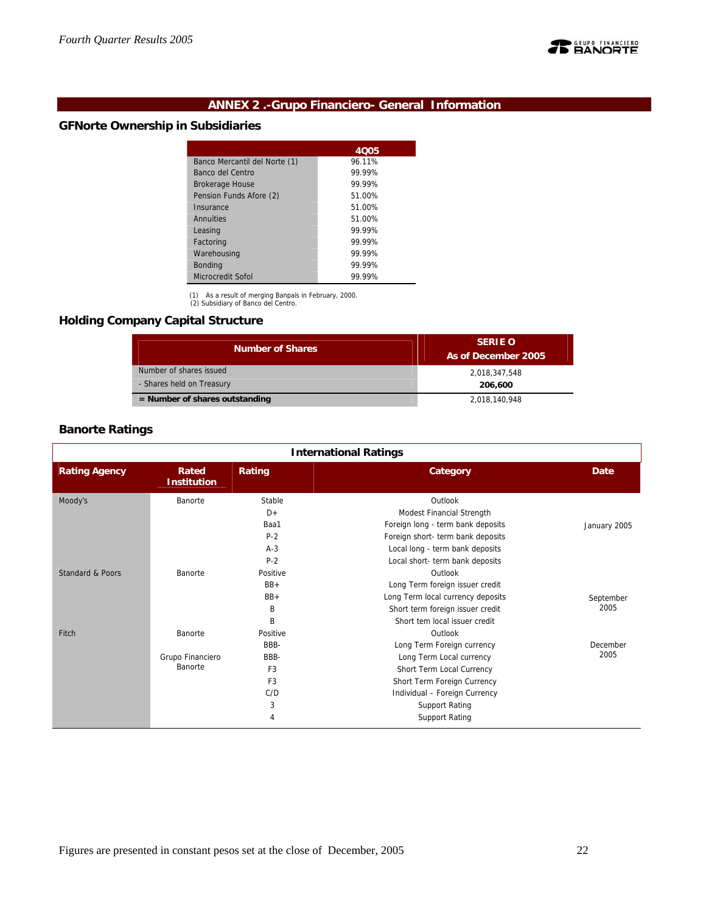## ANNEX 2 .-Grupo Financiero- General Information

### GFNorte Ownership in Subsidiaries

| | 4Q05 |
|---|---|
| Banco Mercantil del Norte (1) | 96.11% |
| Banco del Centro | 99.99% |
| Brokerage House | 99.99% |
| Pension Funds Afore (2) | 51.00% |
| Insurance | 51.00% |
| Annuities | 51.00% |
| Leasing | 99.99% |
| Factoring | 99.99% |
| Warehousing | 99.99% |
| Bonding | 99.99% |
| Microcredit Sofol | 99.99% |

(1) As a result of merging Banpaís in February, 2000.
(2) Subsidiary of Banco del Centro.

### Holding Company Capital Structure

| Number of Shares | SERIE O As of December 2005 |
|---|---|
| Number of shares issued | 2,018,347,548 |
| - Shares held on Treasury | **206,600** |
| **= Number of shares outstanding** | 2,018,140,948 |

### Banorte Ratings

| International Ratings | | | | |
|---|---|---|---|---|
| **Rating Agency** | **Rated Institution** | **Rating** | **Category** | **Date** |
| Moody's | Banorte | Stable | Outlook | January 2005 |
| | | D+ | Modest Financial Strength | |
| | | Baa1 | Foreign long - term bank deposits | |
| | | P-2 | Foreign short- term bank deposits | |
| | | A-3 | Local long - term bank deposits | |
| | | P-2 | Local short- term bank deposits | |
| Standard & Poors | Banorte | Positive | Outlook | September 2005 |
| | | BB+ | Long Term foreign issuer credit | |
| | | BB+ | Long Term local currency deposits | |
| | | B | Short term foreign issuer credit | |
| | | B | Short tem local issuer credit | |
| Fitch | Banorte | Positive | Outlook | December 2005 |
| | | BBB- | Long Term Foreign currency | |
| | Grupo Financiero Banorte | BBB- | Long Term Local currency | |
| | | F3 | Short Term Local Currency | |
| | | F3 | Short Term Foreign Currency | |
| | | C/D | Individual – Foreign Currency | |
| | | 3 | Support Rating | |
| | | 4 | Support Rating | |

Figures are presented in constant pesos set at the close of December, 2005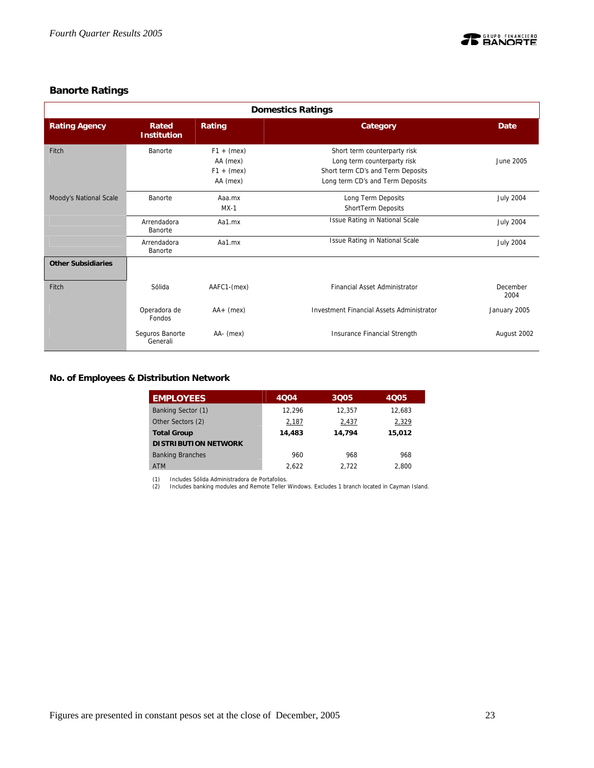## Banorte Ratings

| Domestics Ratings | | | | |
|---|---|---|---|---|
| **Rating Agency** | **Rated Institution** | **Rating** | **Category** | **Date** |
| Fitch | Banorte | F1 + (mex)<br>AA (mex)<br>F1 + (mex)<br>AA (mex) | Short term counterparty risk<br>Long term counterparty risk<br>Short term CD's and Term Deposits<br>Long term CD's and Term Deposits | June 2005 |
| Moody's National Scale | Banorte | Aaa.mx<br>MX-1 | Long Term Deposits<br>ShortTerm Deposits | July 2004 |
| | Arrendadora Banorte | Aa1.mx | Issue Rating in National Scale | July 2004 |
| | Arrendadora Banorte | Aa1.mx | Issue Rating in National Scale | July 2004 |
| **Other Subsidiaries** | | | | |
| Fitch | Sólida | AAFC1-(mex) | Financial Asset Administrator | December 2004 |
| | Operadora de Fondos | AA+ (mex) | Investment Financial Assets Administrator | January 2005 |
| | Seguros Banorte Generali | AA- (mex) | Insurance Financial Strength | August 2002 |

## No. of Employees & Distribution Network

| **EMPLOYEES** | **4Q04** | **3Q05** | **4Q05** |
|---|---|---|---|
| Banking Sector (1) | 12,296 | 12,357 | 12,683 |
| Other Sectors (2) | 2,187 | 2,437 | 2,329 |
| **Total Group** | **14,483** | **14,794** | **15,012** |
| **DISTRIBUTION NETWORK** | | | |
| Banking Branches | 960 | 968 | 968 |
| ATM | 2,622 | 2,722 | 2,800 |

(1) Includes Sólida Administradora de Portafolios.
(2) Includes banking modules and Remote Teller Windows. Excludes 1 branch located in Cayman Island.

Figures are presented in constant pesos set at the close of December, 2005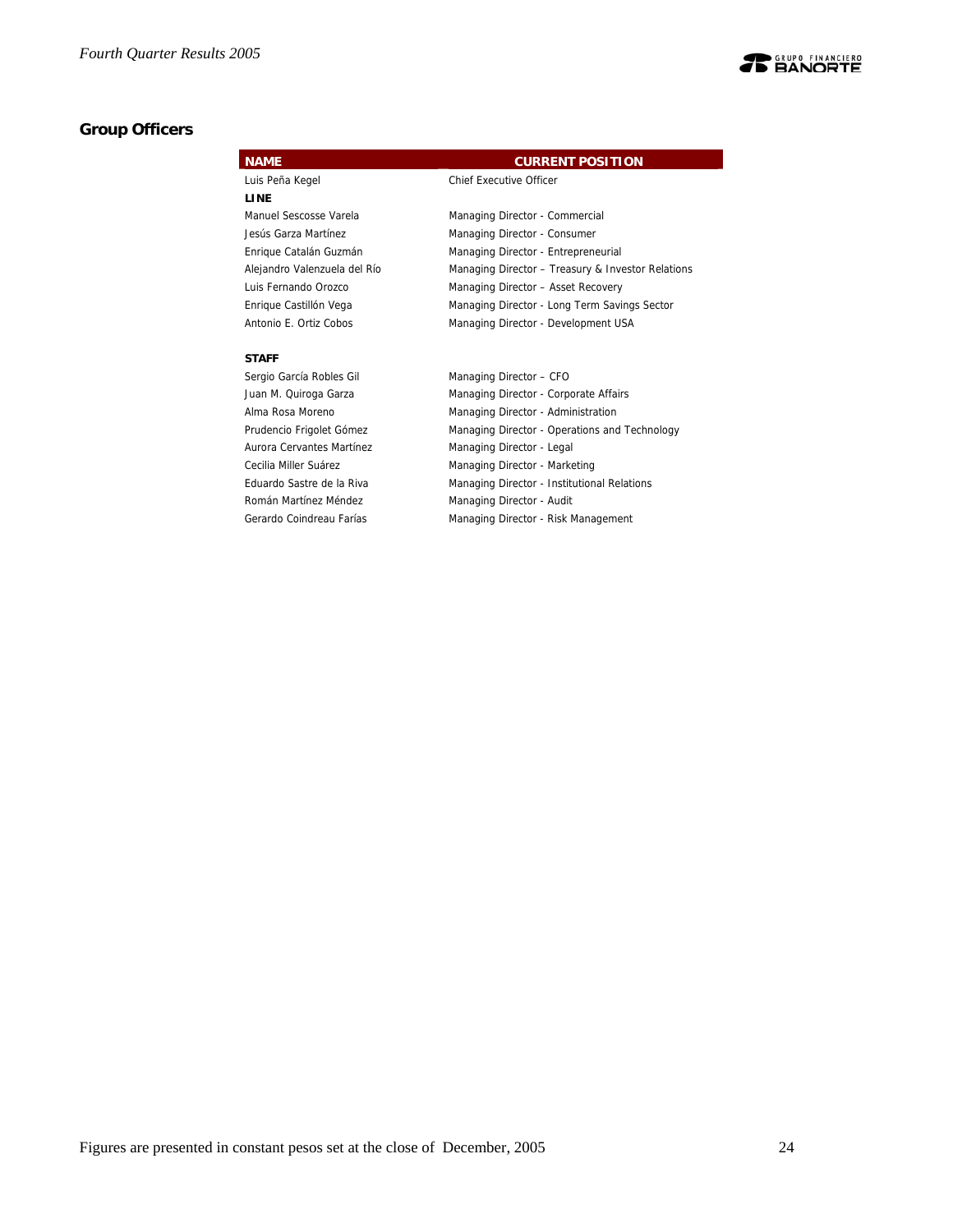## Group Officers

| NAME | CURRENT POSITION |
|---|---|
| Luis Peña Kegel | Chief Executive Officer |
| **LINE** | |
| Manuel Sescosse Varela | Managing Director - Commercial |
| Jesús Garza Martínez | Managing Director - Consumer |
| Enrique Catalán Guzmán | Managing Director - Entrepreneurial |
| Alejandro Valenzuela del Río | Managing Director – Treasury & Investor Relations |
| Luis Fernando Orozco | Managing Director – Asset Recovery |
| Enrique Castillón Vega | Managing Director - Long Term Savings Sector |
| Antonio E. Ortiz Cobos | Managing Director - Development USA |
| **STAFF** | |
| Sergio García Robles Gil | Managing Director – CFO |
| Juan M. Quiroga Garza | Managing Director - Corporate Affairs |
| Alma Rosa Moreno | Managing Director - Administration |
| Prudencio Frigolet Gómez | Managing Director - Operations and Technology |
| Aurora Cervantes Martínez | Managing Director - Legal |
| Cecilia Miller Suárez | Managing Director - Marketing |
| Eduardo Sastre de la Riva | Managing Director - Institutional Relations |
| Román Martínez Méndez | Managing Director - Audit |
| Gerardo Coindreau Farías | Managing Director - Risk Management |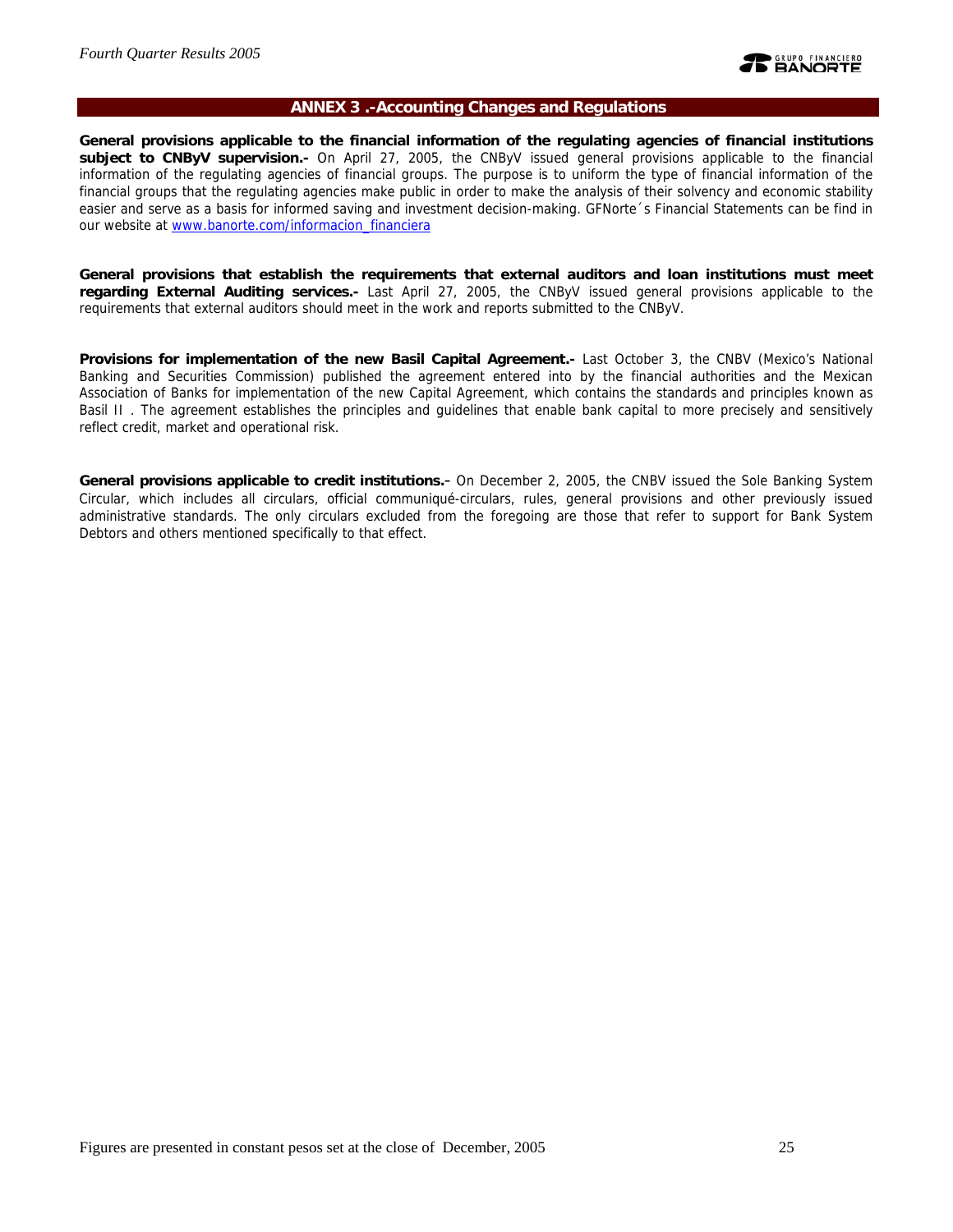## ANNEX 3 .-Accounting Changes and Regulations

**General provisions applicable to the financial information of the regulating agencies of financial institutions subject to CNByV supervision.-** On April 27, 2005, the CNByV issued general provisions applicable to the financial information of the regulating agencies of financial groups. The purpose is to uniform the type of financial information of the financial groups that the regulating agencies make public in order to make the analysis of their solvency and economic stability easier and serve as a basis for informed saving and investment decision-making. GFNorte´s Financial Statements can be find in our website at www.banorte.com/informacion_financiera

**General provisions that establish the requirements that external auditors and loan institutions must meet regarding External Auditing services.-** Last April 27, 2005, the CNByV issued general provisions applicable to the requirements that external auditors should meet in the work and reports submitted to the CNByV.

**Provisions for implementation of the new Basil Capital Agreement.-** Last October 3, the CNBV (Mexico's National Banking and Securities Commission) published the agreement entered into by the financial authorities and the Mexican Association of Banks for implementation of the new Capital Agreement, which contains the standards and principles known as Basil II . The agreement establishes the principles and guidelines that enable bank capital to more precisely and sensitively reflect credit, market and operational risk.

**General provisions applicable to credit institutions.-** On December 2, 2005, the CNBV issued the Sole Banking System Circular, which includes all circulars, official communiqué-circulars, rules, general provisions and other previously issued administrative standards. The only circulars excluded from the foregoing are those that refer to support for Bank System Debtors and others mentioned specifically to that effect.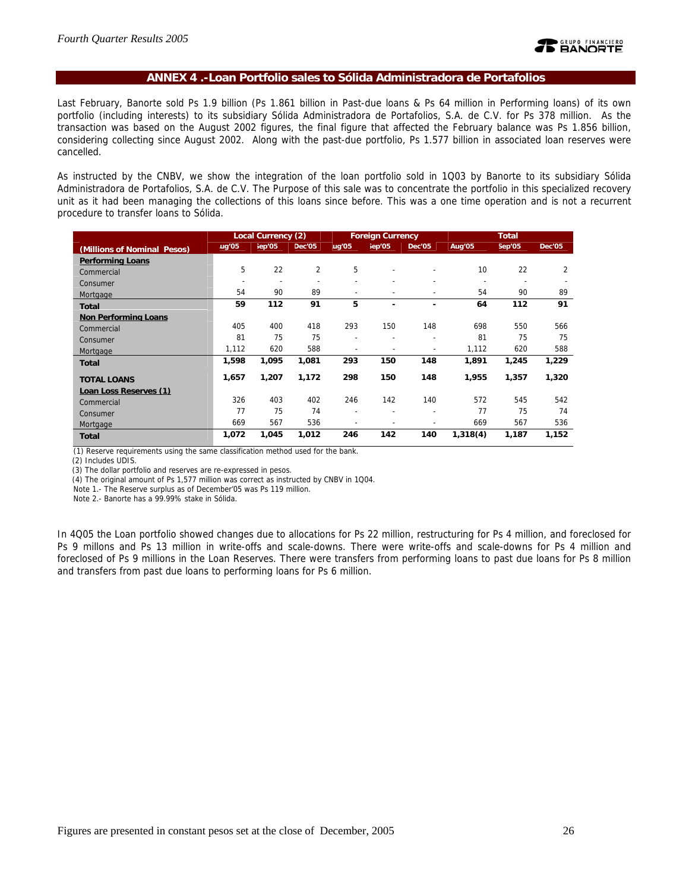## ANNEX 4 .-Loan Portfolio sales to Sólida Administradora de Portafolios

Last February, Banorte sold Ps 1.9 billion (Ps 1.861 billion in Past-due loans & Ps 64 million in Performing loans) of its own portfolio (including interests) to its subsidiary Sólida Administradora de Portafolios, S.A. de C.V. for Ps 378 million. As the transaction was based on the August 2002 figures, the final figure that affected the February balance was Ps 1.856 billion, considering collecting since August 2002. Along with the past-due portfolio, Ps 1.577 billion in associated loan reserves were cancelled.

As instructed by the CNBV, we show the integration of the loan portfolio sold in 1Q03 by Banorte to its subsidiary Sólida Administradora de Portafolios, S.A. de C.V. The Purpose of this sale was to concentrate the portfolio in this specialized recovery unit as it had been managing the collections of this loans since before. This was a one time operation and is not a recurrent procedure to transfer loans to Sólida.

| (Millions of Nominal Pesos) | Local Currency (2) | | | Foreign Currency | | | Total | | |
|---|---|---|---|---|---|---|---|---|---|
| | Aug'05 | Sep'05 | Dec'05 | Aug'05 | Sep'05 | Dec'05 | Aug'05 | Sep'05 | Dec'05 |
| **Performing Loans** | | | | | | | | | |
| Commercial | 5 | 22 | 2 | 5 | - | - | 10 | 22 | 2 |
| Consumer | - | - | - | - | - | - | - | - | - |
| Mortgage | 54 | 90 | 89 | - | - | - | 54 | 90 | 89 |
| **Total** | **59** | **112** | **91** | **5** | **-** | **-** | **64** | **112** | **91** |
| **Non Performing Loans** | | | | | | | | | |
| Commercial | 405 | 400 | 418 | 293 | 150 | 148 | 698 | 550 | 566 |
| Consumer | 81 | 75 | 75 | - | - | - | 81 | 75 | 75 |
| Mortgage | 1,112 | 620 | 588 | - | - | - | 1,112 | 620 | 588 |
| **Total** | **1,598** | **1,095** | **1,081** | **293** | **150** | **148** | **1,891** | **1,245** | **1,229** |
| **TOTAL LOANS** | **1,657** | **1,207** | **1,172** | **298** | **150** | **148** | **1,955** | **1,357** | **1,320** |
| **Loan Loss Reserves (1)** | | | | | | | | | |
| Commercial | 326 | 403 | 402 | 246 | 142 | 140 | 572 | 545 | 542 |
| Consumer | 77 | 75 | 74 | - | - | - | 77 | 75 | 74 |
| Mortgage | 669 | 567 | 536 | - | - | - | 669 | 567 | 536 |
| **Total** | **1,072** | **1,045** | **1,012** | **246** | **142** | **140** | **1,318(4)** | **1,187** | **1,152** |

(1) Reserve requirements using the same classification method used for the bank.
(2) Includes UDIS.
(3) The dollar portfolio and reserves are re-expressed in pesos.
(4) The original amount of Ps 1,577 million was correct as instructed by CNBV in 1Q04.
Note 1.- The Reserve surplus as of December'05 was Ps 119 million.
Note 2.- Banorte has a 99.99% stake in Sólida.

In 4Q05 the Loan portfolio showed changes due to allocations for Ps 22 million, restructuring for Ps 4 million, and foreclosed for Ps 9 millons and Ps 13 million in write-offs and scale-downs. There were write-offs and scale-downs for Ps 4 million and foreclosed of Ps 9 millions in the Loan Reserves. There were transfers from performing loans to past due loans for Ps 8 million and transfers from past due loans to performing loans for Ps 6 million.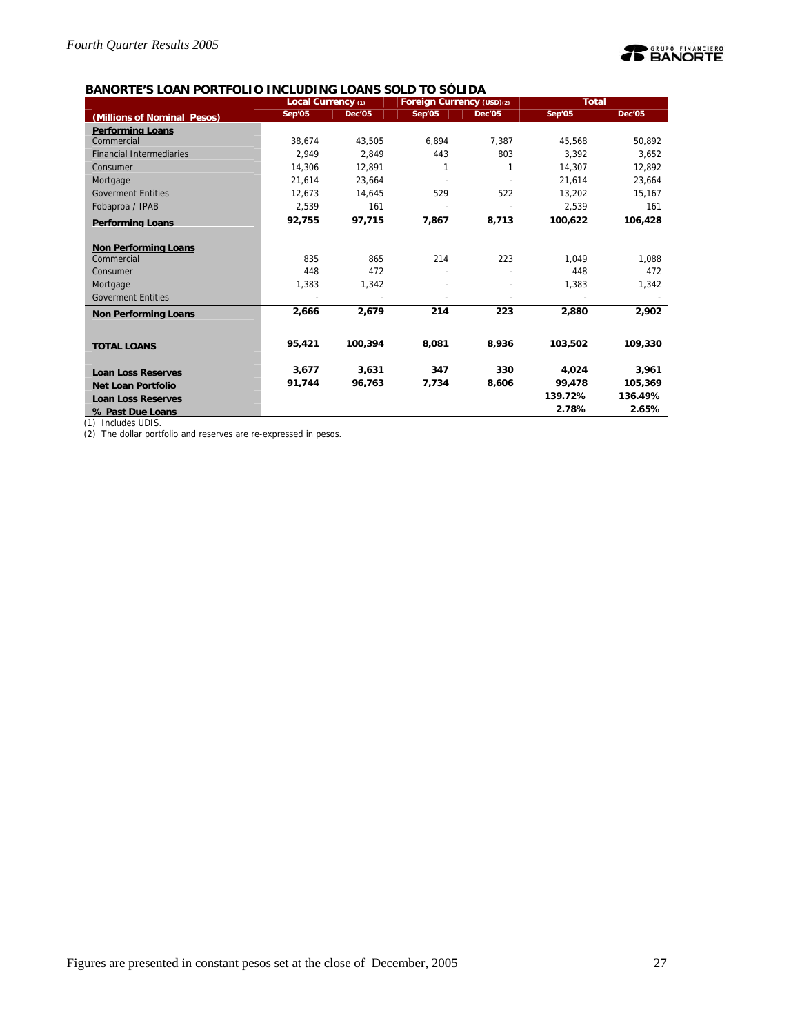## BANORTE'S LOAN PORTFOLIO INCLUDING LOANS SOLD TO SÓLIDA

| (Millions of Nominal Pesos) | Local Currency (1) | | Foreign Currency (USD)(2) | | Total | |
|---|---|---|---|---|---|---|
| | Sep'05 | Dec'05 | Sep'05 | Dec'05 | Sep'05 | Dec'05 |
| **Performing Loans** | | | | | | |
| Commercial | 38,674 | 43,505 | 6,894 | 7,387 | 45,568 | 50,892 |
| Financial Intermediaries | 2,949 | 2,849 | 443 | 803 | 3,392 | 3,652 |
| Consumer | 14,306 | 12,891 | 1 | 1 | 14,307 | 12,892 |
| Mortgage | 21,614 | 23,664 | - | - | 21,614 | 23,664 |
| Goverment Entities | 12,673 | 14,645 | 529 | 522 | 13,202 | 15,167 |
| Fobaproa / IPAB | 2,539 | 161 | - | - | 2,539 | 161 |
| **Performing Loans** | **92,755** | **97,715** | **7,867** | **8,713** | **100,622** | **106,428** |
| **Non Performing Loans** | | | | | | |
| Commercial | 835 | 865 | 214 | 223 | 1,049 | 1,088 |
| Consumer | 448 | 472 | - | - | 448 | 472 |
| Mortgage | 1,383 | 1,342 | - | - | 1,383 | 1,342 |
| Goverment Entities | - | - | - | - | - | - |
| **Non Performing Loans** | **2,666** | **2,679** | **214** | **223** | **2,880** | **2,902** |
| **TOTAL LOANS** | **95,421** | **100,394** | **8,081** | **8,936** | **103,502** | **109,330** |
| **Loan Loss Reserves** | **3,677** | **3,631** | **347** | **330** | **4,024** | **3,961** |
| **Net Loan Portfolio** | **91,744** | **96,763** | **7,734** | **8,606** | **99,478** | **105,369** |
| **Loan Loss Reserves** | | | | | **139.72%** | **136.49%** |
| **% Past Due Loans** | | | | | **2.78%** | **2.65%** |

(1) Includes UDIS.
(2) The dollar portfolio and reserves are re-expressed in pesos.

Figures are presented in constant pesos set at the close of December, 2005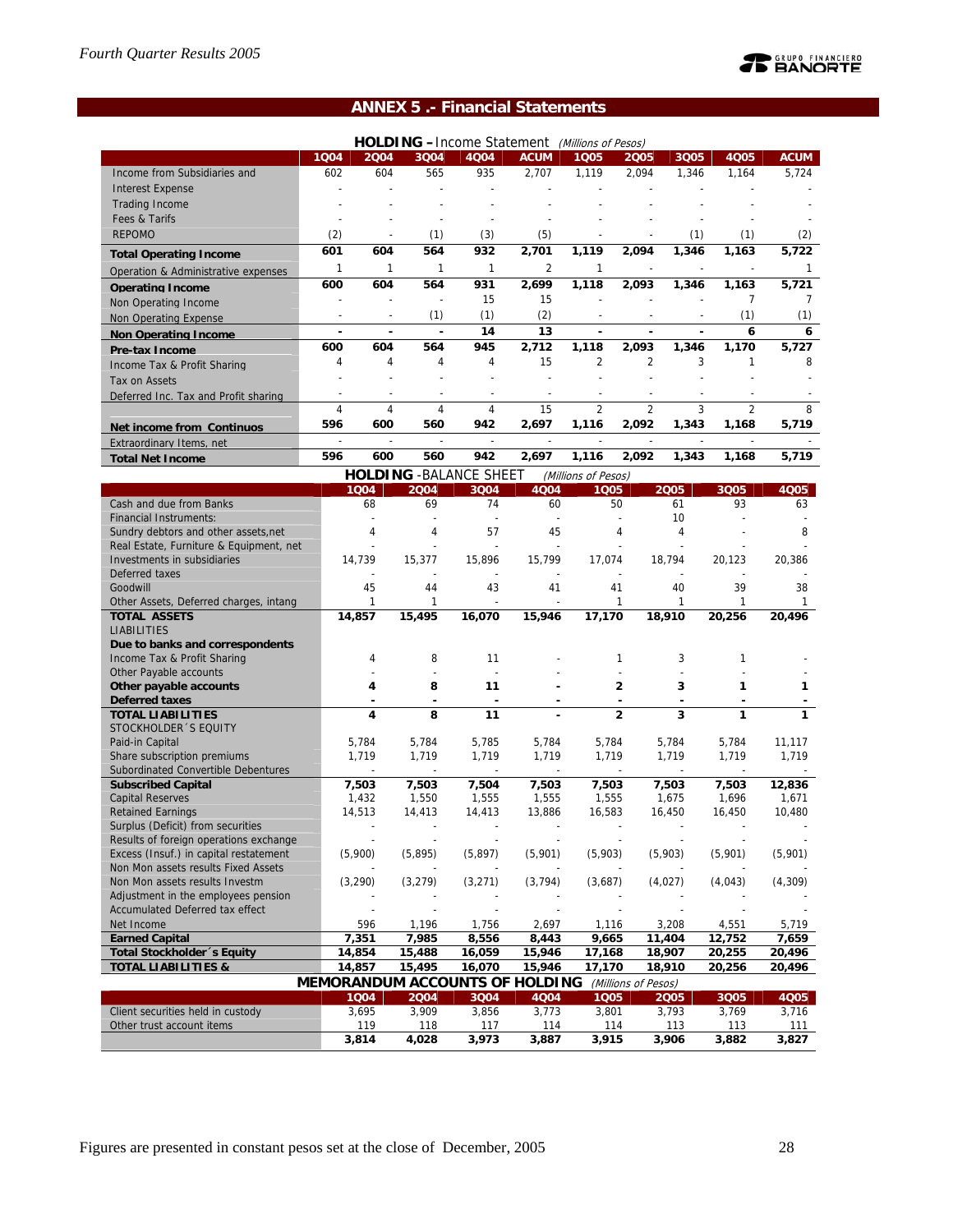## ANNEX 5 .- Financial Statements

**HOLDING – Income Statement** *(Millions of Pesos)*

| | 1Q04 | 2Q04 | 3Q04 | 4Q04 | ACUM | 1Q05 | 2Q05 | 3Q05 | 4Q05 | ACUM |
|---|---|---|---|---|---|---|---|---|---|---|
| Income from Subsidiaries and | 602 | 604 | 565 | 935 | 2,707 | 1,119 | 2,094 | 1,346 | 1,164 | 5,724 |
| Interest Expense | - | - | - | - | - | - | - | - | - | - |
| Trading Income | - | - | - | - | - | - | - | - | - | - |
| Fees & Tarifs | - | - | - | - | - | - | - | - | - | - |
| REPOMO | (2) | - | (1) | (3) | (5) | - | - | (1) | (1) | (2) |
| **Total Operating Income** | **601** | **604** | **564** | **932** | **2,701** | **1,119** | **2,094** | **1,346** | **1,163** | **5,722** |
| Operation & Administrative expenses | 1 | 1 | 1 | 1 | 2 | 1 | - | - | - | 1 |
| **Operating Income** | **600** | **604** | **564** | **931** | **2,699** | **1,118** | **2,093** | **1,346** | **1,163** | **5,721** |
| Non Operating Income | - | - | - | 15 | 15 | - | - | - | 7 | 7 |
| Non Operating Expense | - | - | (1) | (1) | (2) | - | - | - | (1) | (1) |
| **Non Operating Income** | **-** | **-** | **-** | **14** | **13** | **-** | **-** | **-** | **6** | **6** |
| **Pre-tax Income** | **600** | **604** | **564** | **945** | **2,712** | **1,118** | **2,093** | **1,346** | **1,170** | **5,727** |
| Income Tax & Profit Sharing | 4 | 4 | 4 | 4 | 15 | 2 | 2 | 3 | 1 | 8 |
| Tax on Assets | - | - | - | - | - | - | - | - | - | - |
| Deferred Inc. Tax and Profit sharing | - | - | - | - | - | - | - | - | - | - |
| | 4 | 4 | 4 | 4 | 15 | 2 | 2 | 3 | 2 | 8 |
| **Net income from Continuos** | **596** | **600** | **560** | **942** | **2,697** | **1,116** | **2,092** | **1,343** | **1,168** | **5,719** |
| Extraordinary Items, net | - | - | - | - | - | - | - | - | - | - |
| **Total Net Income** | **596** | **600** | **560** | **942** | **2,697** | **1,116** | **2,092** | **1,343** | **1,168** | **5,719** |

**HOLDING -BALANCE SHEET** *(Millions of Pesos)*

| | 1Q04 | 2Q04 | 3Q04 | 4Q04 | 1Q05 | 2Q05 | 3Q05 | 4Q05 |
|---|---|---|---|---|---|---|---|---|
| Cash and due from Banks | 68 | 69 | 74 | 60 | 50 | 61 | 93 | 63 |
| Financial Instruments: | - | - | - | - | - | 10 | - | - |
| Sundry debtors and other assets,net | 4 | 4 | 57 | 45 | 4 | 4 | - | 8 |
| Real Estate, Furniture & Equipment, net | - | - | - | - | - | - | - | - |
| Investments in subsidiaries | 14,739 | 15,377 | 15,896 | 15,799 | 17,074 | 18,794 | 20,123 | 20,386 |
| Deferred taxes | - | - | - | - | - | - | - | - |
| Goodwill | 45 | 44 | 43 | 41 | 41 | 40 | 39 | 38 |
| Other Assets, Deferred charges, intang | 1 | 1 | - | - | 1 | 1 | 1 | 1 |
| **TOTAL ASSETS** | **14,857** | **15,495** | **16,070** | **15,946** | **17,170** | **18,910** | **20,256** | **20,496** |
| LIABILITIES | | | | | | | | |
| **Due to banks and correspondents** | | | | | | | | |
| Income Tax & Profit Sharing | 4 | 8 | 11 | - | 1 | 3 | 1 | - |
| Other Payable accounts | - | - | - | - | - | - | - | - |
| **Other payable accounts** | **4** | **8** | **11** | **-** | **2** | **3** | **1** | **1** |
| **Deferred taxes** | **-** | **-** | **-** | **-** | **-** | **-** | **-** | **-** |
| **TOTAL LIABILITIES** | **4** | **8** | **11** | **-** | **2** | **3** | **1** | **1** |
| STOCKHOLDER´S EQUITY | | | | | | | | |
| Paid-in Capital | 5,784 | 5,784 | 5,785 | 5,784 | 5,784 | 5,784 | 5,784 | 11,117 |
| Share subscription premiums | 1,719 | 1,719 | 1,719 | 1,719 | 1,719 | 1,719 | 1,719 | 1,719 |
| Subordinated Convertible Debentures | - | - | - | - | - | - | - | - |
| **Subscribed Capital** | **7,503** | **7,503** | **7,504** | **7,503** | **7,503** | **7,503** | **7,503** | **12,836** |
| Capital Reserves | 1,432 | 1,550 | 1,555 | 1,555 | 1,555 | 1,675 | 1,696 | 1,671 |
| Retained Earnings | 14,513 | 14,413 | 14,413 | 13,886 | 16,583 | 16,450 | 16,450 | 10,480 |
| Surplus (Deficit) from securities | - | - | - | - | - | - | - | - |
| Results of foreign operations exchange | - | - | - | - | - | - | - | - |
| Excess (Insuf.) in capital restatement | (5,900) | (5,895) | (5,897) | (5,901) | (5,903) | (5,903) | (5,901) | (5,901) |
| Non Mon assets results Fixed Assets | - | - | - | - | - | - | - | - |
| Non Mon assets results Investm | (3,290) | (3,279) | (3,271) | (3,794) | (3,687) | (4,027) | (4,043) | (4,309) |
| Adjustment in the employees pension | - | - | - | - | - | - | - | - |
| Accumulated Deferred tax effect | - | - | - | - | - | - | - | - |
| Net Income | 596 | 1,196 | 1,756 | 2,697 | 1,116 | 3,208 | 4,551 | 5,719 |
| **Earned Capital** | **7,351** | **7,985** | **8,556** | **8,443** | **9,665** | **11,404** | **12,752** | **7,659** |
| **Total Stockholder´s Equity** | **14,854** | **15,488** | **16,059** | **15,946** | **17,168** | **18,907** | **20,255** | **20,496** |
| **TOTAL LIABILITIES &** | **14,857** | **15,495** | **16,070** | **15,946** | **17,170** | **18,910** | **20,256** | **20,496** |

**MEMORANDUM ACCOUNTS OF HOLDING** *(Millions of Pesos)*

| | 1Q04 | 2Q04 | 3Q04 | 4Q04 | 1Q05 | 2Q05 | 3Q05 | 4Q05 |
|---|---|---|---|---|---|---|---|---|
| Client securities held in custody | 3,695 | 3,909 | 3,856 | 3,773 | 3,801 | 3,793 | 3,769 | 3,716 |
| Other trust account items | 119 | 118 | 117 | 114 | 114 | 113 | 113 | 111 |
| | **3,814** | **4,028** | **3,973** | **3,887** | **3,915** | **3,906** | **3,882** | **3,827** |

Figures are presented in constant pesos set at the close of December, 2005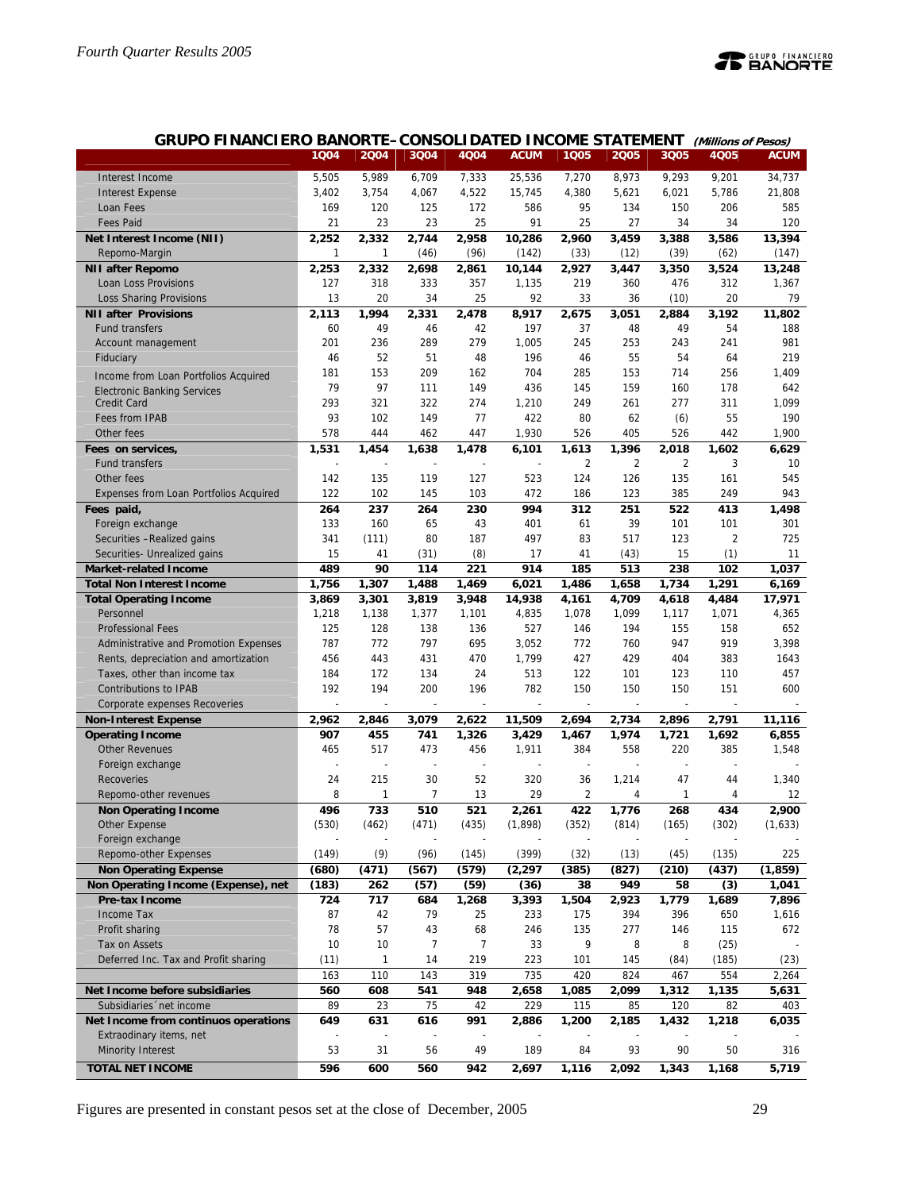## GRUPO FINANCIERO BANORTE–CONSOLIDATED INCOME STATEMENT *(Millions of Pesos)*

| | 1Q04 | 2Q04 | 3Q04 | 4Q04 | ACUM | 1Q05 | 2Q05 | 3Q05 | 4Q05 | ACUM |
|---|---|---|---|---|---|---|---|---|---|---|
| Interest Income | 5,505 | 5,989 | 6,709 | 7,333 | 25,536 | 7,270 | 8,973 | 9,293 | 9,201 | 34,737 |
| Interest Expense | 3,402 | 3,754 | 4,067 | 4,522 | 15,745 | 4,380 | 5,621 | 6,021 | 5,786 | 21,808 |
| Loan Fees | 169 | 120 | 125 | 172 | 586 | 95 | 134 | 150 | 206 | 585 |
| Fees Paid | 21 | 23 | 23 | 25 | 91 | 25 | 27 | 34 | 34 | 120 |
| **Net Interest Income (NII)** | **2,252** | **2,332** | **2,744** | **2,958** | **10,286** | **2,960** | **3,459** | **3,388** | **3,586** | **13,394** |
| Repomo-Margin | 1 | 1 | (46) | (96) | (142) | (33) | (12) | (39) | (62) | (147) |
| **NII after Repomo** | **2,253** | **2,332** | **2,698** | **2,861** | **10,144** | **2,927** | **3,447** | **3,350** | **3,524** | **13,248** |
| Loan Loss Provisions | 127 | 318 | 333 | 357 | 1,135 | 219 | 360 | 476 | 312 | 1,367 |
| Loss Sharing Provisions | 13 | 20 | 34 | 25 | 92 | 33 | 36 | (10) | 20 | 79 |
| **NII after Provisions** | **2,113** | **1,994** | **2,331** | **2,478** | **8,917** | **2,675** | **3,051** | **2,884** | **3,192** | **11,802** |
| Fund transfers | 60 | 49 | 46 | 42 | 197 | 37 | 48 | 49 | 54 | 188 |
| Account management | 201 | 236 | 289 | 279 | 1,005 | 245 | 253 | 243 | 241 | 981 |
| Fiduciary | 46 | 52 | 51 | 48 | 196 | 46 | 55 | 54 | 64 | 219 |
| Income from Loan Portfolios Acquired | 181 | 153 | 209 | 162 | 704 | 285 | 153 | 714 | 256 | 1,409 |
| Electronic Banking Services | 79 | 97 | 111 | 149 | 436 | 145 | 159 | 160 | 178 | 642 |
| Credit Card | 293 | 321 | 322 | 274 | 1,210 | 249 | 261 | 277 | 311 | 1,099 |
| Fees from IPAB | 93 | 102 | 149 | 77 | 422 | 80 | 62 | (6) | 55 | 190 |
| Other fees | 578 | 444 | 462 | 447 | 1,930 | 526 | 405 | 526 | 442 | 1,900 |
| **Fees on services,** | **1,531** | **1,454** | **1,638** | **1,478** | **6,101** | **1,613** | **1,396** | **2,018** | **1,602** | **6,629** |
| Fund transfers | - | - | - | - | - | 2 | 2 | 2 | 3 | 10 |
| Other fees | 142 | 135 | 119 | 127 | 523 | 124 | 126 | 135 | 161 | 545 |
| Expenses from Loan Portfolios Acquired | 122 | 102 | 145 | 103 | 472 | 186 | 123 | 385 | 249 | 943 |
| **Fees paid,** | **264** | **237** | **264** | **230** | **994** | **312** | **251** | **522** | **413** | **1,498** |
| Foreign exchange | 133 | 160 | 65 | 43 | 401 | 61 | 39 | 101 | 101 | 301 |
| Securities –Realized gains | 341 | (111) | 80 | 187 | 497 | 83 | 517 | 123 | 2 | 725 |
| Securities- Unrealized gains | 15 | 41 | (31) | (8) | 17 | 41 | (43) | 15 | (1) | 11 |
| **Market-related Income** | **489** | **90** | **114** | **221** | **914** | **185** | **513** | **238** | **102** | **1,037** |
| **Total Non Interest Income** | **1,756** | **1,307** | **1,488** | **1,469** | **6,021** | **1,486** | **1,658** | **1,734** | **1,291** | **6,169** |
| **Total Operating Income** | **3,869** | **3,301** | **3,819** | **3,948** | **14,938** | **4,161** | **4,709** | **4,618** | **4,484** | **17,971** |
| Personnel | 1,218 | 1,138 | 1,377 | 1,101 | 4,835 | 1,078 | 1,099 | 1,117 | 1,071 | 4,365 |
| Professional Fees | 125 | 128 | 138 | 136 | 527 | 146 | 194 | 155 | 158 | 652 |
| Administrative and Promotion Expenses | 787 | 772 | 797 | 695 | 3,052 | 772 | 760 | 947 | 919 | 3,398 |
| Rents, depreciation and amortization | 456 | 443 | 431 | 470 | 1,799 | 427 | 429 | 404 | 383 | 1643 |
| Taxes, other than income tax | 184 | 172 | 134 | 24 | 513 | 122 | 101 | 123 | 110 | 457 |
| Contributions to IPAB | 192 | 194 | 200 | 196 | 782 | 150 | 150 | 150 | 151 | 600 |
| Corporate expenses Recoveries | - | - | - | - | - | - | - | - | - | - |
| **Non-Interest Expense** | **2,962** | **2,846** | **3,079** | **2,622** | **11,509** | **2,694** | **2,734** | **2,896** | **2,791** | **11,116** |
| **Operating Income** | **907** | **455** | **741** | **1,326** | **3,429** | **1,467** | **1,974** | **1,721** | **1,692** | **6,855** |
| Other Revenues | 465 | 517 | 473 | 456 | 1,911 | 384 | 558 | 220 | 385 | 1,548 |
| Foreign exchange | - | - | - | - | - | - | - | - | - | - |
| Recoveries | 24 | 215 | 30 | 52 | 320 | 36 | 1,214 | 47 | 44 | 1,340 |
| Repomo-other revenues | 8 | 1 | 7 | 13 | 29 | 2 | 4 | 1 | 4 | 12 |
| **Non Operating Income** | **496** | **733** | **510** | **521** | **2,261** | **422** | **1,776** | **268** | **434** | **2,900** |
| Other Expense | (530) | (462) | (471) | (435) | (1,898) | (352) | (814) | (165) | (302) | (1,633) |
| Foreign exchange | - | - | - | - | - | - | - | - | - | - |
| Repomo-other Expenses | (149) | (9) | (96) | (145) | (399) | (32) | (13) | (45) | (135) | 225 |
| **Non Operating Expense** | **(680)** | **(471)** | **(567)** | **(579)** | **(2,297)** | **(385)** | **(827)** | **(210)** | **(437)** | **(1,859)** |
| **Non Operating Income (Expense), net** | **(183)** | **262** | **(57)** | **(59)** | **(36)** | **38** | **949** | **58** | **(3)** | **1,041** |
| **Pre-tax Income** | **724** | **717** | **684** | **1,268** | **3,393** | **1,504** | **2,923** | **1,779** | **1,689** | **7,896** |
| Income Tax | 87 | 42 | 79 | 25 | 233 | 175 | 394 | 396 | 650 | 1,616 |
| Profit sharing | 78 | 57 | 43 | 68 | 246 | 135 | 277 | 146 | 115 | 672 |
| Tax on Assets | 10 | 10 | 7 | 7 | 33 | 9 | 8 | 8 | (25) | - |
| Deferred Inc. Tax and Profit sharing | (11) | 1 | 14 | 219 | 223 | 101 | 145 | (84) | (185) | (23) |
| | 163 | 110 | 143 | 319 | 735 | 420 | 824 | 467 | 554 | 2,264 |
| **Net Income before subsidiaries** | **560** | **608** | **541** | **948** | **2,658** | **1,085** | **2,099** | **1,312** | **1,135** | **5,631** |
| Subsidiaries´net income | 89 | 23 | 75 | 42 | 229 | 115 | 85 | 120 | 82 | 403 |
| **Net Income from continuos operations** | **649** | **631** | **616** | **991** | **2,886** | **1,200** | **2,185** | **1,432** | **1,218** | **6,035** |
| Extraordinary items, net | - | - | - | - | - | - | - | - | - | - |
| Minority Interest | 53 | 31 | 56 | 49 | 189 | 84 | 93 | 90 | 50 | 316 |
| **TOTAL NET INCOME** | **596** | **600** | **560** | **942** | **2,697** | **1,116** | **2,092** | **1,343** | **1,168** | **5,719** |

Figures are presented in constant pesos set at the close of December, 2005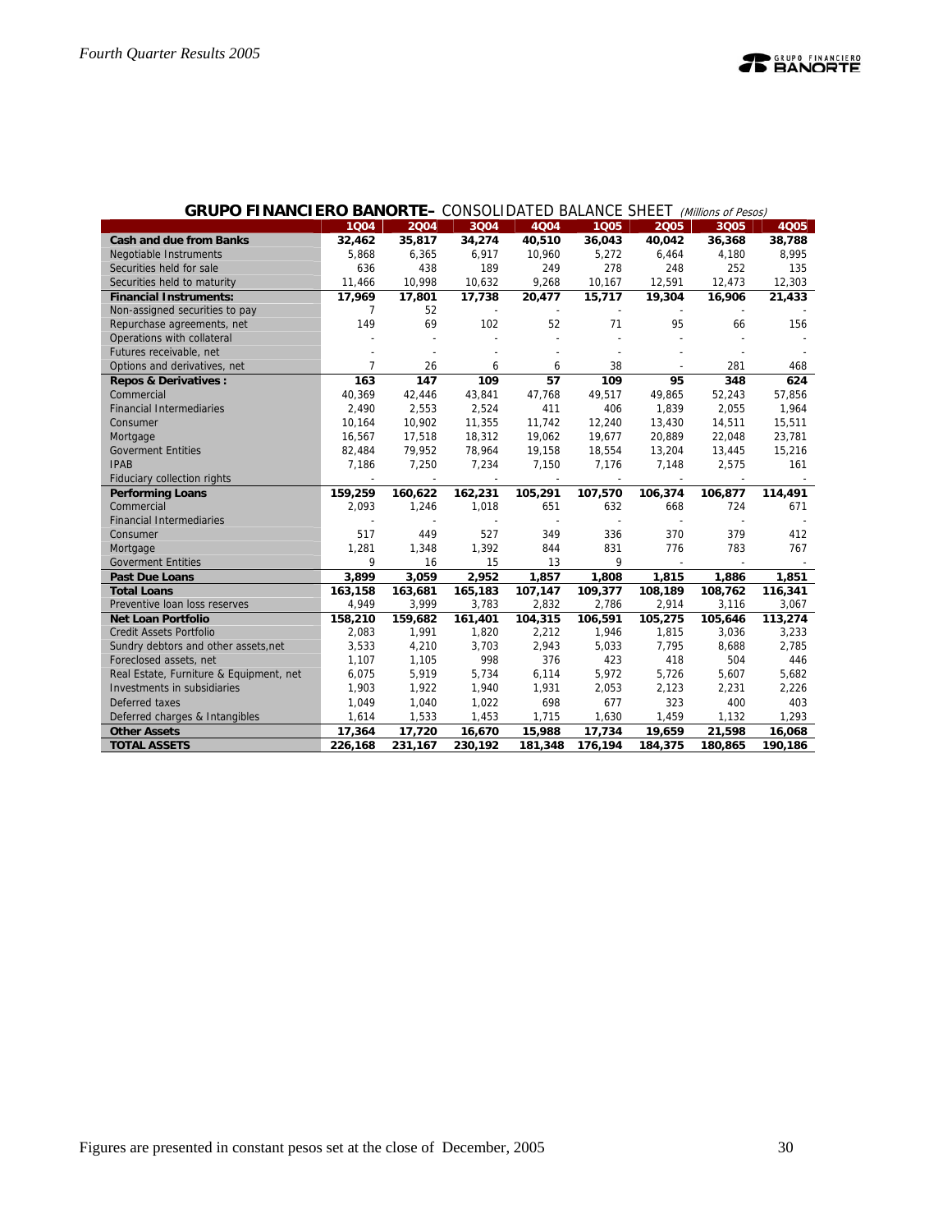## GRUPO FINANCIERO BANORTE– CONSOLIDATED BALANCE SHEET *(Millions of Pesos)*

| | 1Q04 | 2Q04 | 3Q04 | 4Q04 | 1Q05 | 2Q05 | 3Q05 | 4Q05 |
|---|---|---|---|---|---|---|---|---|
| **Cash and due from Banks** | **32,462** | **35,817** | **34,274** | **40,510** | **36,043** | **40,042** | **36,368** | **38,788** |
| Negotiable Instruments | 5,868 | 6,365 | 6,917 | 10,960 | 5,272 | 6,464 | 4,180 | 8,995 |
| Securities held for sale | 636 | 438 | 189 | 249 | 278 | 248 | 252 | 135 |
| Securities held to maturity | 11,466 | 10,998 | 10,632 | 9,268 | 10,167 | 12,591 | 12,473 | 12,303 |
| **Financial Instruments:** | **17,969** | **17,801** | **17,738** | **20,477** | **15,717** | **19,304** | **16,906** | **21,433** |
| Non-assigned securities to pay | 7 | 52 | - | - | - | - | - | - |
| Repurchase agreements, net | 149 | 69 | 102 | 52 | 71 | 95 | 66 | 156 |
| Operations with collateral | - | - | - | - | - | - | - | - |
| Futures receivable, net | - | - | - | - | - | - | - | - |
| Options and derivatives, net | 7 | 26 | 6 | 6 | 38 | - | 281 | 468 |
| **Repos & Derivatives :** | **163** | **147** | **109** | **57** | **109** | **95** | **348** | **624** |
| Commercial | 40,369 | 42,446 | 43,841 | 47,768 | 49,517 | 49,865 | 52,243 | 57,856 |
| Financial Intermediaries | 2,490 | 2,553 | 2,524 | 411 | 406 | 1,839 | 2,055 | 1,964 |
| Consumer | 10,164 | 10,902 | 11,355 | 11,742 | 12,240 | 13,430 | 14,511 | 15,511 |
| Mortgage | 16,567 | 17,518 | 18,312 | 19,062 | 19,677 | 20,889 | 22,048 | 23,781 |
| Goverment Entities | 82,484 | 79,952 | 78,964 | 19,158 | 18,554 | 13,204 | 13,445 | 15,216 |
| IPAB | 7,186 | 7,250 | 7,234 | 7,150 | 7,176 | 7,148 | 2,575 | 161 |
| Fiduciary collection rights | - | - | - | - | - | - | - | - |
| **Performing Loans** | **159,259** | **160,622** | **162,231** | **105,291** | **107,570** | **106,374** | **106,877** | **114,491** |
| Commercial | 2,093 | 1,246 | 1,018 | 651 | 632 | 668 | 724 | 671 |
| Financial Intermediaries | - | - | - | - | - | - | - | - |
| Consumer | 517 | 449 | 527 | 349 | 336 | 370 | 379 | 412 |
| Mortgage | 1,281 | 1,348 | 1,392 | 844 | 831 | 776 | 783 | 767 |
| Goverment Entities | 9 | 16 | 15 | 13 | 9 | - | - | - |
| **Past Due Loans** | **3,899** | **3,059** | **2,952** | **1,857** | **1,808** | **1,815** | **1,886** | **1,851** |
| **Total Loans** | **163,158** | **163,681** | **165,183** | **107,147** | **109,377** | **108,189** | **108,762** | **116,341** |
| Preventive loan loss reserves | 4,949 | 3,999 | 3,783 | 2,832 | 2,786 | 2,914 | 3,116 | 3,067 |
| **Net Loan Portfolio** | **158,210** | **159,682** | **161,401** | **104,315** | **106,591** | **105,275** | **105,646** | **113,274** |
| Credit Assets Portfolio | 2,083 | 1,991 | 1,820 | 2,212 | 1,946 | 1,815 | 3,036 | 3,233 |
| Sundry debtors and other assets,net | 3,533 | 4,210 | 3,703 | 2,943 | 5,033 | 7,795 | 8,688 | 2,785 |
| Foreclosed assets, net | 1,107 | 1,105 | 998 | 376 | 423 | 418 | 504 | 446 |
| Real Estate, Furniture & Equipment, net | 6,075 | 5,919 | 5,734 | 6,114 | 5,972 | 5,726 | 5,607 | 5,682 |
| Investments in subsidiaries | 1,903 | 1,922 | 1,940 | 1,931 | 2,053 | 2,123 | 2,231 | 2,226 |
| Deferred taxes | 1,049 | 1,040 | 1,022 | 698 | 677 | 323 | 400 | 403 |
| Deferred charges & Intangibles | 1,614 | 1,533 | 1,453 | 1,715 | 1,630 | 1,459 | 1,132 | 1,293 |
| **Other Assets** | **17,364** | **17,720** | **16,670** | **15,988** | **17,734** | **19,659** | **21,598** | **16,068** |
| **TOTAL ASSETS** | **226,168** | **231,167** | **230,192** | **181,348** | **176,194** | **184,375** | **180,865** | **190,186** |

Figures are presented in constant pesos set at the close of December, 2005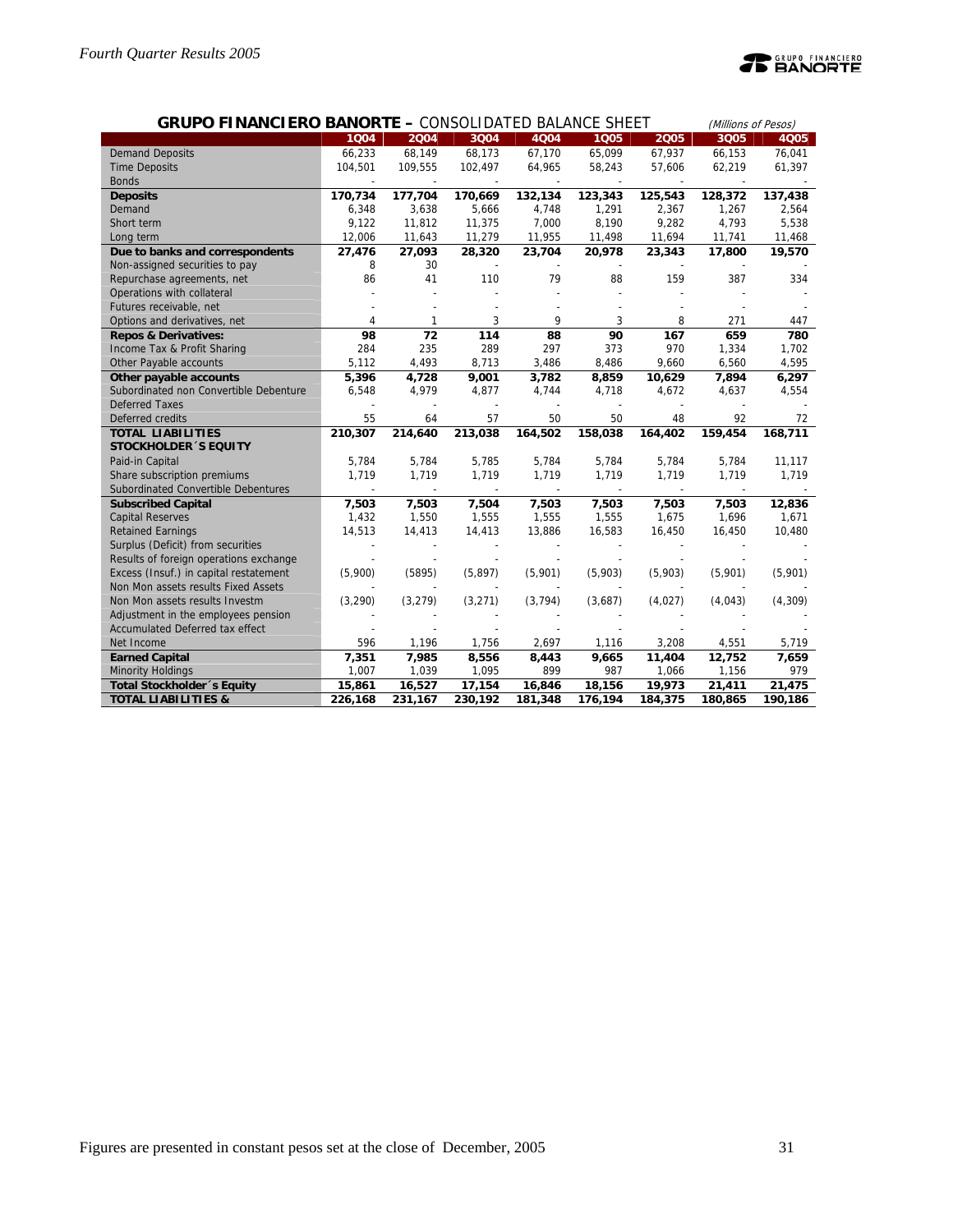## GRUPO FINANCIERO BANORTE – CONSOLIDATED BALANCE SHEET *(Millions of Pesos)*

| | 1Q04 | 2Q04 | 3Q04 | 4Q04 | 1Q05 | 2Q05 | 3Q05 | 4Q05 |
|---|---|---|---|---|---|---|---|---|
| Demand Deposits | 66,233 | 68,149 | 68,173 | 67,170 | 65,099 | 67,937 | 66,153 | 76,041 |
| Time Deposits | 104,501 | 109,555 | 102,497 | 64,965 | 58,243 | 57,606 | 62,219 | 61,397 |
| Bonds | - | - | - | - | - | - | - | - |
| **Deposits** | **170,734** | **177,704** | **170,669** | **132,134** | **123,343** | **125,543** | **128,372** | **137,438** |
| Demand | 6,348 | 3,638 | 5,666 | 4,748 | 1,291 | 2,367 | 1,267 | 2,564 |
| Short term | 9,122 | 11,812 | 11,375 | 7,000 | 8,190 | 9,282 | 4,793 | 5,538 |
| Long term | 12,006 | 11,643 | 11,279 | 11,955 | 11,498 | 11,694 | 11,741 | 11,468 |
| **Due to banks and correspondents** | **27,476** | **27,093** | **28,320** | **23,704** | **20,978** | **23,343** | **17,800** | **19,570** |
| Non-assigned securities to pay | 8 | 30 | - | - | - | - | - | - |
| Repurchase agreements, net | 86 | 41 | 110 | 79 | 88 | 159 | 387 | 334 |
| Operations with collateral | - | - | - | - | - | - | - | - |
| Futures receivable, net | - | - | - | - | - | - | - | - |
| Options and derivatives, net | 4 | 1 | 3 | 9 | 3 | 8 | 271 | 447 |
| **Repos & Derivatives:** | **98** | **72** | **114** | **88** | **90** | **167** | **659** | **780** |
| Income Tax & Profit Sharing | 284 | 235 | 289 | 297 | 373 | 970 | 1,334 | 1,702 |
| Other Payable accounts | 5,112 | 4,493 | 8,713 | 3,486 | 8,486 | 9,660 | 6,560 | 4,595 |
| **Other payable accounts** | **5,396** | **4,728** | **9,001** | **3,782** | **8,859** | **10,629** | **7,894** | **6,297** |
| Subordinated non Convertible Debenture | 6,548 | 4,979 | 4,877 | 4,744 | 4,718 | 4,672 | 4,637 | 4,554 |
| Deferred Taxes | - | - | - | - | - | - | - | - |
| Deferred credits | 55 | 64 | 57 | 50 | 50 | 48 | 92 | 72 |
| **TOTAL LIABILITIES** | **210,307** | **214,640** | **213,038** | **164,502** | **158,038** | **164,402** | **159,454** | **168,711** |
| **STOCKHOLDER´S EQUITY** | | | | | | | | |
| Paid-in Capital | 5,784 | 5,784 | 5,785 | 5,784 | 5,784 | 5,784 | 5,784 | 11,117 |
| Share subscription premiums | 1,719 | 1,719 | 1,719 | 1,719 | 1,719 | 1,719 | 1,719 | 1,719 |
| Subordinated Convertible Debentures | - | - | - | - | - | - | - | - |
| **Subscribed Capital** | **7,503** | **7,503** | **7,504** | **7,503** | **7,503** | **7,503** | **7,503** | **12,836** |
| Capital Reserves | 1,432 | 1,550 | 1,555 | 1,555 | 1,555 | 1,675 | 1,696 | 1,671 |
| Retained Earnings | 14,513 | 14,413 | 14,413 | 13,886 | 16,583 | 16,450 | 16,450 | 10,480 |
| Surplus (Deficit) from securities | - | - | - | - | - | - | - | - |
| Results of foreign operations exchange | - | - | - | - | - | - | - | - |
| Excess (Insuf.) in capital restatement | (5,900) | (5895) | (5,897) | (5,901) | (5,903) | (5,903) | (5,901) | (5,901) |
| Non Mon assets results Fixed Assets | - | - | - | - | - | - | - | - |
| Non Mon assets results Investm | (3,290) | (3,279) | (3,271) | (3,794) | (3,687) | (4,027) | (4,043) | (4,309) |
| Adjustment in the employees pension | - | - | - | - | - | - | - | - |
| Accumulated Deferred tax effect | - | - | - | - | - | - | - | - |
| Net Income | 596 | 1,196 | 1,756 | 2,697 | 1,116 | 3,208 | 4,551 | 5,719 |
| **Earned Capital** | **7,351** | **7,985** | **8,556** | **8,443** | **9,665** | **11,404** | **12,752** | **7,659** |
| Minority Holdings | 1,007 | 1,039 | 1,095 | 899 | 987 | 1,066 | 1,156 | 979 |
| **Total Stockholder´s Equity** | **15,861** | **16,527** | **17,154** | **16,846** | **18,156** | **19,973** | **21,411** | **21,475** |
| **TOTAL LIABILITIES &** | **226,168** | **231,167** | **230,192** | **181,348** | **176,194** | **184,375** | **180,865** | **190,186** |

Figures are presented in constant pesos set at the close of December, 2005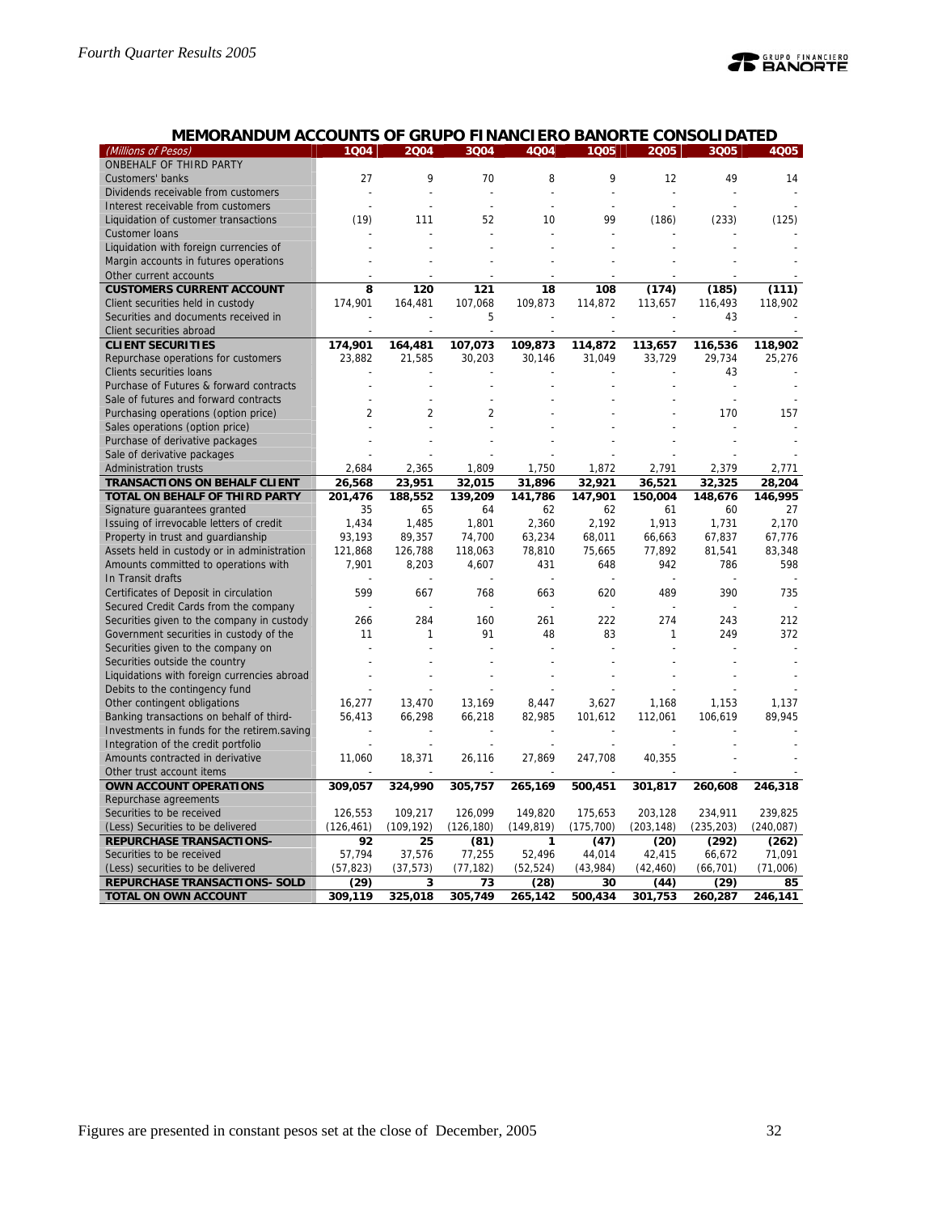## MEMORANDUM ACCOUNTS OF GRUPO FINANCIERO BANORTE CONSOLIDATED

| (Millions of Pesos) | 1Q04 | 2Q04 | 3Q04 | 4Q04 | 1Q05 | 2Q05 | 3Q05 | 4Q05 |
|---|---|---|---|---|---|---|---|---|
| ONBEHALF OF THIRD PARTY | | | | | | | | |
| Customers' banks | 27 | 9 | 70 | 8 | 9 | 12 | 49 | 14 |
| Dividends receivable from customers | - | - | - | - | - | - | - | - |
| Interest receivable from customers | - | - | - | - | - | - | - | - |
| Liquidation of customer transactions | (19) | 111 | 52 | 10 | 99 | (186) | (233) | (125) |
| Customer loans | - | - | - | - | - | - | - | - |
| Liquidation with foreign currencies of | - | - | - | - | - | - | - | - |
| Margin accounts in futures operations | - | - | - | - | - | - | - | - |
| Other current accounts | - | - | - | - | - | - | - | - |
| **CUSTOMERS CURRENT ACCOUNT** | **8** | **120** | **121** | **18** | **108** | **(174)** | **(185)** | **(111)** |
| Client securities held in custody | 174,901 | 164,481 | 107,068 | 109,873 | 114,872 | 113,657 | 116,493 | 118,902 |
| Securities and documents received in | - | - | 5 | - | - | - | 43 | - |
| Client securities abroad | - | - | - | - | - | - | - | - |
| **CLIENT SECURITIES** | **174,901** | **164,481** | **107,073** | **109,873** | **114,872** | **113,657** | **116,536** | **118,902** |
| Repurchase operations for customers | 23,882 | 21,585 | 30,203 | 30,146 | 31,049 | 33,729 | 29,734 | 25,276 |
| Clients securities loans | - | - | - | - | - | - | 43 | - |
| Purchase of Futures & forward contracts | - | - | - | - | - | - | - | - |
| Sale of futures and forward contracts | - | - | - | - | - | - | - | - |
| Purchasing operations (option price) | 2 | 2 | 2 | - | - | - | 170 | 157 |
| Sales operations (option price) | - | - | - | - | - | - | - | - |
| Purchase of derivative packages | - | - | - | - | - | - | - | - |
| Sale of derivative packages | - | - | - | - | - | - | - | - |
| Administration trusts | 2,684 | 2,365 | 1,809 | 1,750 | 1,872 | 2,791 | 2,379 | 2,771 |
| **TRANSACTIONS ON BEHALF CLIENT** | **26,568** | **23,951** | **32,015** | **31,896** | **32,921** | **36,521** | **32,325** | **28,204** |
| **TOTAL ON BEHALF OF THIRD PARTY** | **201,476** | **188,552** | **139,209** | **141,786** | **147,901** | **150,004** | **148,676** | **146,995** |
| Signature guarantees granted | 35 | 65 | 64 | 62 | 62 | 61 | 60 | 27 |
| Issuing of irrevocable letters of credit | 1,434 | 1,485 | 1,801 | 2,360 | 2,192 | 1,913 | 1,731 | 2,170 |
| Property in trust and guardianship | 93,193 | 89,357 | 74,700 | 63,234 | 68,011 | 66,663 | 67,837 | 67,776 |
| Assets held in custody or in administration | 121,868 | 126,788 | 118,063 | 78,810 | 75,665 | 77,892 | 81,541 | 83,348 |
| Amounts committed to operations with | 7,901 | 8,203 | 4,607 | 431 | 648 | 942 | 786 | 598 |
| In Transit drafts | - | - | - | - | - | - | - | - |
| Certificates of Deposit in circulation | 599 | 667 | 768 | 663 | 620 | 489 | 390 | 735 |
| Secured Credit Cards from the company | - | - | - | - | - | - | - | - |
| Securities given to the company in custody | 266 | 284 | 160 | 261 | 222 | 274 | 243 | 212 |
| Government securities in custody of the | 11 | 1 | 91 | 48 | 83 | 1 | 249 | 372 |
| Securities given to the company on | - | - | - | - | - | - | - | - |
| Securities outside the country | - | - | - | - | - | - | - | - |
| Liquidations with foreign currencies abroad | - | - | - | - | - | - | - | - |
| Debits to the contingency fund | - | - | - | - | - | - | - | - |
| Other contingent obligations | 16,277 | 13,470 | 13,169 | 8,447 | 3,627 | 1,168 | 1,153 | 1,137 |
| Banking transactions on behalf of third- | 56,413 | 66,298 | 66,218 | 82,985 | 101,612 | 112,061 | 106,619 | 89,945 |
| Investments in funds for the retirem.saving | - | - | - | - | - | - | - | - |
| Integration of the credit portfolio | - | - | - | - | - | - | - | - |
| Amounts contracted in derivative | 11,060 | 18,371 | 26,116 | 27,869 | 247,708 | 40,355 | - | - |
| Other trust account items | - | - | - | - | - | - | - | - |
| **OWN ACCOUNT OPERATIONS** | **309,057** | **324,990** | **305,757** | **265,169** | **500,451** | **301,817** | **260,608** | **246,318** |
| Repurchase agreements | | | | | | | | |
| Securities to be received | 126,553 | 109,217 | 126,099 | 149,820 | 175,653 | 203,128 | 234,911 | 239,825 |
| (Less) Securities to be delivered | (126,461) | (109,192) | (126,180) | (149,819) | (175,700) | (203,148) | (235,203) | (240,087) |
| **REPURCHASE TRANSACTIONS-** | **92** | **25** | **(81)** | **1** | **(47)** | **(20)** | **(292)** | **(262)** |
| Securities to be received | 57,794 | 37,576 | 77,255 | 52,496 | 44,014 | 42,415 | 66,672 | 71,091 |
| (Less) securities to be delivered | (57,823) | (37,573) | (77,182) | (52,524) | (43,984) | (42,460) | (66,701) | (71,006) |
| **REPURCHASE TRANSACTIONS- SOLD** | **(29)** | **3** | **73** | **(28)** | **30** | **(44)** | **(29)** | **85** |
| **TOTAL ON OWN ACCOUNT** | **309,119** | **325,018** | **305,749** | **265,142** | **500,434** | **301,753** | **260,287** | **246,141** |

Figures are presented in constant pesos set at the close of December, 2005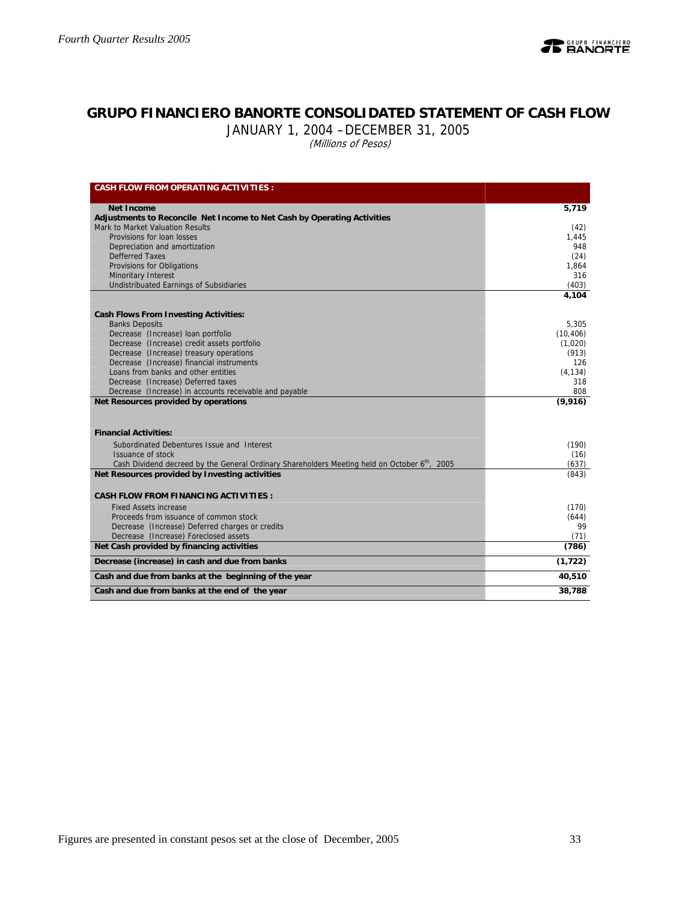## GRUPO FINANCIERO BANORTE CONSOLIDATED STATEMENT OF CASH FLOW

JANUARY 1, 2004 –DECEMBER 31, 2005

*(Millions of Pesos)*

| CASH FLOW FROM OPERATING ACTIVITIES : | |
|---|---|
| **Net Income** | **5,719** |
| **Adjustments to Reconcile Net Income to Net Cash by Operating Activities** | |
| Mark to Market Valuation Results | (42) |
| Provisions for loan losses | 1,445 |
| Depreciation and amortization | 948 |
| Defferred Taxes | (24) |
| Provisions for Obligations | 1,864 |
| Minoritary Interest | 316 |
| Undistribuated Earnings of Subsidiaries | (403) |
| | **4,104** |
| **Cash Flows From Investing Activities:** | |
| Banks Deposits | 5,305 |
| Decrease (Increase) loan portfolio | (10,406) |
| Decrease (Increase) credit assets portfolio | (1,020) |
| Decrease (Increase) treasury operations | (913) |
| Decrease (Increase) financial instruments | 126 |
| Loans from banks and other entities | (4,134) |
| Decrease (Increase) Deferred taxes | 318 |
| Decrease (Increase) in accounts receivable and payable | 808 |
| **Net Resources provided by operations** | **(9,916)** |
| **Financial Activities:** | |
| Subordinated Debentures Issue and Interest | (190) |
| Issuance of stock | (16) |
| Cash Dividend decreed by the General Ordinary Shareholders Meeting held on October 6th, 2005 | (637) |
| **Net Resources provided by Investing activities** | (843) |
| **CASH FLOW FROM FINANCING ACTIVITIES :** | |
| Fixed Assets increase | (170) |
| Proceeds from issuance of common stock | (644) |
| Decrease (Increase) Deferred charges or credits | 99 |
| Decrease (Increase) Foreclosed assets | (71) |
| **Net Cash provided by financing activities** | **(786)** |
| **Decrease (increase) in cash and due from banks** | **(1,722)** |
| **Cash and due from banks at the beginning of the year** | **40,510** |
| **Cash and due from banks at the end of the year** | **38,788** |

Figures are presented in constant pesos set at the close of December, 2005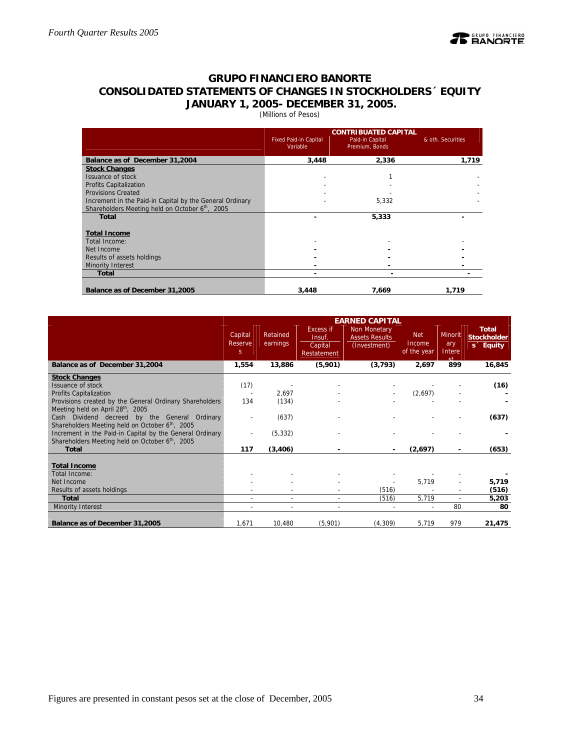## GRUPO FINANCIERO BANORTE
## CONSOLIDATED STATEMENTS OF CHANGES IN STOCKHOLDERS´ EQUITY
## JANUARY 1, 2005- DECEMBER 31, 2005.

(Millions of Pesos)

| | CONTRIBUATED CAPITAL | | |
|---|---|---|---|
| | Fixed Paid-in Capital Variable | Paid-in Capital Premium, Bonds | & oth. Securities |
| **Balance as of December 31,2004** | **3,448** | **2,336** | **1,719** |
| **Stock Changes** | | | |
| Issuance of stock | - | 1 | - |
| Profits Capitalization | - | - | - |
| Provisions Created | - | - | - |
| Increment in the Paid-in Capital by the General Ordinary Shareholders Meeting held on October 6th, 2005 | - | 5,332 | - |
| **Total** | **-** | **5,333** | **-** |
| **Total Income** | | | |
| Total Income: | - | - | - |
| Net Income | - | - | - |
| Results of assets holdings | - | - | - |
| Minority Interest | - | - | - |
| **Total** | **-** | **-** | **-** |
| **Balance as of December 31,2005** | **3,448** | **7,669** | **1,719** |

| | EARNED CAPITAL | | | | | | |
|---|---|---|---|---|---|---|---|
| | Capital Reserves | Retained earnings | Excess if Insuf. Capital Restatement | Non Monetary Assets Results (Investment) | Net Income of the year | Minority Interest | Total Stockholders´ Equity |
| **Balance as of December 31,2004** | **1,554** | **13,886** | **(5,901)** | **(3,793)** | **2,697** | **899** | **16,845** |
| **Stock Changes** | | | | | | | |
| Issuance of stock | (17) | - | - | - | - | - | **(16)** |
| Profits Capitalization | - | 2,697 | - | - | (2,697) | - | **-** |
| Provisions created by the General Ordinary Shareholders Meeting held on April 28th, 2005 | 134 | (134) | - | - | - | - | **-** |
| Cash Dividend decreed by the General Ordinary Shareholders Meeting held on October 6th, 2005 | - | (637) | - | - | - | - | **(637)** |
| Increment in the Paid-in Capital by the General Ordinary Shareholders Meeting held on October 6th, 2005 | - | (5,332) | - | - | - | - | **-** |
| **Total** | **117** | **(3,406)** | **-** | **-** | **(2,697)** | **-** | **(653)** |
| **Total Income** | | | | | | | |
| Total Income: | - | - | - | - | - | - | **-** |
| Net Income | - | - | - | - | 5,719 | - | **5,719** |
| Results of assets holdings | - | - | - | (516) | - | - | **(516)** |
| **Total** | - | - | - | (516) | 5,719 | - | **5,203** |
| Minority Interest | - | - | - | - | - | 80 | **80** |
| **Balance as of December 31,2005** | 1,671 | 10,480 | (5,901) | (4,309) | 5,719 | 979 | **21,475** |

Figures are presented in constant pesos set at the close of December, 2005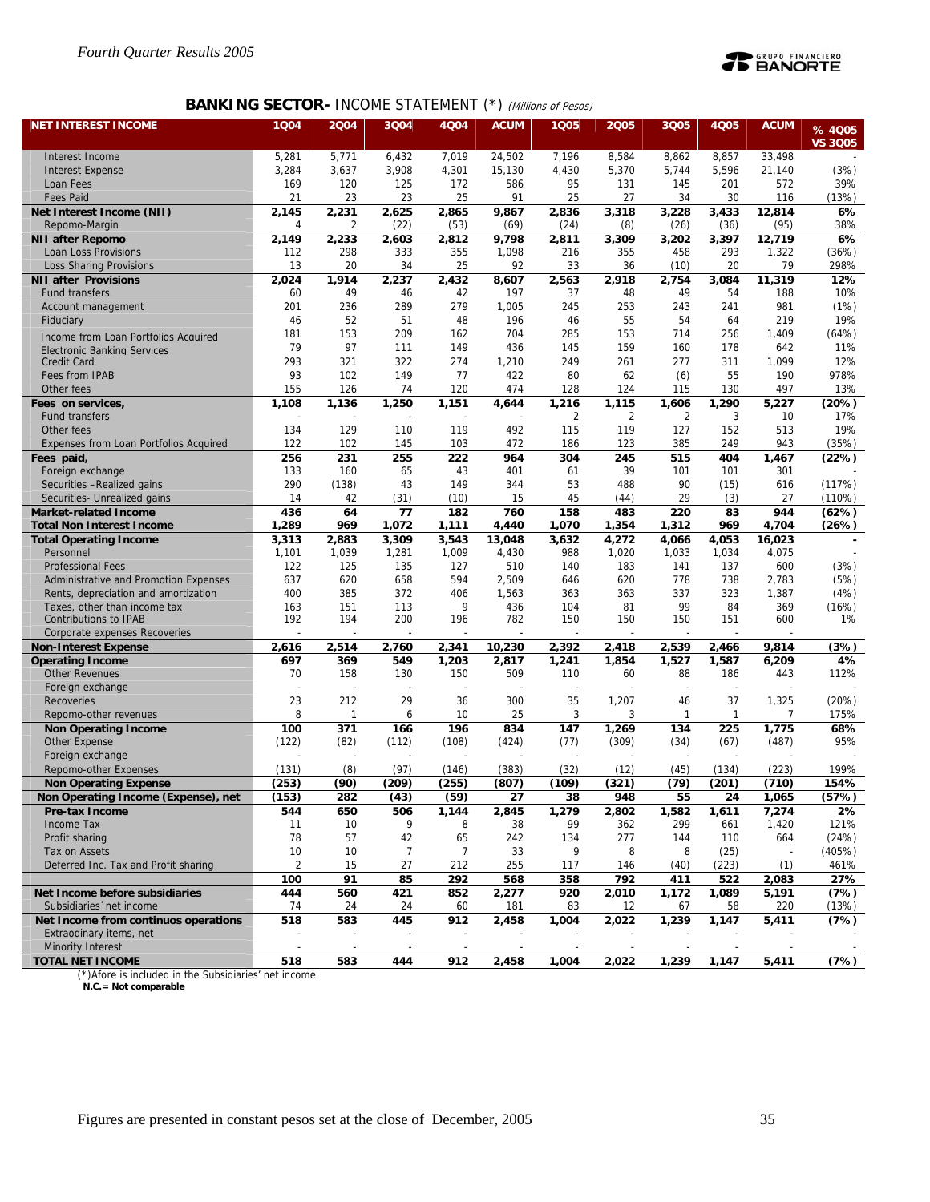## BANKING SECTOR- INCOME STATEMENT (*) *(Millions of Pesos)*

| NET INTEREST INCOME | 1Q04 | 2Q04 | 3Q04 | 4Q04 | ACUM | 1Q05 | 2Q05 | 3Q05 | 4Q05 | ACUM | % 4Q05 VS 3Q05 |
|---|---|---|---|---|---|---|---|---|---|---|---|
| Interest Income | 5,281 | 5,771 | 6,432 | 7,019 | 24,502 | 7,196 | 8,584 | 8,862 | 8,857 | 33,498 | - |
| Interest Expense | 3,284 | 3,637 | 3,908 | 4,301 | 15,130 | 4,430 | 5,370 | 5,744 | 5,596 | 21,140 | (3%) |
| Loan Fees | 169 | 120 | 125 | 172 | 586 | 95 | 131 | 145 | 201 | 572 | 39% |
| Fees Paid | 21 | 23 | 23 | 25 | 91 | 25 | 27 | 34 | 30 | 116 | (13%) |
| **Net Interest Income (NII)** | **2,145** | **2,231** | **2,625** | **2,865** | **9,867** | **2,836** | **3,318** | **3,228** | **3,433** | **12,814** | **6%** |
| Repomo-Margin | 4 | 2 | (22) | (53) | (69) | (24) | (8) | (26) | (36) | (95) | 38% |
| **NII after Repomo** | **2,149** | **2,233** | **2,603** | **2,812** | **9,798** | **2,811** | **3,309** | **3,202** | **3,397** | **12,719** | **6%** |
| Loan Loss Provisions | 112 | 298 | 333 | 355 | 1,098 | 216 | 355 | 458 | 293 | 1,322 | (36%) |
| Loss Sharing Provisions | 13 | 20 | 34 | 25 | 92 | 33 | 36 | (10) | 20 | 79 | 298% |
| **NII after Provisions** | **2,024** | **1,914** | **2,237** | **2,432** | **8,607** | **2,563** | **2,918** | **2,754** | **3,084** | **11,319** | **12%** |
| Fund transfers | 60 | 49 | 46 | 42 | 197 | 37 | 48 | 49 | 54 | 188 | 10% |
| Account management | 201 | 236 | 289 | 279 | 1,005 | 245 | 253 | 243 | 241 | 981 | (1%) |
| Fiduciary | 46 | 52 | 51 | 48 | 196 | 46 | 55 | 54 | 64 | 219 | 19% |
| Income from Loan Portfolios Acquired | 181 | 153 | 209 | 162 | 704 | 285 | 153 | 714 | 256 | 1,409 | (64%) |
| Electronic Banking Services | 79 | 97 | 111 | 149 | 436 | 145 | 159 | 160 | 178 | 642 | 11% |
| Credit Card | 293 | 321 | 322 | 274 | 1,210 | 249 | 261 | 277 | 311 | 1,099 | 12% |
| Fees from IPAB | 93 | 102 | 149 | 77 | 422 | 80 | 62 | (6) | 55 | 190 | 978% |
| Other fees | 155 | 126 | 74 | 120 | 474 | 128 | 124 | 115 | 130 | 497 | 13% |
| **Fees on services,** | **1,108** | **1,136** | **1,250** | **1,151** | **4,644** | **1,216** | **1,115** | **1,606** | **1,290** | **5,227** | **(20%)** |
| Fund transfers | - | - | - | - | - | 2 | 2 | 2 | 3 | 10 | 17% |
| Other fees | 134 | 129 | 110 | 119 | 492 | 115 | 119 | 127 | 152 | 513 | 19% |
| Expenses from Loan Portfolios Acquired | 122 | 102 | 145 | 103 | 472 | 186 | 123 | 385 | 249 | 943 | (35%) |
| **Fees paid,** | **256** | **231** | **255** | **222** | **964** | **304** | **245** | **515** | **404** | **1,467** | **(22%)** |
| Foreign exchange | 133 | 160 | 65 | 43 | 401 | 61 | 39 | 101 | 101 | 301 | - |
| Securities –Realized gains | 290 | (138) | 43 | 149 | 344 | 53 | 488 | 90 | (15) | 616 | (117%) |
| Securities- Unrealized gains | 14 | 42 | (31) | (10) | 15 | 45 | (44) | 29 | (3) | 27 | (110%) |
| **Market-related Income** | **436** | **64** | **77** | **182** | **760** | **158** | **483** | **220** | **83** | **944** | **(62%)** |
| **Total Non Interest Income** | **1,289** | **969** | **1,072** | **1,111** | **4,440** | **1,070** | **1,354** | **1,312** | **969** | **4,704** | **(26%)** |
| **Total Operating Income** | **3,313** | **2,883** | **3,309** | **3,543** | **13,048** | **3,632** | **4,272** | **4,066** | **4,053** | **16,023** | **-** |
| Personnel | 1,101 | 1,039 | 1,281 | 1,009 | 4,430 | 988 | 1,020 | 1,033 | 1,034 | 4,075 | - |
| Professional Fees | 122 | 125 | 135 | 127 | 510 | 140 | 183 | 141 | 137 | 600 | (3%) |
| Administrative and Promotion Expenses | 637 | 620 | 658 | 594 | 2,509 | 646 | 620 | 778 | 738 | 2,783 | (5%) |
| Rents, depreciation and amortization | 400 | 385 | 372 | 406 | 1,563 | 363 | 363 | 337 | 323 | 1,387 | (4%) |
| Taxes, other than income tax | 163 | 151 | 113 | 9 | 436 | 104 | 81 | 99 | 84 | 369 | (16%) |
| Contributions to IPAB | 192 | 194 | 200 | 196 | 782 | 150 | 150 | 150 | 151 | 600 | 1% |
| Corporate expenses Recoveries | - | - | - | - | - | - | - | - | - | - | |
| **Non-Interest Expense** | **2,616** | **2,514** | **2,760** | **2,341** | **10,230** | **2,392** | **2,418** | **2,539** | **2,466** | **9,814** | **(3%)** |
| **Operating Income** | **697** | **369** | **549** | **1,203** | **2,817** | **1,241** | **1,854** | **1,527** | **1,587** | **6,209** | **4%** |
| Other Revenues | 70 | 158 | 130 | 150 | 509 | 110 | 60 | 88 | 186 | 443 | 112% |
| Foreign exchange | - | - | - | - | - | - | - | - | - | - | |
| Recoveries | 23 | 212 | 29 | 36 | 300 | 35 | 1,207 | 46 | 37 | 1,325 | (20%) |
| Repomo-other revenues | 8 | 1 | 6 | 10 | 25 | 3 | 3 | 1 | 1 | 7 | 175% |
| **Non Operating Income** | **100** | **371** | **166** | **196** | **834** | **147** | **1,269** | **134** | **225** | **1,775** | **68%** |
| Other Expense | (122) | (82) | (112) | (108) | (424) | (77) | (309) | (34) | (67) | (487) | 95% |
| Foreign exchange | - | - | - | - | - | - | - | - | - | - | - |
| Repomo-other Expenses | (131) | (8) | (97) | (146) | (383) | (32) | (12) | (45) | (134) | (223) | 199% |
| **Non Operating Expense** | **(253)** | **(90)** | **(209)** | **(255)** | **(807)** | **(109)** | **(321)** | **(79)** | **(201)** | **(710)** | **154%** |
| **Non Operating Income (Expense), net** | **(153)** | **282** | **(43)** | **(59)** | **27** | **38** | **948** | **55** | **24** | **1,065** | **(57%)** |
| **Pre-tax Income** | **544** | **650** | **506** | **1,144** | **2,845** | **1,279** | **2,802** | **1,582** | **1,611** | **7,274** | **2%** |
| Income Tax | 11 | 10 | 9 | 8 | 38 | 99 | 362 | 299 | 661 | 1,420 | 121% |
| Profit sharing | 78 | 57 | 42 | 65 | 242 | 134 | 277 | 144 | 110 | 664 | (24%) |
| Tax on Assets | 10 | 10 | 7 | 7 | 33 | 9 | 8 | 8 | (25) | - | (405%) |
| Deferred Inc. Tax and Profit sharing | 2 | 15 | 27 | 212 | 255 | 117 | 146 | (40) | (223) | (1) | 461% |
| | **100** | **91** | **85** | **292** | **568** | **358** | **792** | **411** | **522** | **2,083** | **27%** |
| **Net Income before subsidiaries** | **444** | **560** | **421** | **852** | **2,277** | **920** | **2,010** | **1,172** | **1,089** | **5,191** | **(7%)** |
| Subsidiaries´net income | 74 | 24 | 24 | 60 | 181 | 83 | 12 | 67 | 58 | 220 | (13%) |
| **Net Income from continuos operations** | **518** | **583** | **445** | **912** | **2,458** | **1,004** | **2,022** | **1,239** | **1,147** | **5,411** | **(7%)** |
| Extraordinary items, net | - | - | - | - | - | - | - | - | - | - | - |
| Minority Interest | - | - | - | - | - | - | - | - | - | - | - |
| **TOTAL NET INCOME** | **518** | **583** | **444** | **912** | **2,458** | **1,004** | **2,022** | **1,239** | **1,147** | **5,411** | **(7%)** |

(*)Afore is included in the Subsidiaries' net income.
**N.C.= Not comparable**

Figures are presented in constant pesos set at the close of December, 2005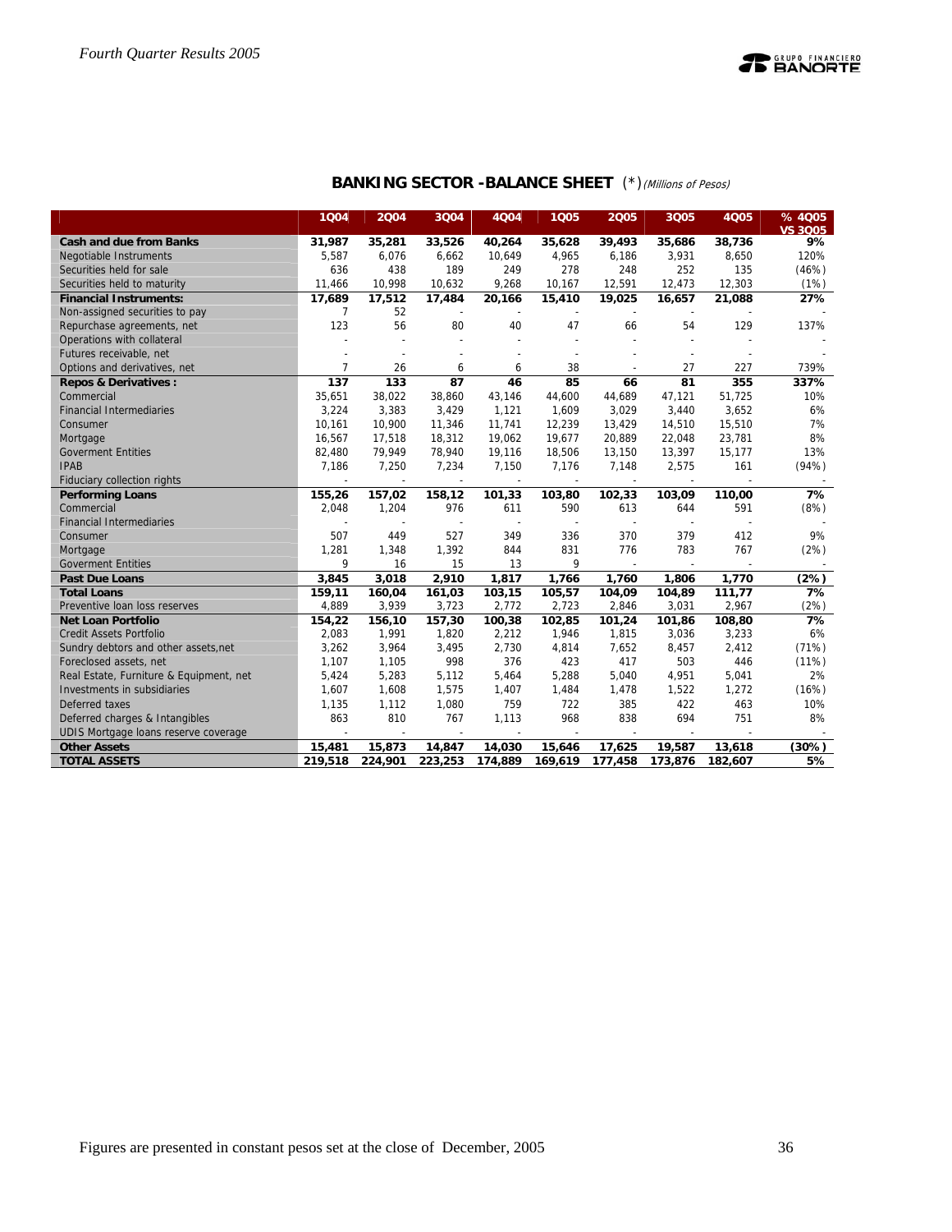## BANKING SECTOR -BALANCE SHEET (*) *(Millions of Pesos)*

| | 1Q04 | 2Q04 | 3Q04 | 4Q04 | 1Q05 | 2Q05 | 3Q05 | 4Q05 | % 4Q05 VS 3Q05 |
|---|---|---|---|---|---|---|---|---|---|
| **Cash and due from Banks** | **31,987** | **35,281** | **33,526** | **40,264** | **35,628** | **39,493** | **35,686** | **38,736** | **9%** |
| Negotiable Instruments | 5,587 | 6,076 | 6,662 | 10,649 | 4,965 | 6,186 | 3,931 | 8,650 | 120% |
| Securities held for sale | 636 | 438 | 189 | 249 | 278 | 248 | 252 | 135 | (46%) |
| Securities held to maturity | 11,466 | 10,998 | 10,632 | 9,268 | 10,167 | 12,591 | 12,473 | 12,303 | (1%) |
| **Financial Instruments:** | **17,689** | **17,512** | **17,484** | **20,166** | **15,410** | **19,025** | **16,657** | **21,088** | **27%** |
| Non-assigned securities to pay | 7 | 52 | - | - | - | - | - | - | - |
| Repurchase agreements, net | 123 | 56 | 80 | 40 | 47 | 66 | 54 | 129 | 137% |
| Operations with collateral | - | - | - | - | - | - | - | - | - |
| Futures receivable, net | - | - | - | - | - | - | - | - | - |
| Options and derivatives, net | 7 | 26 | 6 | 6 | 38 | - | 27 | 227 | 739% |
| **Repos & Derivatives :** | **137** | **133** | **87** | **46** | **85** | **66** | **81** | **355** | **337%** |
| Commercial | 35,651 | 38,022 | 38,860 | 43,146 | 44,600 | 44,689 | 47,121 | 51,725 | 10% |
| Financial Intermediaries | 3,224 | 3,383 | 3,429 | 1,121 | 1,609 | 3,029 | 3,440 | 3,652 | 6% |
| Consumer | 10,161 | 10,900 | 11,346 | 11,741 | 12,239 | 13,429 | 14,510 | 15,510 | 7% |
| Mortgage | 16,567 | 17,518 | 18,312 | 19,062 | 19,677 | 20,889 | 22,048 | 23,781 | 8% |
| Goverment Entities | 82,480 | 79,949 | 78,940 | 19,116 | 18,506 | 13,150 | 13,397 | 15,177 | 13% |
| IPAB | 7,186 | 7,250 | 7,234 | 7,150 | 7,176 | 7,148 | 2,575 | 161 | (94%) |
| Fiduciary collection rights | - | - | - | - | - | - | - | - | - |
| **Performing Loans** | **155,26** | **157,02** | **158,12** | **101,33** | **103,80** | **102,33** | **103,09** | **110,00** | **7%** |
| Commercial | 2,048 | 1,204 | 976 | 611 | 590 | 613 | 644 | 591 | (8%) |
| Financial Intermediaries | - | - | - | - | - | - | - | - | - |
| Consumer | 507 | 449 | 527 | 349 | 336 | 370 | 379 | 412 | 9% |
| Mortgage | 1,281 | 1,348 | 1,392 | 844 | 831 | 776 | 783 | 767 | (2%) |
| Goverment Entities | 9 | 16 | 15 | 13 | 9 | - | - | - | - |
| **Past Due Loans** | **3,845** | **3,018** | **2,910** | **1,817** | **1,766** | **1,760** | **1,806** | **1,770** | **(2%)** |
| **Total Loans** | **159,11** | **160,04** | **161,03** | **103,15** | **105,57** | **104,09** | **104,89** | **111,77** | **7%** |
| Preventive loan loss reserves | 4,889 | 3,939 | 3,723 | 2,772 | 2,723 | 2,846 | 3,031 | 2,967 | (2%) |
| **Net Loan Portfolio** | **154,22** | **156,10** | **157,30** | **100,38** | **102,85** | **101,24** | **101,86** | **108,80** | **7%** |
| Credit Assets Portfolio | 2,083 | 1,991 | 1,820 | 2,212 | 1,946 | 1,815 | 3,036 | 3,233 | 6% |
| Sundry debtors and other assets,net | 3,262 | 3,964 | 3,495 | 2,730 | 4,814 | 7,652 | 8,457 | 2,412 | (71%) |
| Foreclosed assets, net | 1,107 | 1,105 | 998 | 376 | 423 | 417 | 503 | 446 | (11%) |
| Real Estate, Furniture & Equipment, net | 5,424 | 5,283 | 5,112 | 5,464 | 5,288 | 5,040 | 4,951 | 5,041 | 2% |
| Investments in subsidiaries | 1,607 | 1,608 | 1,575 | 1,407 | 1,484 | 1,478 | 1,522 | 1,272 | (16%) |
| Deferred taxes | 1,135 | 1,112 | 1,080 | 759 | 722 | 385 | 422 | 463 | 10% |
| Deferred charges & Intangibles | 863 | 810 | 767 | 1,113 | 968 | 838 | 694 | 751 | 8% |
| UDIS Mortgage loans reserve coverage | - | - | - | - | - | - | - | - | - |
| **Other Assets** | **15,481** | **15,873** | **14,847** | **14,030** | **15,646** | **17,625** | **19,587** | **13,618** | **(30%)** |
| **TOTAL ASSETS** | **219,518** | **224,901** | **223,253** | **174,889** | **169,619** | **177,458** | **173,876** | **182,607** | **5%** |

Figures are presented in constant pesos set at the close of December, 2005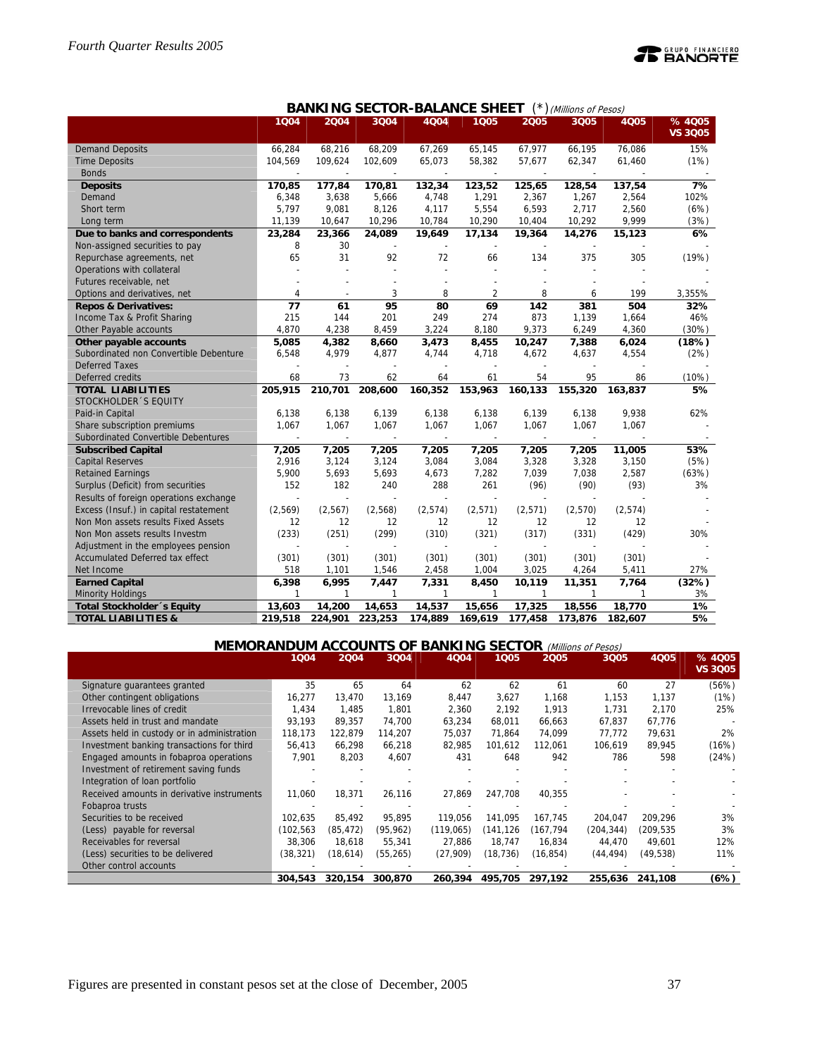## BANKING SECTOR-BALANCE SHEET (*) *(Millions of Pesos)*

| | 1Q04 | 2Q04 | 3Q04 | 4Q04 | 1Q05 | 2Q05 | 3Q05 | 4Q05 | % 4Q05 VS 3Q05 |
|---|---|---|---|---|---|---|---|---|---|
| Demand Deposits | 66,284 | 68,216 | 68,209 | 67,269 | 65,145 | 67,977 | 66,195 | 76,086 | 15% |
| Time Deposits | 104,569 | 109,624 | 102,609 | 65,073 | 58,382 | 57,677 | 62,347 | 61,460 | (1%) |
| Bonds | - | - | - | - | - | - | - | - | - |
| **Deposits** | **170,85** | **177,84** | **170,81** | **132,34** | **123,52** | **125,65** | **128,54** | **137,54** | **7%** |
| Demand | 6,348 | 3,638 | 5,666 | 4,748 | 1,291 | 2,367 | 1,267 | 2,564 | 102% |
| Short term | 5,797 | 9,081 | 8,126 | 4,117 | 5,554 | 6,593 | 2,717 | 2,560 | (6%) |
| Long term | 11,139 | 10,647 | 10,296 | 10,784 | 10,290 | 10,404 | 10,292 | 9,999 | (3%) |
| **Due to banks and correspondents** | **23,284** | **23,366** | **24,089** | **19,649** | **17,134** | **19,364** | **14,276** | **15,123** | **6%** |
| Non-assigned securities to pay | 8 | 30 | - | - | - | - | - | - | - |
| Repurchase agreements, net | 65 | 31 | 92 | 72 | 66 | 134 | 375 | 305 | (19%) |
| Operations with collateral | - | - | - | - | - | - | - | - | - |
| Futures receivable, net | - | - | - | - | - | - | - | - | - |
| Options and derivatives, net | 4 | - | 3 | 8 | 2 | 8 | 6 | 199 | 3,355% |
| **Repos & Derivatives:** | **77** | **61** | **95** | **80** | **69** | **142** | **381** | **504** | **32%** |
| Income Tax & Profit Sharing | 215 | 144 | 201 | 249 | 274 | 873 | 1,139 | 1,664 | 46% |
| Other Payable accounts | 4,870 | 4,238 | 8,459 | 3,224 | 8,180 | 9,373 | 6,249 | 4,360 | (30%) |
| **Other payable accounts** | **5,085** | **4,382** | **8,660** | **3,473** | **8,455** | **10,247** | **7,388** | **6,024** | **(18%)** |
| Subordinated non Convertible Debenture | 6,548 | 4,979 | 4,877 | 4,744 | 4,718 | 4,672 | 4,637 | 4,554 | (2%) |
| Deferred Taxes | - | - | - | - | - | - | - | - | - |
| Deferred credits | 68 | 73 | 62 | 64 | 61 | 54 | 95 | 86 | (10%) |
| **TOTAL LIABILITIES** | **205,915** | **210,701** | **208,600** | **160,352** | **153,963** | **160,133** | **155,320** | **163,837** | **5%** |
| STOCKHOLDER´S EQUITY | | | | | | | | | |
| Paid-in Capital | 6,138 | 6,138 | 6,139 | 6,138 | 6,138 | 6,139 | 6,138 | 9,938 | 62% |
| Share subscription premiums | 1,067 | 1,067 | 1,067 | 1,067 | 1,067 | 1,067 | 1,067 | 1,067 | - |
| Subordinated Convertible Debentures | - | - | - | - | - | - | - | - | - |
| **Subscribed Capital** | **7,205** | **7,205** | **7,205** | **7,205** | **7,205** | **7,205** | **7,205** | **11,005** | **53%** |
| Capital Reserves | 2,916 | 3,124 | 3,124 | 3,084 | 3,084 | 3,328 | 3,328 | 3,150 | (5%) |
| Retained Earnings | 5,900 | 5,693 | 5,693 | 4,673 | 7,282 | 7,039 | 7,038 | 2,587 | (63%) |
| Surplus (Deficit) from securities | 152 | 182 | 240 | 288 | 261 | (96) | (90) | (93) | 3% |
| Results of foreign operations exchange | - | - | - | - | - | - | - | - | - |
| Excess (Insuf.) in capital restatement | (2,569) | (2,567) | (2,568) | (2,574) | (2,571) | (2,571) | (2,570) | (2,574) | - |
| Non Mon assets results Fixed Assets | 12 | 12 | 12 | 12 | 12 | 12 | 12 | 12 | - |
| Non Mon assets results Investm | (233) | (251) | (299) | (310) | (321) | (317) | (331) | (429) | 30% |
| Adjustment in the employees pension | - | - | - | - | - | - | - | - | - |
| Accumulated Deferred tax effect | (301) | (301) | (301) | (301) | (301) | (301) | (301) | (301) | - |
| Net Income | 518 | 1,101 | 1,546 | 2,458 | 1,004 | 3,025 | 4,264 | 5,411 | 27% |
| **Earned Capital** | **6,398** | **6,995** | **7,447** | **7,331** | **8,450** | **10,119** | **11,351** | **7,764** | **(32%)** |
| Minority Holdings | 1 | 1 | 1 | 1 | 1 | 1 | 1 | 1 | 3% |
| **Total Stockholder´s Equity** | **13,603** | **14,200** | **14,653** | **14,537** | **15,656** | **17,325** | **18,556** | **18,770** | **1%** |
| **TOTAL LIABILITIES &** | **219,518** | **224,901** | **223,253** | **174,889** | **169,619** | **177,458** | **173,876** | **182,607** | **5%** |

## MEMORANDUM ACCOUNTS OF BANKING SECTOR *(Millions of Pesos)*

| | 1Q04 | 2Q04 | 3Q04 | 4Q04 | 1Q05 | 2Q05 | 3Q05 | 4Q05 | % 4Q05 VS 3Q05 |
|---|---|---|---|---|---|---|---|---|---|
| Signature guarantees granted | 35 | 65 | 64 | 62 | 62 | 61 | 60 | 27 | (56%) |
| Other contingent obligations | 16,277 | 13,470 | 13,169 | 8,447 | 3,627 | 1,168 | 1,153 | 1,137 | (1%) |
| Irrevocable lines of credit | 1,434 | 1,485 | 1,801 | 2,360 | 2,192 | 1,913 | 1,731 | 2,170 | 25% |
| Assets held in trust and mandate | 93,193 | 89,357 | 74,700 | 63,234 | 68,011 | 66,663 | 67,837 | 67,776 | - |
| Assets held in custody or in administration | 118,173 | 122,879 | 114,207 | 75,037 | 71,864 | 74,099 | 77,772 | 79,631 | 2% |
| Investment banking transactions for third | 56,413 | 66,298 | 66,218 | 82,985 | 101,612 | 112,061 | 106,619 | 89,945 | (16%) |
| Engaged amounts in fobaproa operations | 7,901 | 8,203 | 4,607 | 431 | 648 | 942 | 786 | 598 | (24%) |
| Investment of retirement saving funds | - | - | - | - | - | - | - | - | - |
| Integration of loan portfolio | - | - | - | - | - | - | - | - | - |
| Received amounts in derivative instruments | 11,060 | 18,371 | 26,116 | 27,869 | 247,708 | 40,355 | - | - | - |
| Fobaproa trusts | - | - | - | - | - | - | - | - | - |
| Securities to be received | 102,635 | 85,492 | 95,895 | 119,056 | 141,095 | 167,745 | 204,047 | 209,296 | 3% |
| (Less) payable for reversal | (102,563 | (85,472) | (95,962) | (119,065) | (141,126 | (167,794 | (204,344) | (209,535 | 3% |
| Receivables for reversal | 38,306 | 18,618 | 55,341 | 27,886 | 18,747 | 16,834 | 44,470 | 49,601 | 12% |
| (Less) securities to be delivered | (38,321) | (18,614) | (55,265) | (27,909) | (18,736) | (16,854) | (44,494) | (49,538) | 11% |
| Other control accounts | - | - | - | - | - | - | - | - | - |
| | **304,543** | **320,154** | **300,870** | **260,394** | **495,705** | **297,192** | **255,636** | **241,108** | **(6%)** |

Figures are presented in constant pesos set at the close of December, 2005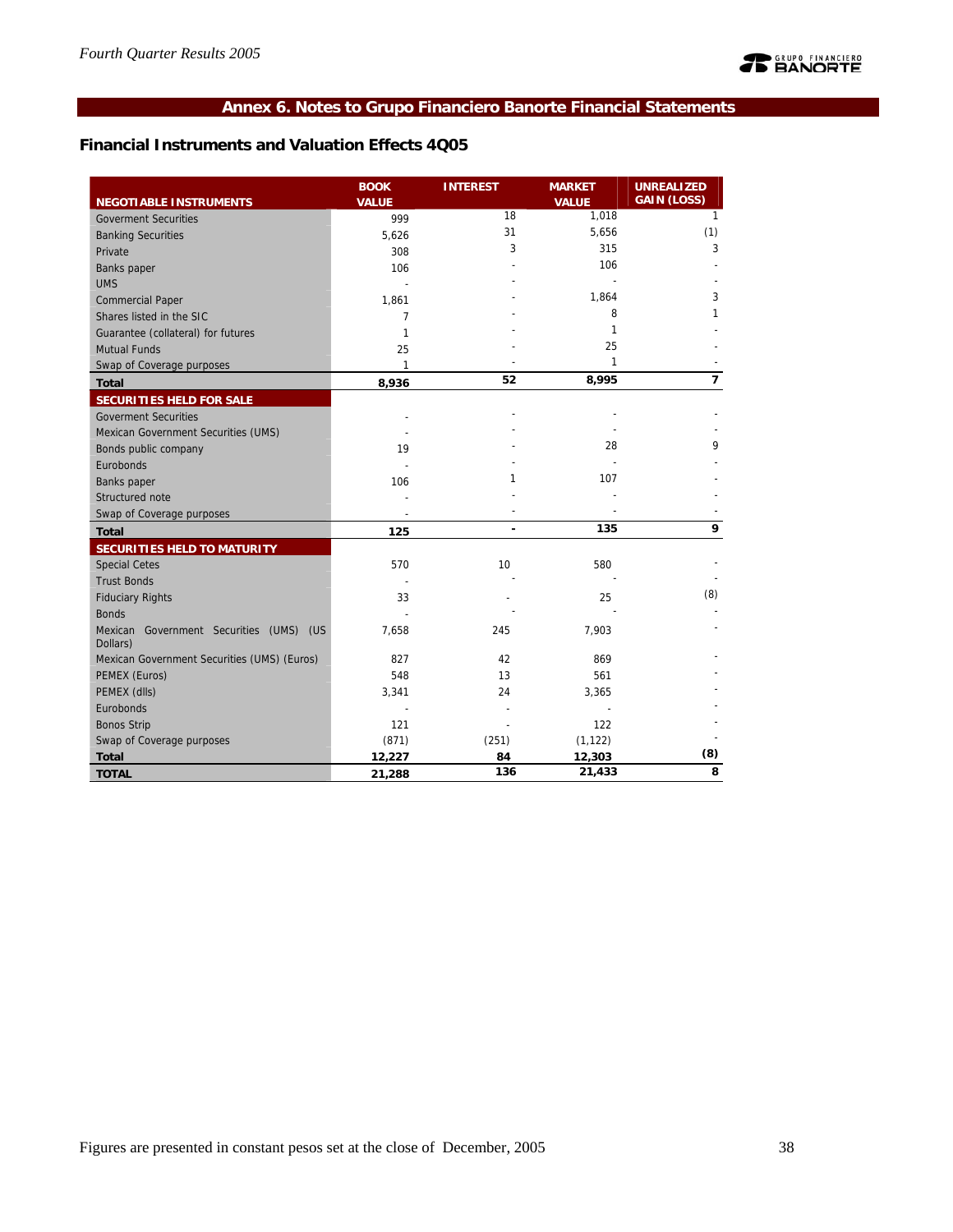## Annex 6. Notes to Grupo Financiero Banorte Financial Statements

### Financial Instruments and Valuation Effects 4Q05

| NEGOTIABLE INSTRUMENTS | BOOK VALUE | INTEREST | MARKET VALUE | UNREALIZED GAIN (LOSS) |
|---|---|---|---|---|
| Goverment Securities | 999 | 18 | 1,018 | 1 |
| Banking Securities | 5,626 | 31 | 5,656 | (1) |
| Private | 308 | 3 | 315 | 3 |
| Banks paper | 106 | - | 106 | - |
| UMS | - | - | - | - |
| Commercial Paper | 1,861 | - | 1,864 | 3 |
| Shares listed in the SIC | 7 | - | 8 | 1 |
| Guarantee (collateral) for futures | 1 | - | 1 | - |
| Mutual Funds | 25 | - | 25 | - |
| Swap of Coverage purposes | 1 | - | 1 | - |
| **Total** | **8,936** | **52** | **8,995** | **7** |
| **SECURITIES HELD FOR SALE** | | | | |
| Goverment Securities | - | - | - | - |
| Mexican Government Securities (UMS) | - | - | - | - |
| Bonds public company | 19 | - | 28 | 9 |
| Eurobonds | - | - | - | - |
| Banks paper | 106 | 1 | 107 | - |
| Structured note | - | - | - | - |
| Swap of Coverage purposes | - | - | - | - |
| **Total** | **125** | **-** | **135** | **9** |
| **SECURITIES HELD TO MATURITY** | | | | |
| Special Cetes | 570 | 10 | 580 | - |
| Trust Bonds | - | - | - | - |
| Fiduciary Rights | 33 | - | 25 | (8) |
| Bonds | - | - | - | - |
| Mexican Government Securities (UMS) (US Dollars) | 7,658 | 245 | 7,903 | - |
| Mexican Government Securities (UMS) (Euros) | 827 | 42 | 869 | - |
| PEMEX (Euros) | 548 | 13 | 561 | - |
| PEMEX (dlls) | 3,341 | 24 | 3,365 | - |
| Eurobonds | - | - | - | - |
| Bonos Strip | 121 | - | 122 | - |
| Swap of Coverage purposes | (871) | (251) | (1,122) | - |
| **Total** | **12,227** | **84** | **12,303** | **(8)** |
| **TOTAL** | **21,288** | **136** | **21,433** | **8** |

Figures are presented in constant pesos set at the close of December, 2005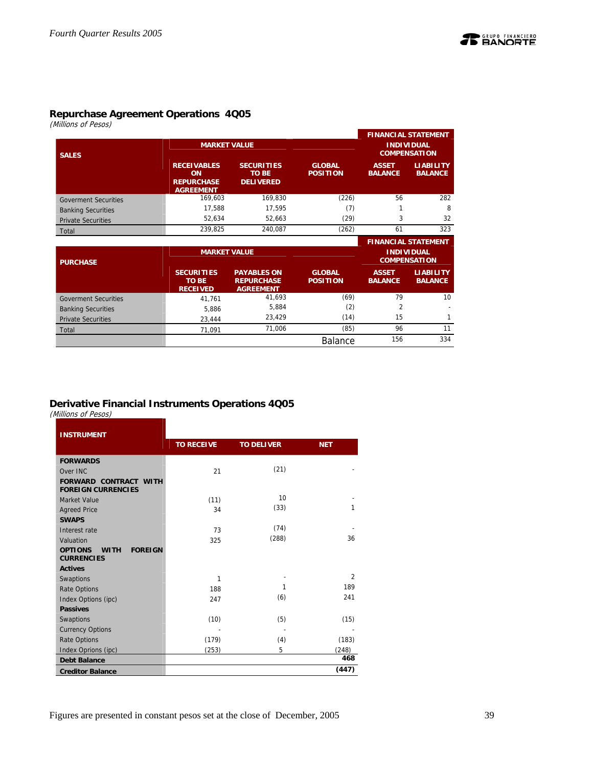## Repurchase Agreement Operations 4Q05

*(Millions of Pesos)*

| SALES | MARKET VALUE | | | FINANCIAL STATEMENT INDIVIDUAL COMPENSATION | |
|---|---|---|---|---|---|
| | RECEIVABLES ON REPURCHASE AGREEMENT | SECURITIES TO BE DELIVERED | GLOBAL POSITION | ASSET BALANCE | LIABILITY BALANCE |
| Goverment Securities | 169,603 | 169,830 | (226) | 56 | 282 |
| Banking Securities | 17,588 | 17,595 | (7) | 1 | 8 |
| Private Securities | 52,634 | 52,663 | (29) | 3 | 32 |
| Total | 239,825 | 240,087 | (262) | 61 | 323 |

| PURCHASE | MARKET VALUE | | | FINANCIAL STATEMENT INDIVIDUAL COMPENSATION | |
|---|---|---|---|---|---|
| | SECURITIES TO BE RECEIVED | PAYABLES ON REPURCHASE AGREEMENT | GLOBAL POSITION | ASSET BALANCE | LIABILITY BALANCE |
| Goverment Securities | 41,761 | 41,693 | (69) | 79 | 10 |
| Banking Securities | 5,886 | 5,884 | (2) | 2 | - |
| Private Securities | 23,444 | 23,429 | (14) | 15 | 1 |
| Total | 71,091 | 71,006 | (85) | 96 | 11 |
| | | | Balance | 156 | 334 |

## Derivative Financial Instruments Operations 4Q05

*(Millions of Pesos)*

| INSTRUMENT | TO RECEIVE | TO DELIVER | NET |
|---|---|---|---|
| **FORWARDS** | | | |
| Over INC | 21 | (21) | - |
| **FORWARD CONTRACT WITH FOREIGN CURRENCIES** | | | |
| Market Value | (11) | 10 | - |
| Agreed Price | 34 | (33) | 1 |
| **SWAPS** | | | |
| Interest rate | 73 | (74) | - |
| Valuation | 325 | (288) | 36 |
| **OPTIONS WITH FOREIGN CURRENCIES** | | | |
| **Actives** | | | |
| Swaptions | 1 | - | 2 |
| Rate Options | 188 | 1 | 189 |
| Index Options (ipc) | 247 | (6) | 241 |
| **Passives** | | | |
| Swaptions | (10) | (5) | (15) |
| Currency Options | - | - | - |
| Rate Options | (179) | (4) | (183) |
| Index Oprions (ipc) | (253) | 5 | (248) |
| **Debt Balance** | | | **468** |
| **Creditor Balance** | | | **(447)** |

Figures are presented in constant pesos set at the close of December, 2005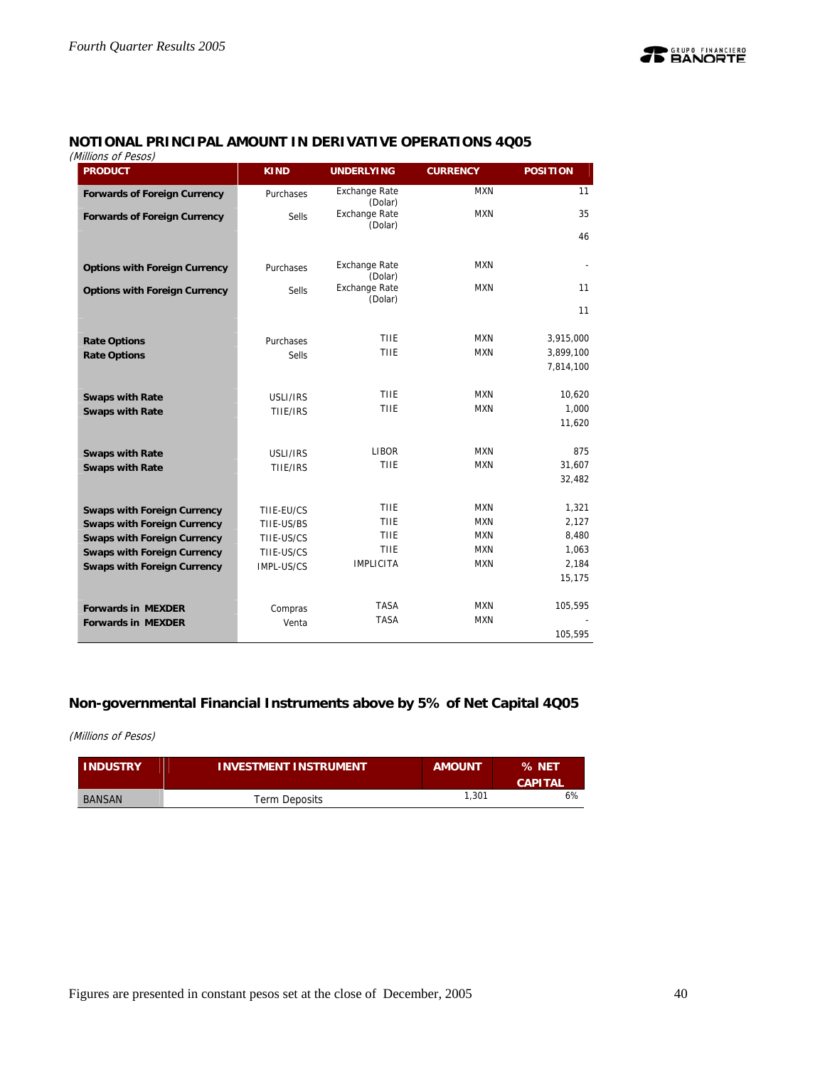## NOTIONAL PRINCIPAL AMOUNT IN DERIVATIVE OPERATIONS 4Q05

*(Millions of Pesos)*

| PRODUCT | KIND | UNDERLYING | CURRENCY | POSITION |
|---|---|---|---|---|
| **Forwards of Foreign Currency** | Purchases | Exchange Rate (Dolar) | MXN | 11 |
| **Forwards of Foreign Currency** | Sells | Exchange Rate (Dolar) | MXN | 35 |
| | | | | 46 |
| **Options with Foreign Currency** | Purchases | Exchange Rate (Dolar) | MXN | - |
| **Options with Foreign Currency** | Sells | Exchange Rate (Dolar) | MXN | 11 |
| | | | | 11 |
| **Rate Options** | Purchases | TIIE | MXN | 3,915,000 |
| **Rate Options** | Sells | TIIE | MXN | 3,899,100 |
| | | | | 7,814,100 |
| **Swaps with Rate** | USLI/IRS | TIIE | MXN | 10,620 |
| **Swaps with Rate** | TIIE/IRS | TIIE | MXN | 1,000 |
| | | | | 11,620 |
| **Swaps with Rate** | USLI/IRS | LIBOR | MXN | 875 |
| **Swaps with Rate** | TIIE/IRS | TIIE | MXN | 31,607 |
| | | | | 32,482 |
| **Swaps with Foreign Currency** | TIIE-EU/CS | TIIE | MXN | 1,321 |
| **Swaps with Foreign Currency** | TIIE-US/BS | TIIE | MXN | 2,127 |
| **Swaps with Foreign Currency** | TIIE-US/CS | TIIE | MXN | 8,480 |
| **Swaps with Foreign Currency** | TIIE-US/CS | TIIE | MXN | 1,063 |
| **Swaps with Foreign Currency** | IMPL-US/CS | IMPLICITA | MXN | 2,184 |
| | | | | 15,175 |
| **Forwards in MEXDER** | Compras | TASA | MXN | 105,595 |
| **Forwards in MEXDER** | Venta | TASA | MXN | - |
| | | | | 105,595 |

## Non-governmental Financial Instruments above by 5% of Net Capital 4Q05

*(Millions of Pesos)*

| INDUSTRY | INVESTMENT INSTRUMENT | AMOUNT | % NET CAPITAL |
|---|---|---|---|
| BANSAN | Term Deposits | 1,301 | 6% |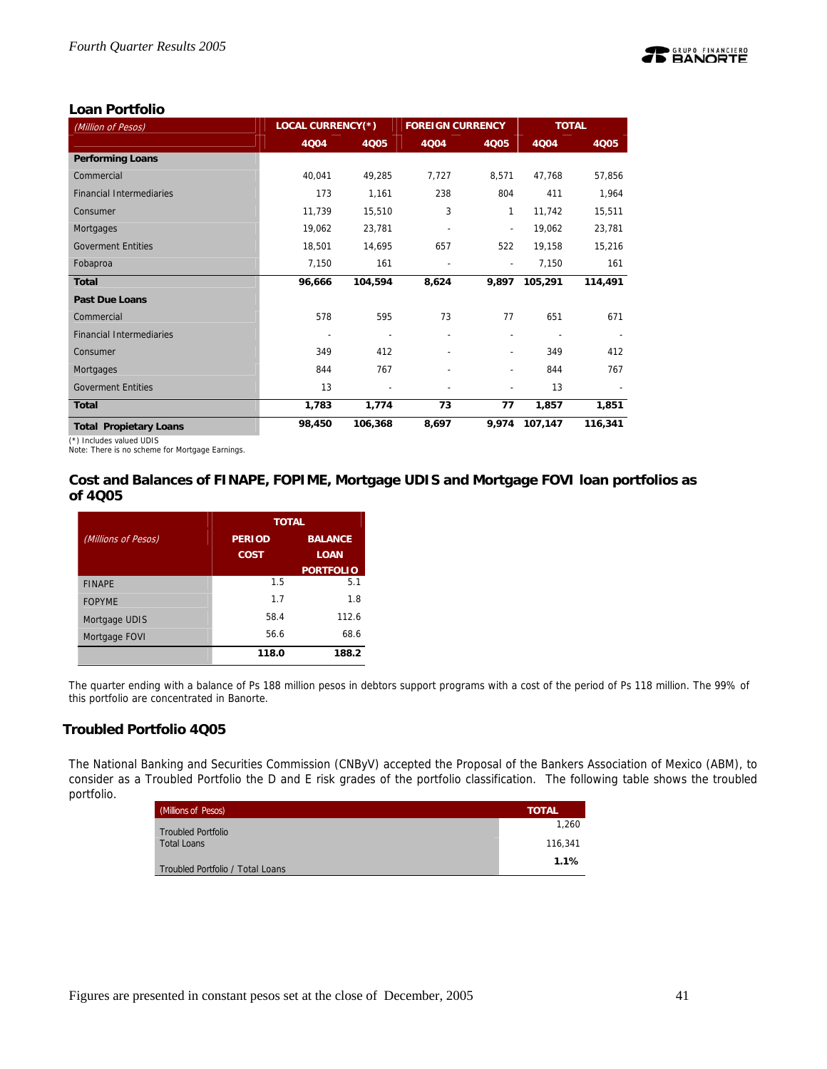## Loan Portfolio

| *(Million of Pesos)* | LOCAL CURRENCY(*) | | FOREIGN CURRENCY | | TOTAL | |
|---|---|---|---|---|---|---|
| | 4Q04 | 4Q05 | 4Q04 | 4Q05 | 4Q04 | 4Q05 |
| **Performing Loans** | | | | | | |
| Commercial | 40,041 | 49,285 | 7,727 | 8,571 | 47,768 | 57,856 |
| Financial Intermediaries | 173 | 1,161 | 238 | 804 | 411 | 1,964 |
| Consumer | 11,739 | 15,510 | 3 | 1 | 11,742 | 15,511 |
| Mortgages | 19,062 | 23,781 | - | - | 19,062 | 23,781 |
| Goverment Entities | 18,501 | 14,695 | 657 | 522 | 19,158 | 15,216 |
| Fobaproa | 7,150 | 161 | - | - | 7,150 | 161 |
| **Total** | **96,666** | **104,594** | **8,624** | **9,897** | **105,291** | **114,491** |
| **Past Due Loans** | | | | | | |
| Commercial | 578 | 595 | 73 | 77 | 651 | 671 |
| Financial Intermediaries | - | - | - | - | - | - |
| Consumer | 349 | 412 | - | - | 349 | 412 |
| Mortgages | 844 | 767 | - | - | 844 | 767 |
| Goverment Entities | 13 | - | - | - | 13 | - |
| **Total** | **1,783** | **1,774** | **73** | **77** | **1,857** | **1,851** |
| **Total Propietary Loans** | **98,450** | **106,368** | **8,697** | **9,974** | **107,147** | **116,341** |

(*) Includes valued UDIS
Note: There is no scheme for Mortgage Earnings.

## Cost and Balances of FINAPE, FOPIME, Mortgage UDIS and Mortgage FOVI loan portfolios as of 4Q05

| *(Millions of Pesos)* | TOTAL | |
|---|---|---|
| | PERIOD COST | BALANCE LOAN PORTFOLIO |
| FINAPE | 1.5 | 5.1 |
| FOPYME | 1.7 | 1.8 |
| Mortgage UDIS | 58.4 | 112.6 |
| Mortgage FOVI | 56.6 | 68.6 |
| | **118.0** | **188.2** |

The quarter ending with a balance of Ps 188 million pesos in debtors support programs with a cost of the period of Ps 118 million. The 99% of this portfolio are concentrated in Banorte.

## Troubled Portfolio 4Q05

The National Banking and Securities Commission (CNByV) accepted the Proposal of the Bankers Association of Mexico (ABM), to consider as a Troubled Portfolio the D and E risk grades of the portfolio classification. The following table shows the troubled portfolio.

| (Millions of Pesos) | TOTAL |
|---|---|
| Troubled Portfolio | 1,260 |
| Total Loans | 116,341 |
| Troubled Portfolio / Total Loans | **1.1%** |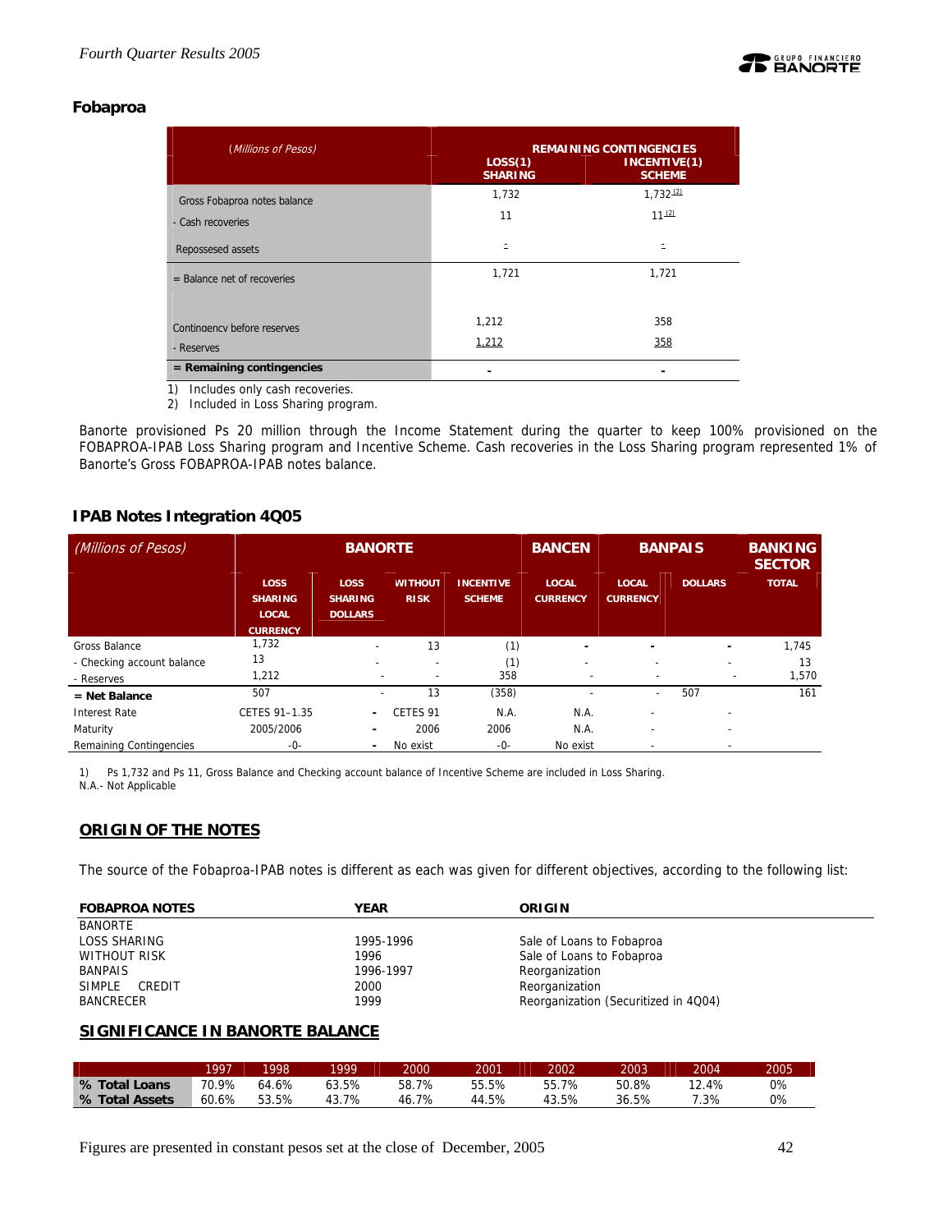## Fobaproa

| *(Millions of Pesos)* | REMAINING CONTINGENCIES | |
|---|---|---|
| | LOSS(1) SHARING | INCENTIVE(1) SCHEME |
| Gross Fobaproa notes balance | 1,732 | 1,732 [2] |
| - Cash recoveries | 11 | 11 [2] |
| Repossessed assets | - | - |
| = Balance net of recoveries | 1,721 | 1,721 |
| Contingency before reserves | 1,212 | 358 |
| - Reserves | 1,212 | 358 |
| **= Remaining contingencies** | - | - |

1) Includes only cash recoveries.
2) Included in Loss Sharing program.

Banorte provisioned Ps 20 million through the Income Statement during the quarter to keep 100% provisioned on the FOBAPROA-IPAB Loss Sharing program and Incentive Scheme. Cash recoveries in the Loss Sharing program represented 1% of Banorte's Gross FOBAPROA-IPAB notes balance.

## IPAB Notes Integration 4Q05

| *(Millions of Pesos)* | BANORTE | | | | BANCEN | BANPAIS | | BANKING SECTOR |
|---|---|---|---|---|---|---|---|---|
| | LOSS SHARING LOCAL CURRENCY | LOSS SHARING DOLLARS | WITHOUT RISK | INCENTIVE SCHEME | LOCAL CURRENCY | LOCAL CURRENCY | DOLLARS | TOTAL |
| Gross Balance | 1,732 | - | 13 | (1) | - | - | - | 1,745 |
| - Checking account balance | 13 | - | - | (1) | - | - | - | 13 |
| - Reserves | 1,212 | - | - | 358 | - | - | - | 1,570 |
| **= Net Balance** | 507 | - | 13 | (358) | - | - | 507 | 161 |
| Interest Rate | CETES 91–1.35 | - | CETES 91 | N.A. | N.A. | - | - | |
| Maturity | 2005/2006 | - | 2006 | 2006 | N.A. | - | - | |
| Remaining Contingencies | -0- | - | No exist | -0- | No exist | - | - | |

1) Ps 1,732 and Ps 11, Gross Balance and Checking account balance of Incentive Scheme are included in Loss Sharing.
N.A.- Not Applicable

## ORIGIN OF THE NOTES

The source of the Fobaproa-IPAB notes is different as each was given for different objectives, according to the following list:

| FOBAPROA NOTES | YEAR | ORIGIN |
|---|---|---|
| BANORTE | | |
| LOSS SHARING | 1995-1996 | Sale of Loans to Fobaproa |
| WITHOUT RISK | 1996 | Sale of Loans to Fobaproa |
| BANPAIS | 1996-1997 | Reorganization |
| SIMPLE CREDIT | 2000 | Reorganization |
| BANCRECER | 1999 | Reorganization (Securitized in 4Q04) |

## SIGNIFICANCE IN BANORTE BALANCE

| | 1997 | 1998 | 1999 | 2000 | 2001 | 2002 | 2003 | 2004 | 2005 |
|---|---|---|---|---|---|---|---|---|---|
| **% Total Loans** | 70.9% | 64.6% | 63.5% | 58.7% | 55.5% | 55.7% | 50.8% | 12.4% | 0% |
| **% Total Assets** | 60.6% | 53.5% | 43.7% | 46.7% | 44.5% | 43.5% | 36.5% | 7.3% | 0% |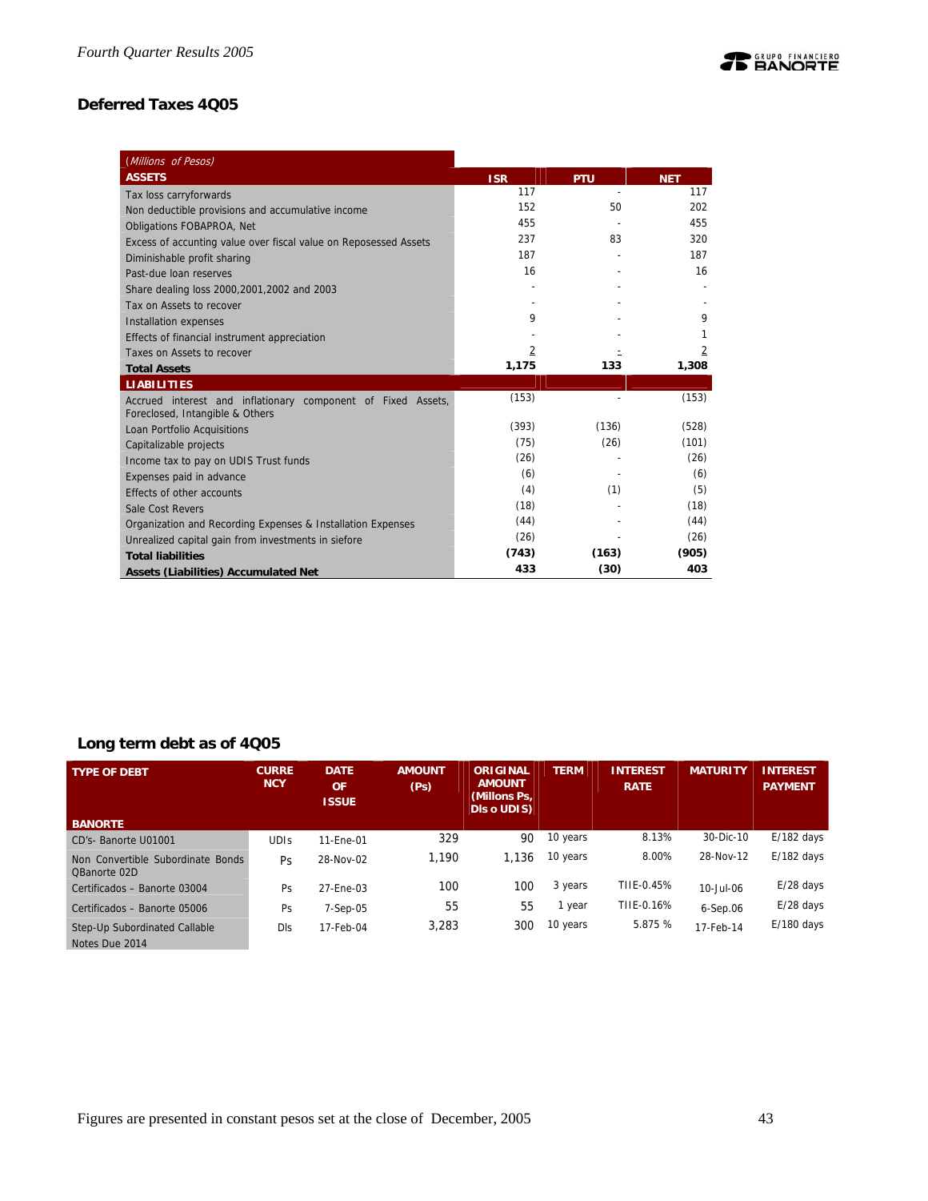## Deferred Taxes 4Q05

| *(Millions of Pesos)* ASSETS | ISR | PTU | NET |
|---|---|---|---|
| Tax loss carryforwards | 117 | - | 117 |
| Non deductible provisions and accumulative income | 152 | 50 | 202 |
| Obligations FOBAPROA, Net | 455 | - | 455 |
| Excess of accunting value over fiscal value on Reposessed Assets | 237 | 83 | 320 |
| Diminishable profit sharing | 187 | - | 187 |
| Past-due loan reserves | 16 | - | 16 |
| Share dealing loss 2000,2001,2002 and 2003 | - | - | - |
| Tax on Assets to recover | - | - | - |
| Installation expenses | 9 | - | 9 |
| Effects of financial instrument appreciation | - | - | 1 |
| Taxes on Assets to recover | 2 | - | 2 |
| **Total Assets** | **1,175** | **133** | **1,308** |
| **LIABILITIES** | | | |
| Accrued interest and inflationary component of Fixed Assets, Foreclosed, Intangible & Others | (153) | - | (153) |
| Loan Portfolio Acquisitions | (393) | (136) | (528) |
| Capitalizable projects | (75) | (26) | (101) |
| Income tax to pay on UDIS Trust funds | (26) | - | (26) |
| Expenses paid in advance | (6) | - | (6) |
| Effects of other accounts | (4) | (1) | (5) |
| Sale Cost Revers | (18) | - | (18) |
| Organization and Recording Expenses & Installation Expenses | (44) | - | (44) |
| Unrealized capital gain from investments in siefore | (26) | - | (26) |
| **Total liabilities** | **(743)** | **(163)** | **(905)** |
| **Assets (Liabilities) Accumulated Net** | **433** | **(30)** | **403** |

## Long term debt as of 4Q05

| TYPE OF DEBT | CURRENCY | DATE OF ISSUE | AMOUNT (Ps) | ORIGINAL AMOUNT (Millons Ps, Dls o UDIS) | TERM | INTEREST RATE | MATURITY | INTEREST PAYMENT |
|---|---|---|---|---|---|---|---|---|
| **BANORTE** | | | | | | | | |
| CD's- Banorte U01001 | UDIs | 11-Ene-01 | 329 | 90 | 10 years | 8.13% | 30-Dic-10 | E/182 days |
| Non Convertible Subordinate Bonds QBanorte 02D | Ps | 28-Nov-02 | 1,190 | 1,136 | 10 years | 8.00% | 28-Nov-12 | E/182 days |
| Certificados – Banorte 03004 | Ps | 27-Ene-03 | 100 | 100 | 3 years | TIIE-0.45% | 10-Jul-06 | E/28 days |
| Certificados – Banorte 05006 | Ps | 7-Sep-05 | 55 | 55 | 1 year | TIIE-0.16% | 6-Sep.06 | E/28 days |
| Step-Up Subordinated Callable Notes Due 2014 | Dls | 17-Feb-04 | 3,283 | 300 | 10 years | 5.875 % | 17-Feb-14 | E/180 days |

Figures are presented in constant pesos set at the close of December, 2005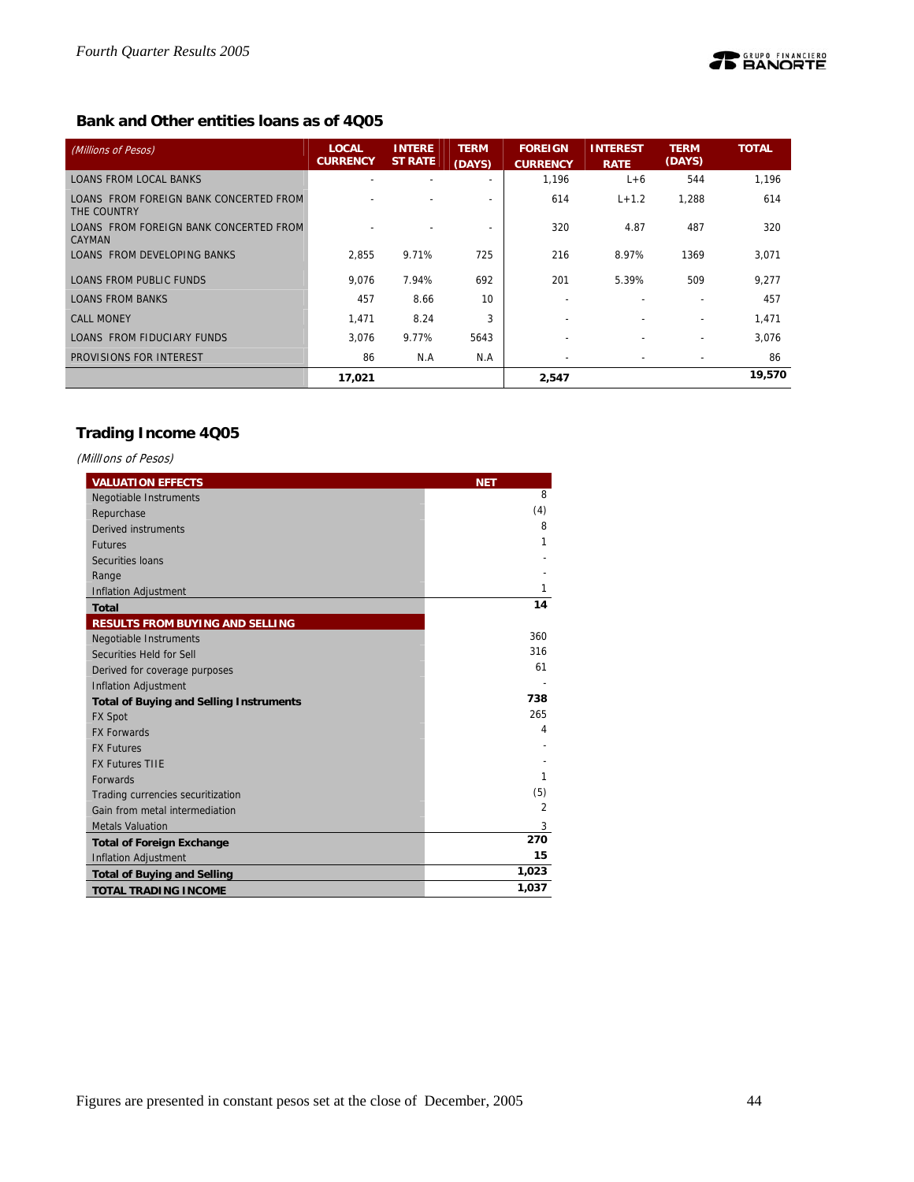## Bank and Other entities loans as of 4Q05

| *(Millions of Pesos)* | LOCAL CURRENCY | INTEREST RATE | TERM (DAYS) | FOREIGN CURRENCY | INTEREST RATE | TERM (DAYS) | TOTAL |
|---|---|---|---|---|---|---|---|
| LOANS FROM LOCAL BANKS | - | - | - | 1,196 | L+6 | 544 | 1,196 |
| LOANS FROM FOREIGN BANK CONCERTED FROM THE COUNTRY | - | - | - | 614 | L+1.2 | 1,288 | 614 |
| LOANS FROM FOREIGN BANK CONCERTED FROM CAYMAN | - | - | - | 320 | 4.87 | 487 | 320 |
| LOANS FROM DEVELOPING BANKS | 2,855 | 9.71% | 725 | 216 | 8.97% | 1369 | 3,071 |
| LOANS FROM PUBLIC FUNDS | 9,076 | 7.94% | 692 | 201 | 5.39% | 509 | 9,277 |
| LOANS FROM BANKS | 457 | 8.66 | 10 | - | - | - | 457 |
| CALL MONEY | 1,471 | 8.24 | 3 | - | - | - | 1,471 |
| LOANS FROM FIDUCIARY FUNDS | 3,076 | 9.77% | 5643 | - | - | - | 3,076 |
| PROVISIONS FOR INTEREST | 86 | N.A | N.A | - | - | - | 86 |
| | **17,021** | | | **2,547** | | | **19,570** |

## Trading Income 4Q05

*(Millions of Pesos)*

| VALUATION EFFECTS | NET |
|---|---|
| Negotiable Instruments | 8 |
| Repurchase | (4) |
| Derived instruments | 8 |
| Futures | 1 |
| Securities loans | - |
| Range | - |
| Inflation Adjustment | 1 |
| **Total** | **14** |
| **RESULTS FROM BUYING AND SELLING** | |
| Negotiable Instruments | 360 |
| Securities Held for Sell | 316 |
| Derived for coverage purposes | 61 |
| Inflation Adjustment | - |
| **Total of Buying and Selling Instruments** | **738** |
| FX Spot | 265 |
| FX Forwards | 4 |
| FX Futures | - |
| FX Futures TIIE | - |
| Forwards | 1 |
| Trading currencies securitization | (5) |
| Gain from metal intermediation | 2 |
| Metals Valuation | 3 |
| **Total of Foreign Exchange** | **270** |
| Inflation Adjustment | **15** |
| **Total of Buying and Selling** | **1,023** |
| **TOTAL TRADING INCOME** | **1,037** |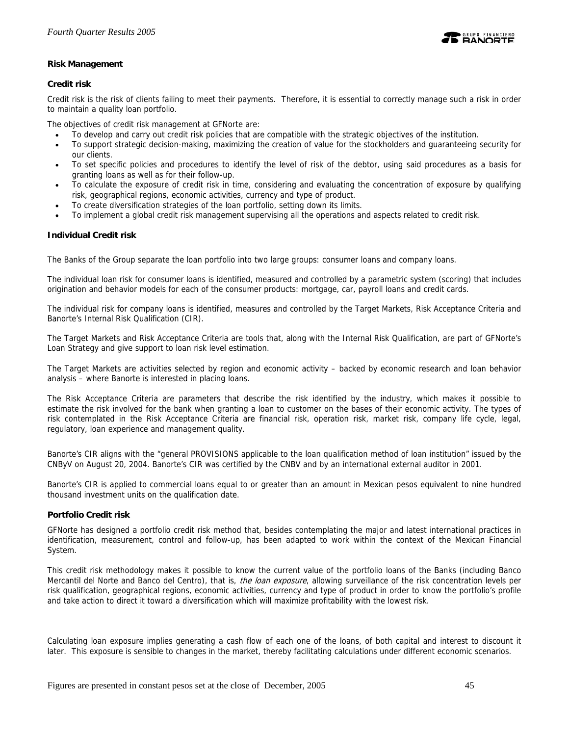## Risk Management

### Credit risk

Credit risk is the risk of clients failing to meet their payments. Therefore, it is essential to correctly manage such a risk in order to maintain a quality loan portfolio.

The objectives of credit risk management at GFNorte are:

- To develop and carry out credit risk policies that are compatible with the strategic objectives of the institution.
- To support strategic decision-making, maximizing the creation of value for the stockholders and guaranteeing security for our clients.
- To set specific policies and procedures to identify the level of risk of the debtor, using said procedures as a basis for granting loans as well as for their follow-up.
- To calculate the exposure of credit risk in time, considering and evaluating the concentration of exposure by qualifying risk, geographical regions, economic activities, currency and type of product.
- To create diversification strategies of the loan portfolio, setting down its limits.
- To implement a global credit risk management supervising all the operations and aspects related to credit risk.

### Individual Credit risk

The Banks of the Group separate the loan portfolio into two large groups: consumer loans and company loans.

The individual loan risk for consumer loans is identified, measured and controlled by a parametric system (scoring) that includes origination and behavior models for each of the consumer products: mortgage, car, payroll loans and credit cards.

The individual risk for company loans is identified, measures and controlled by the Target Markets, Risk Acceptance Criteria and Banorte's Internal Risk Qualification (CIR).

The Target Markets and Risk Acceptance Criteria are tools that, along with the Internal Risk Qualification, are part of GFNorte's Loan Strategy and give support to loan risk level estimation.

The Target Markets are activities selected by region and economic activity – backed by economic research and loan behavior analysis – where Banorte is interested in placing loans.

The Risk Acceptance Criteria are parameters that describe the risk identified by the industry, which makes it possible to estimate the risk involved for the bank when granting a loan to customer on the bases of their economic activity. The types of risk contemplated in the Risk Acceptance Criteria are financial risk, operation risk, market risk, company life cycle, legal, regulatory, loan experience and management quality.

Banorte's CIR aligns with the "general PROVISIONS applicable to the loan qualification method of loan institution" issued by the CNByV on August 20, 2004. Banorte's CIR was certified by the CNBV and by an international external auditor in 2001.

Banorte's CIR is applied to commercial loans equal to or greater than an amount in Mexican pesos equivalent to nine hundred thousand investment units on the qualification date.

### Portfolio Credit risk

GFNorte has designed a portfolio credit risk method that, besides contemplating the major and latest international practices in identification, measurement, control and follow-up, has been adapted to work within the context of the Mexican Financial System.

This credit risk methodology makes it possible to know the current value of the portfolio loans of the Banks (including Banco Mercantil del Norte and Banco del Centro), that is, *the loan exposure*, allowing surveillance of the risk concentration levels per risk qualification, geographical regions, economic activities, currency and type of product in order to know the portfolio's profile and take action to direct it toward a diversification which will maximize profitability with the lowest risk.

Calculating loan exposure implies generating a cash flow of each one of the loans, of both capital and interest to discount it later. This exposure is sensible to changes in the market, thereby facilitating calculations under different economic scenarios.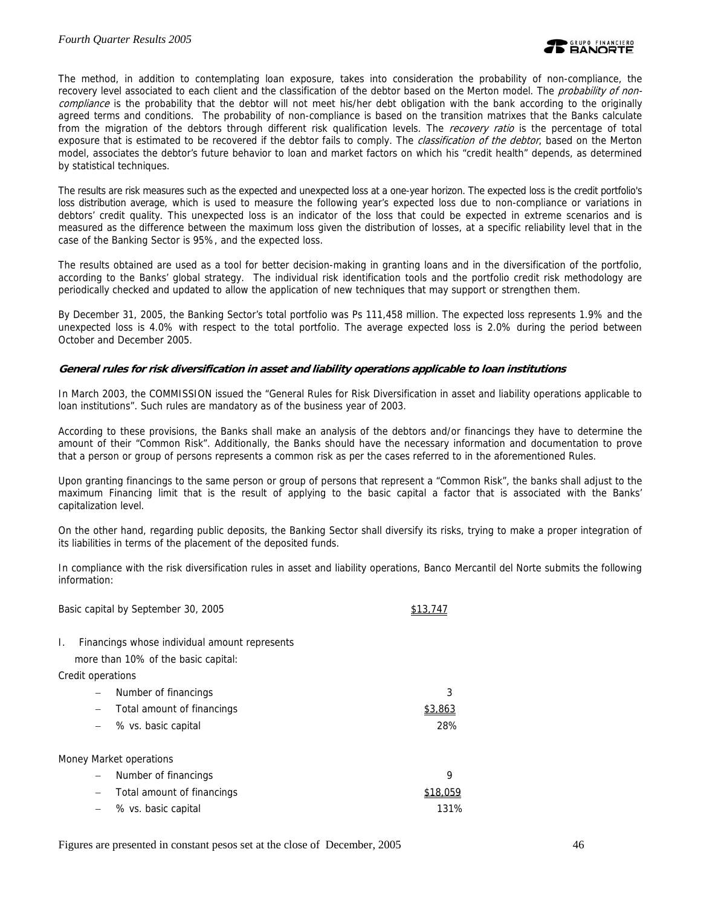The method, in addition to contemplating loan exposure, takes into consideration the probability of non-compliance, the recovery level associated to each client and the classification of the debtor based on the Merton model. The *probability of non-compliance* is the probability that the debtor will not meet his/her debt obligation with the bank according to the originally agreed terms and conditions. The probability of non-compliance is based on the transition matrixes that the Banks calculate from the migration of the debtors through different risk qualification levels. The *recovery ratio* is the percentage of total exposure that is estimated to be recovered if the debtor fails to comply. The *classification of the debtor*, based on the Merton model, associates the debtor's future behavior to loan and market factors on which his "credit health" depends, as determined by statistical techniques.

The results are risk measures such as the expected and unexpected loss at a one-year horizon. The expected loss is the credit portfolio's loss distribution average, which is used to measure the following year's expected loss due to non-compliance or variations in debtors' credit quality. This unexpected loss is an indicator of the loss that could be expected in extreme scenarios and is measured as the difference between the maximum loss given the distribution of losses, at a specific reliability level that in the case of the Banking Sector is 95%, and the expected loss.

The results obtained are used as a tool for better decision-making in granting loans and in the diversification of the portfolio, according to the Banks' global strategy. The individual risk identification tools and the portfolio credit risk methodology are periodically checked and updated to allow the application of new techniques that may support or strengthen them.

By December 31, 2005, the Banking Sector's total portfolio was Ps 111,458 million. The expected loss represents 1.9% and the unexpected loss is 4.0% with respect to the total portfolio. The average expected loss is 2.0% during the period between October and December 2005.

### General rules for risk diversification in asset and liability operations applicable to loan institutions

In March 2003, the COMMISSION issued the "General Rules for Risk Diversification in asset and liability operations applicable to loan institutions". Such rules are mandatory as of the business year of 2003.

According to these provisions, the Banks shall make an analysis of the debtors and/or financings they have to determine the amount of their "Common Risk". Additionally, the Banks should have the necessary information and documentation to prove that a person or group of persons represents a common risk as per the cases referred to in the aforementioned Rules.

Upon granting financings to the same person or group of persons that represent a "Common Risk", the banks shall adjust to the maximum Financing limit that is the result of applying to the basic capital a factor that is associated with the Banks' capitalization level.

On the other hand, regarding public deposits, the Banking Sector shall diversify its risks, trying to make a proper integration of its liabilities in terms of the placement of the deposited funds.

In compliance with the risk diversification rules in asset and liability operations, Banco Mercantil del Norte submits the following information:

| | |
|---|---|
| Basic capital by September 30, 2005 | $13,747 |
| I. Financings whose individual amount represents more than 10% of the basic capital: | |
| Credit operations | |
| – Number of financings | 3 |
| – Total amount of financings | $3,863 |
| – % vs. basic capital | 28% |
| Money Market operations | |
| – Number of financings | 9 |
| – Total amount of financings | $18,059 |
| – % vs. basic capital | 131% |

Figures are presented in constant pesos set at the close of December, 2005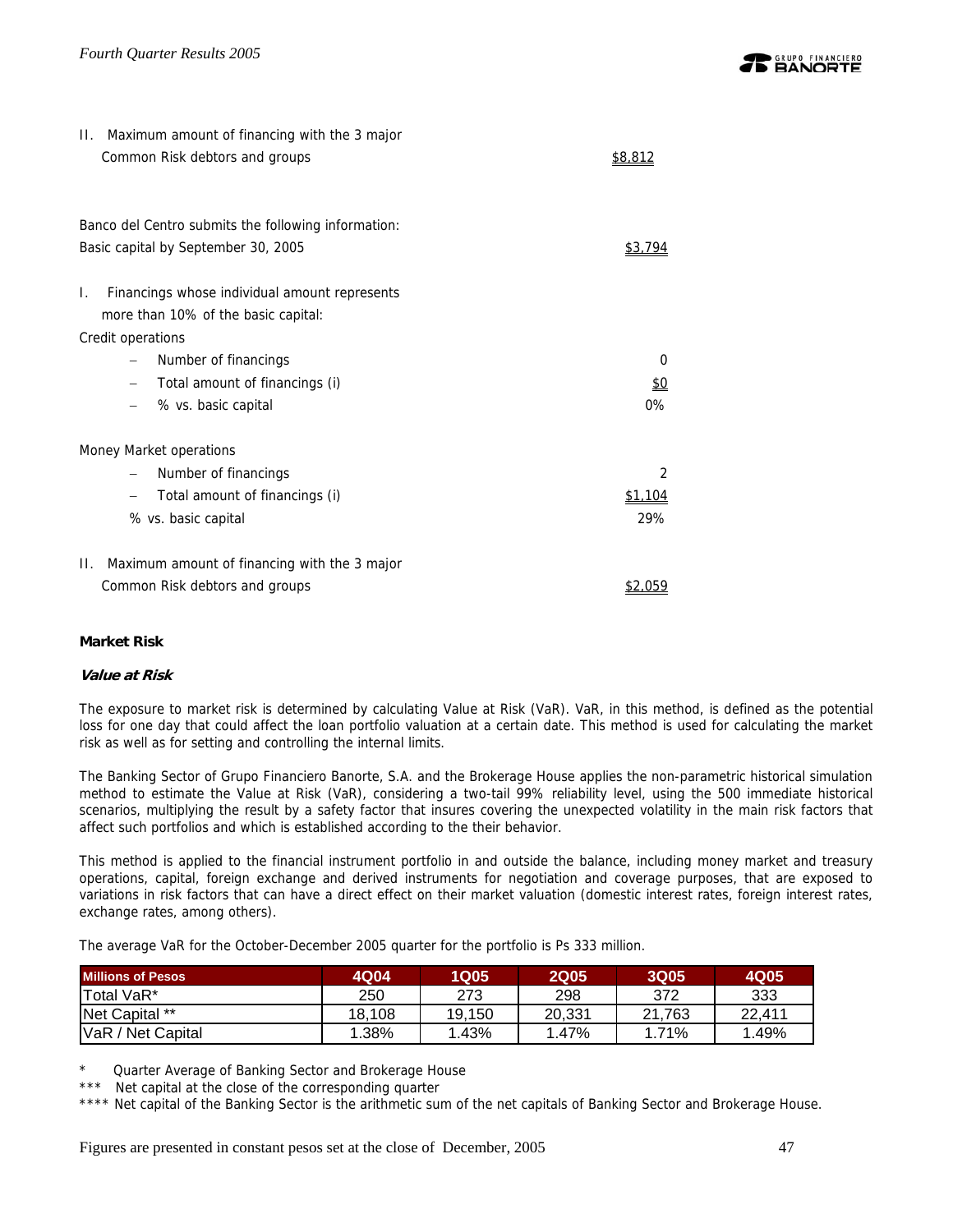II. Maximum amount of financing with the 3 major Common Risk debtors and groups — $8,812

Banco del Centro submits the following information:

Basic capital by September 30, 2005 — $3,794

I. Financings whose individual amount represents more than 10% of the basic capital:

Credit operations

- Number of financings — 0
- Total amount of financings (i) — $0
- % vs. basic capital — 0%

Money Market operations

- Number of financings — 2
- Total amount of financings (i) — $1,104
- % vs. basic capital — 29%

II. Maximum amount of financing with the 3 major Common Risk debtors and groups — $2,059

**Market Risk**

***Value at Risk***

The exposure to market risk is determined by calculating Value at Risk (VaR). VaR, in this method, is defined as the potential loss for one day that could affect the loan portfolio valuation at a certain date. This method is used for calculating the market risk as well as for setting and controlling the internal limits.

The Banking Sector of Grupo Financiero Banorte, S.A. and the Brokerage House applies the non-parametric historical simulation method to estimate the Value at Risk (VaR), considering a two-tail 99% reliability level, using the 500 immediate historical scenarios, multiplying the result by a safety factor that insures covering the unexpected volatility in the main risk factors that affect such portfolios and which is established according to the their behavior.

This method is applied to the financial instrument portfolio in and outside the balance, including money market and treasury operations, capital, foreign exchange and derived instruments for negotiation and coverage purposes, that are exposed to variations in risk factors that can have a direct effect on their market valuation (domestic interest rates, foreign interest rates, exchange rates, among others).

The average VaR for the October-December 2005 quarter for the portfolio is Ps 333 million.

| Millions of Pesos | 4Q04 | 1Q05 | 2Q05 | 3Q05 | 4Q05 |
|---|---|---|---|---|---|
| Total VaR* | 250 | 273 | 298 | 372 | 333 |
| Net Capital ** | 18,108 | 19,150 | 20,331 | 21,763 | 22,411 |
| VaR / Net Capital | 1.38% | 1.43% | 1.47% | 1.71% | 1.49% |

\* Quarter Average of Banking Sector and Brokerage House

\*** Net capital at the close of the corresponding quarter

\**** Net capital of the Banking Sector is the arithmetic sum of the net capitals of Banking Sector and Brokerage House.

Figures are presented in constant pesos set at the close of December, 2005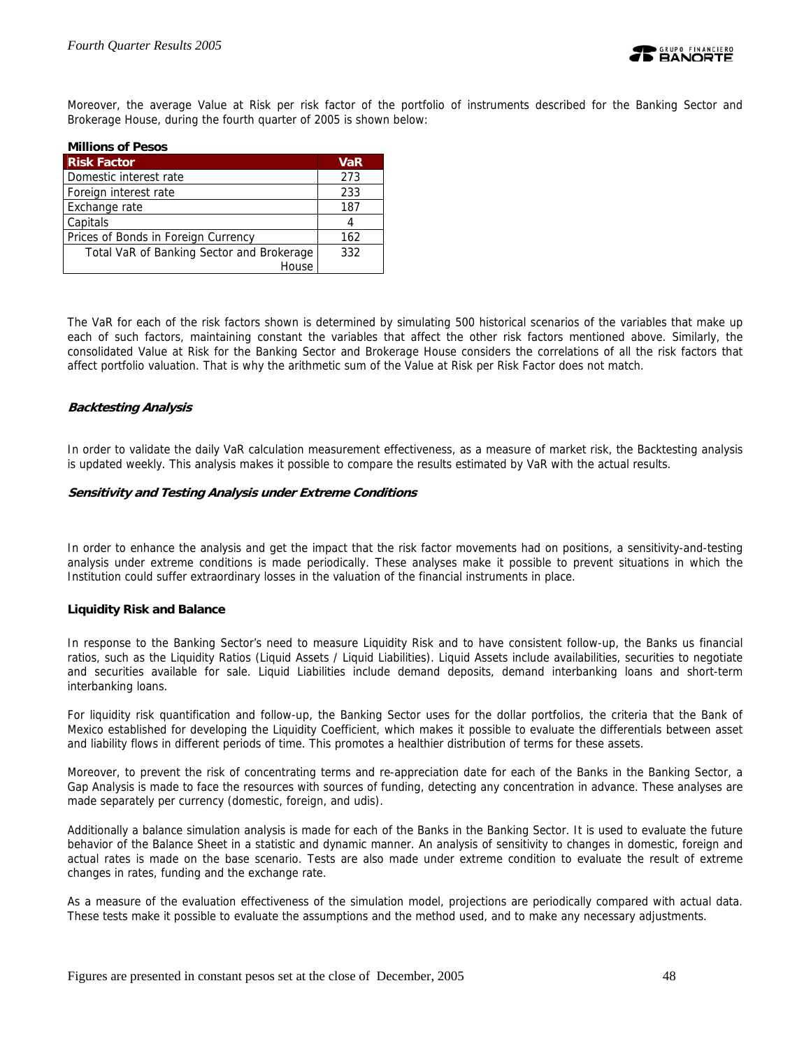Moreover, the average Value at Risk per risk factor of the portfolio of instruments described for the Banking Sector and Brokerage House, during the fourth quarter of 2005 is shown below:

**Millions of Pesos**

| Risk Factor | VaR |
|---|---|
| Domestic interest rate | 273 |
| Foreign interest rate | 233 |
| Exchange rate | 187 |
| Capitals | 4 |
| Prices of Bonds in Foreign Currency | 162 |
| Total VaR of Banking Sector and Brokerage House | 332 |

The VaR for each of the risk factors shown is determined by simulating 500 historical scenarios of the variables that make up each of such factors, maintaining constant the variables that affect the other risk factors mentioned above. Similarly, the consolidated Value at Risk for the Banking Sector and Brokerage House considers the correlations of all the risk factors that affect portfolio valuation. That is why the arithmetic sum of the Value at Risk per Risk Factor does not match.

### *Backtesting Analysis*

In order to validate the daily VaR calculation measurement effectiveness, as a measure of market risk, the Backtesting analysis is updated weekly. This analysis makes it possible to compare the results estimated by VaR with the actual results.

### *Sensitivity and Testing Analysis under Extreme Conditions*

In order to enhance the analysis and get the impact that the risk factor movements had on positions, a sensitivity-and-testing analysis under extreme conditions is made periodically. These analyses make it possible to prevent situations in which the Institution could suffer extraordinary losses in the valuation of the financial instruments in place.

### Liquidity Risk and Balance

In response to the Banking Sector's need to measure Liquidity Risk and to have consistent follow-up, the Banks us financial ratios, such as the Liquidity Ratios (Liquid Assets / Liquid Liabilities). Liquid Assets include availabilities, securities to negotiate and securities available for sale. Liquid Liabilities include demand deposits, demand interbanking loans and short-term interbanking loans.

For liquidity risk quantification and follow-up, the Banking Sector uses for the dollar portfolios, the criteria that the Bank of Mexico established for developing the Liquidity Coefficient, which makes it possible to evaluate the differentials between asset and liability flows in different periods of time. This promotes a healthier distribution of terms for these assets.

Moreover, to prevent the risk of concentrating terms and re-appreciation date for each of the Banks in the Banking Sector, a Gap Analysis is made to face the resources with sources of funding, detecting any concentration in advance. These analyses are made separately per currency (domestic, foreign, and udis).

Additionally a balance simulation analysis is made for each of the Banks in the Banking Sector. It is used to evaluate the future behavior of the Balance Sheet in a statistic and dynamic manner. An analysis of sensitivity to changes in domestic, foreign and actual rates is made on the base scenario. Tests are also made under extreme condition to evaluate the result of extreme changes in rates, funding and the exchange rate.

As a measure of the evaluation effectiveness of the simulation model, projections are periodically compared with actual data. These tests make it possible to evaluate the assumptions and the method used, and to make any necessary adjustments.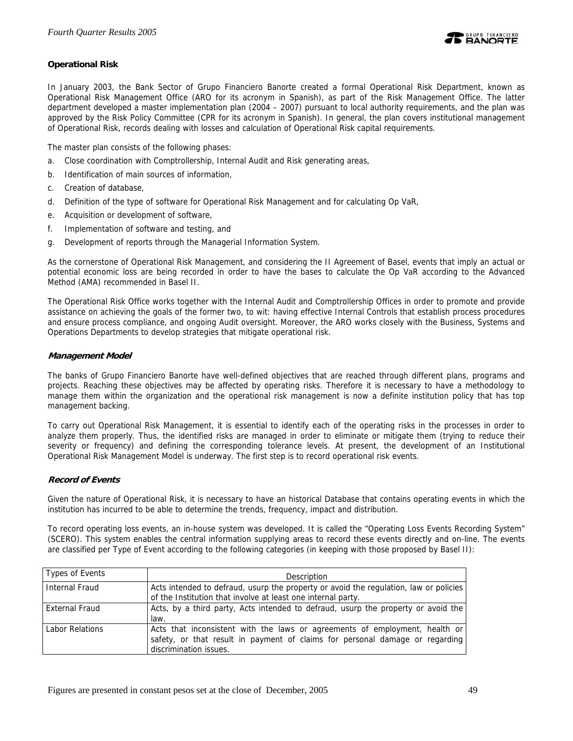**Operational Risk**

In January 2003, the Bank Sector of Grupo Financiero Banorte created a formal Operational Risk Department, known as Operational Risk Management Office (ARO for its acronym in Spanish), as part of the Risk Management Office. The latter department developed a master implementation plan (2004 – 2007) pursuant to local authority requirements, and the plan was approved by the Risk Policy Committee (CPR for its acronym in Spanish). In general, the plan covers institutional management of Operational Risk, records dealing with losses and calculation of Operational Risk capital requirements.

The master plan consists of the following phases:

a. Close coordination with Comptrollership, Internal Audit and Risk generating areas,
b. Identification of main sources of information,
c. Creation of database,
d. Definition of the type of software for Operational Risk Management and for calculating Op VaR,
e. Acquisition or development of software,
f. Implementation of software and testing, and
g. Development of reports through the Managerial Information System.

As the cornerstone of Operational Risk Management, and considering the II Agreement of Basel, events that imply an actual or potential economic loss are being recorded in order to have the bases to calculate the Op VaR according to the Advanced Method (AMA) recommended in Basel II.

The Operational Risk Office works together with the Internal Audit and Comptrollership Offices in order to promote and provide assistance on achieving the goals of the former two, to wit: having effective Internal Controls that establish process procedures and ensure process compliance, and ongoing Audit oversight. Moreover, the ARO works closely with the Business, Systems and Operations Departments to develop strategies that mitigate operational risk.

***Management Model***

The banks of Grupo Financiero Banorte have well-defined objectives that are reached through different plans, programs and projects. Reaching these objectives may be affected by operating risks. Therefore it is necessary to have a methodology to manage them within the organization and the operational risk management is now a definite institution policy that has top management backing.

To carry out Operational Risk Management, it is essential to identify each of the operating risks in the processes in order to analyze them properly. Thus, the identified risks are managed in order to eliminate or mitigate them (trying to reduce their severity or frequency) and defining the corresponding tolerance levels. At present, the development of an Institutional Operational Risk Management Model is underway. The first step is to record operational risk events.

***Record of Events***

Given the nature of Operational Risk, it is necessary to have an historical Database that contains operating events in which the institution has incurred to be able to determine the trends, frequency, impact and distribution.

To record operating loss events, an in-house system was developed. It is called the "Operating Loss Events Recording System" (SCERO). This system enables the central information supplying areas to record these events directly and on-line. The events are classified per Type of Event according to the following categories (in keeping with those proposed by Basel II):

| Types of Events | Description |
|---|---|
| Internal Fraud | Acts intended to defraud, usurp the property or avoid the regulation, law or policies of the Institution that involve at least one internal party. |
| External Fraud | Acts, by a third party, Acts intended to defraud, usurp the property or avoid the law. |
| Labor Relations | Acts that inconsistent with the laws or agreements of employment, health or safety, or that result in payment of claims for personal damage or regarding discrimination issues. |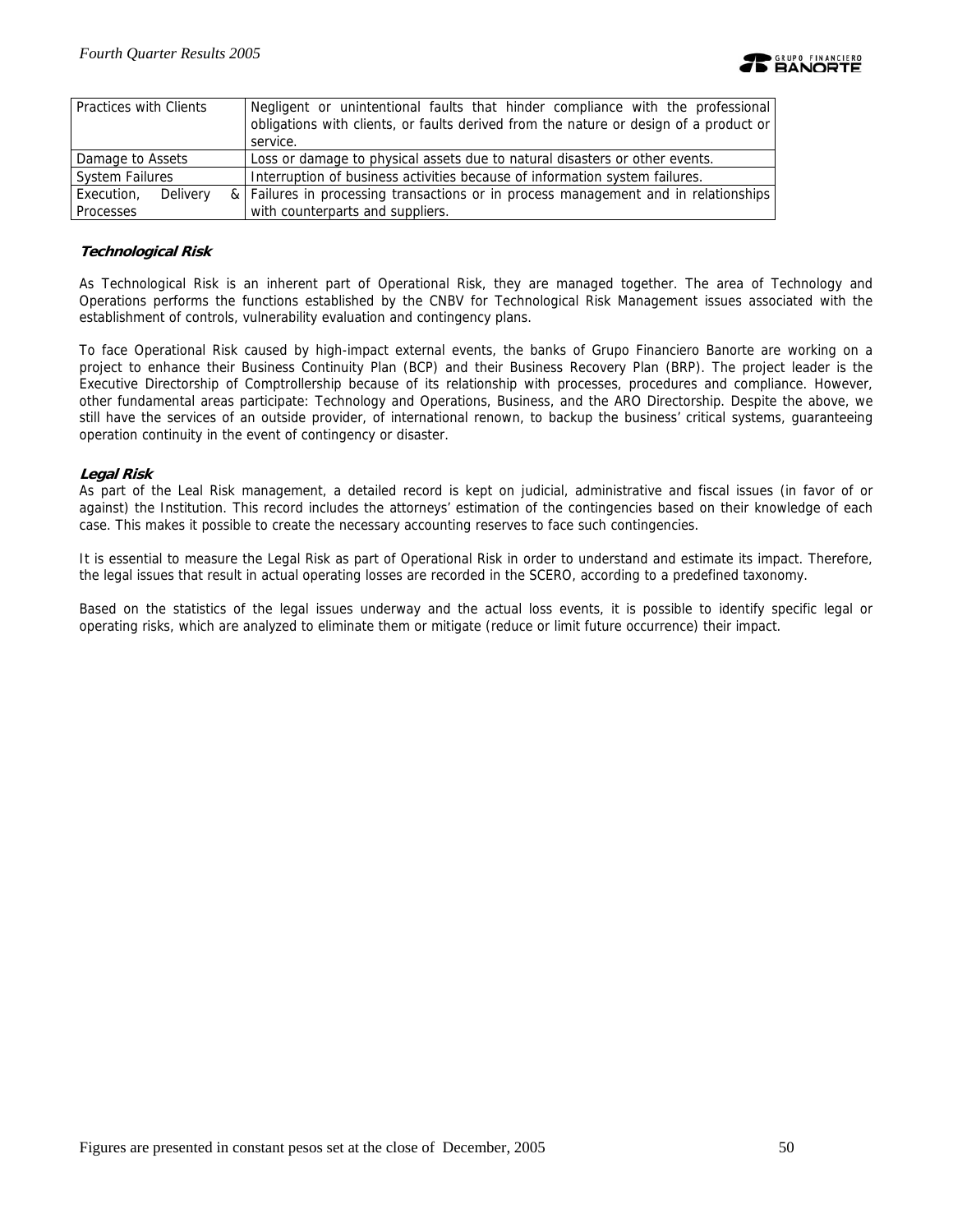| Practices with Clients | Negligent or unintentional faults that hinder compliance with the professional obligations with clients, or faults derived from the nature or design of a product or service. |
|---|---|
| Damage to Assets | Loss or damage to physical assets due to natural disasters or other events. |
| System Failures | Interruption of business activities because of information system failures. |
| Execution, Delivery & Processes | Failures in processing transactions or in process management and in relationships with counterparts and suppliers. |

***Technological Risk***

As Technological Risk is an inherent part of Operational Risk, they are managed together. The area of Technology and Operations performs the functions established by the CNBV for Technological Risk Management issues associated with the establishment of controls, vulnerability evaluation and contingency plans.

To face Operational Risk caused by high-impact external events, the banks of Grupo Financiero Banorte are working on a project to enhance their Business Continuity Plan (BCP) and their Business Recovery Plan (BRP). The project leader is the Executive Directorship of Comptrollership because of its relationship with processes, procedures and compliance. However, other fundamental areas participate: Technology and Operations, Business, and the ARO Directorship. Despite the above, we still have the services of an outside provider, of international renown, to backup the business' critical systems, guaranteeing operation continuity in the event of contingency or disaster.

***Legal Risk***

As part of the Leal Risk management, a detailed record is kept on judicial, administrative and fiscal issues (in favor of or against) the Institution. This record includes the attorneys' estimation of the contingencies based on their knowledge of each case. This makes it possible to create the necessary accounting reserves to face such contingencies.

It is essential to measure the Legal Risk as part of Operational Risk in order to understand and estimate its impact. Therefore, the legal issues that result in actual operating losses are recorded in the SCERO, according to a predefined taxonomy.

Based on the statistics of the legal issues underway and the actual loss events, it is possible to identify specific legal or operating risks, which are analyzed to eliminate them or mitigate (reduce or limit future occurrence) their impact.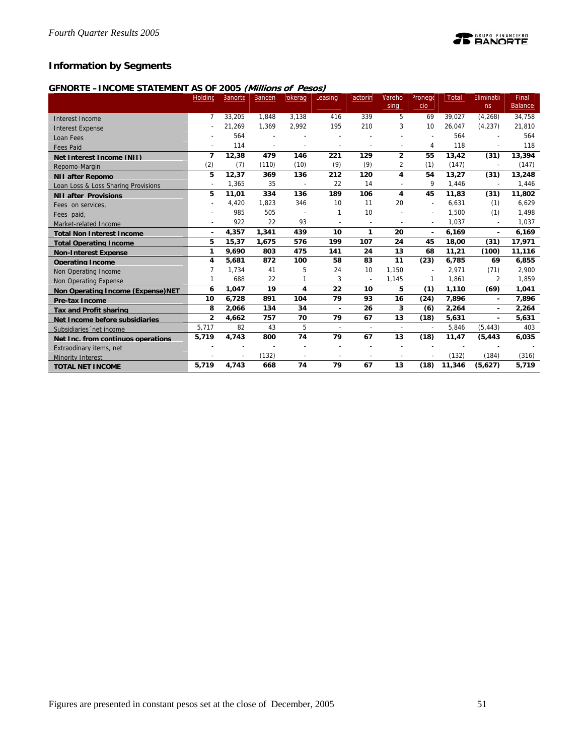## Information by Segments

### GFNORTE – INCOME STATEMENT AS OF 2005 *(Millions of Pesos)*

| | Holding | Banorte | Bancen | Brokerage | Leasing | Factoring | Warehousing | Pronegocio | Total | Eliminations | Final Balance |
|---|---|---|---|---|---|---|---|---|---|---|---|
| Interest Income | 7 | 33,205 | 1,848 | 3,138 | 416 | 339 | 5 | 69 | 39,027 | (4,268) | 34,758 |
| Interest Expense | - | 21,269 | 1,369 | 2,992 | 195 | 210 | 3 | 10 | 26,047 | (4,237) | 21,810 |
| Loan Fees | - | 564 | - | - | - | - | - | - | 564 | - | 564 |
| Fees Paid | - | 114 | - | - | - | - | - | 4 | 118 | - | 118 |
| **Net Interest Income (NII)** | **7** | **12,38** | **479** | **146** | **221** | **129** | **2** | **55** | **13,42** | **(31)** | **13,394** |
| Repomo-Margin | (2) | (7) | (110) | (10) | (9) | (9) | 2 | (1) | (147) | - | (147) |
| **NII after Repomo** | **5** | **12,37** | **369** | **136** | **212** | **120** | **4** | **54** | **13,27** | **(31)** | **13,248** |
| Loan Loss & Loss Sharing Provisions | - | 1,365 | 35 | - | 22 | 14 | - | 9 | 1,446 | - | 1,446 |
| **NII after Provisions** | **5** | **11,01** | **334** | **136** | **189** | **106** | **4** | **45** | **11,83** | **(31)** | **11,802** |
| Fees on services, | - | 4,420 | 1,823 | 346 | 10 | 11 | 20 | - | 6,631 | (1) | 6,629 |
| Fees paid, | - | 985 | 505 | - | 1 | 10 | - | - | 1,500 | (1) | 1,498 |
| Market-related Income | - | 922 | 22 | 93 | - | - | - | - | 1,037 | - | 1,037 |
| **Total Non Interest Income** | **-** | **4,357** | **1,341** | **439** | **10** | **1** | **20** | **-** | **6,169** | **-** | **6,169** |
| **Total Operating Income** | **5** | **15,37** | **1,675** | **576** | **199** | **107** | **24** | **45** | **18,00** | **(31)** | **17,971** |
| **Non-Interest Expense** | **1** | **9,690** | **803** | **475** | **141** | **24** | **13** | **68** | **11,21** | **(100)** | **11,116** |
| **Operating Income** | **4** | **5,681** | **872** | **100** | **58** | **83** | **11** | **(23)** | **6,785** | **69** | **6,855** |
| Non Operating Income | 7 | 1,734 | 41 | 5 | 24 | 10 | 1,150 | - | 2,971 | (71) | 2,900 |
| Non Operating Expense | 1 | 688 | 22 | 1 | 3 | - | 1,145 | 1 | 1,861 | 2 | 1,859 |
| **Non Operating Income (Expense)NET** | **6** | **1,047** | **19** | **4** | **22** | **10** | **5** | **(1)** | **1,110** | **(69)** | **1,041** |
| **Pre-tax Income** | **10** | **6,728** | **891** | **104** | **79** | **93** | **16** | **(24)** | **7,896** | **-** | **7,896** |
| **Tax and Profit sharing** | **8** | **2,066** | **134** | **34** | **-** | **26** | **3** | **(6)** | **2,264** | **-** | **2,264** |
| **Net Income before subsidiaries** | **2** | **4,662** | **757** | **70** | **79** | **67** | **13** | **(18)** | **5,631** | **-** | **5,631** |
| Subsidiaries´net income | 5,717 | 82 | 43 | 5 | - | - | - | - | 5,846 | (5,443) | 403 |
| **Net Inc. from continuos operations** | **5,719** | **4,743** | **800** | **74** | **79** | **67** | **13** | **(18)** | **11,47** | **(5,443** | **6,035** |
| Extraodinary items, net | - | - | - | - | - | - | - | - | - | - | - |
| Minority Interest | - | - | (132) | - | - | - | - | - | (132) | (184) | (316) |
| **TOTAL NET INCOME** | **5,719** | **4,743** | **668** | **74** | **79** | **67** | **13** | **(18)** | **11,346** | **(5,627)** | **5,719** |

Figures are presented in constant pesos set at the close of December, 2005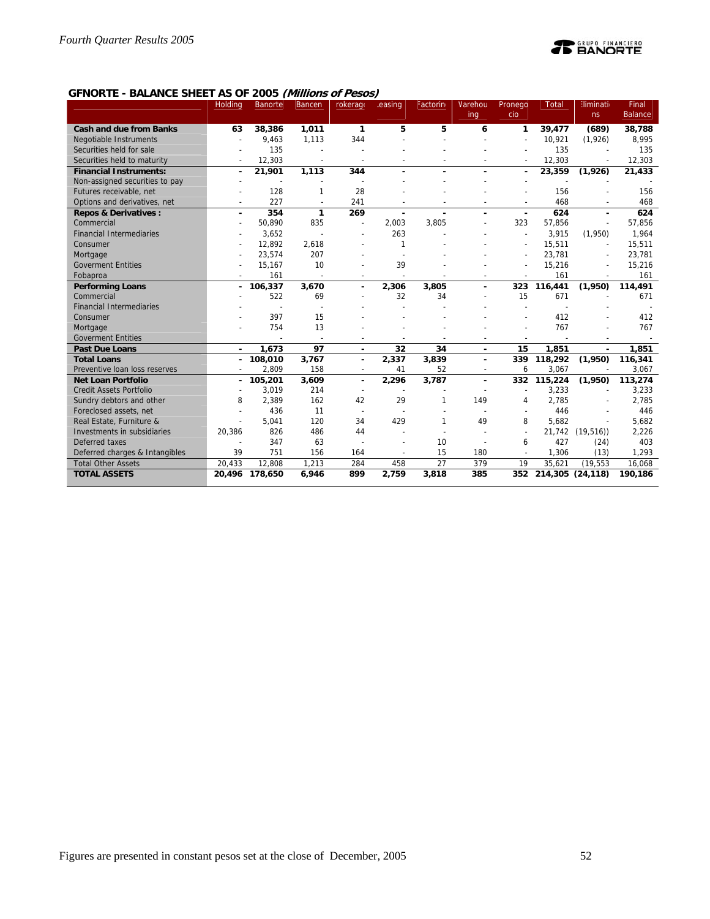## GFNORTE - BALANCE SHEET AS OF 2005 *(Millions of Pesos)*

| | Holding | Banorte | Bancen | rokerage | easing | Factoring | Warehousing | Pronegocio | Total | Eliminations | Final Balance |
|---|---|---|---|---|---|---|---|---|---|---|---|
| **Cash and due from Banks** | **63** | **38,386** | **1,011** | **1** | **5** | **5** | **6** | **1** | **39,477** | **(689)** | **38,788** |
| Negotiable Instruments | - | 9,463 | 1,113 | 344 | - | - | - | - | 10,921 | (1,926) | 8,995 |
| Securities held for sale | - | 135 | - | - | - | - | - | - | 135 | - | 135 |
| Securities held to maturity | - | 12,303 | - | - | - | - | - | - | 12,303 | - | 12,303 |
| **Financial Instruments:** | **-** | **21,901** | **1,113** | **344** | **-** | **-** | **-** | **-** | **23,359** | **(1,926)** | **21,433** |
| Non-assigned securities to pay | - | - | - | - | - | - | - | - | - | - | - |
| Futures receivable, net | - | 128 | 1 | 28 | - | - | - | - | 156 | - | 156 |
| Options and derivatives, net | - | 227 | - | 241 | - | - | - | - | 468 | - | 468 |
| **Repos & Derivatives :** | **-** | **354** | **1** | **269** | **-** | **-** | **-** | **-** | **624** | **-** | **624** |
| Commercial | - | 50,890 | 835 | - | 2,003 | 3,805 | - | 323 | 57,856 | - | 57,856 |
| Financial Intermediaries | - | 3,652 | - | - | 263 | - | - | - | 3,915 | (1,950) | 1,964 |
| Consumer | - | 12,892 | 2,618 | - | 1 | - | - | - | 15,511 | - | 15,511 |
| Mortgage | - | 23,574 | 207 | - | - | - | - | - | 23,781 | - | 23,781 |
| Goverment Entities | - | 15,167 | 10 | - | 39 | - | - | - | 15,216 | - | 15,216 |
| Fobaproa | - | 161 | - | - | - | - | - | - | 161 | - | 161 |
| **Performing Loans** | **-** | **106,337** | **3,670** | **-** | **2,306** | **3,805** | **-** | **323** | **116,441** | **(1,950)** | **114,491** |
| Commercial | - | 522 | 69 | - | 32 | 34 | - | 15 | 671 | - | 671 |
| Financial Intermediaries | - | - | - | - | - | - | - | - | - | - | - |
| Consumer | - | 397 | 15 | - | - | - | - | - | 412 | - | 412 |
| Mortgage | - | 754 | 13 | - | - | - | - | - | 767 | - | 767 |
| Goverment Entities | - | - | - | - | - | - | - | - | - | - | - |
| **Past Due Loans** | **-** | **1,673** | **97** | **-** | **32** | **34** | **-** | **15** | **1,851** | **-** | **1,851** |
| **Total Loans** | **-** | **108,010** | **3,767** | **-** | **2,337** | **3,839** | **-** | **339** | **118,292** | **(1,950)** | **116,341** |
| Preventive loan loss reserves | - | 2,809 | 158 | - | 41 | 52 | - | 6 | 3,067 | - | 3,067 |
| **Net Loan Portfolio** | **-** | **105,201** | **3,609** | **-** | **2,296** | **3,787** | **-** | **332** | **115,224** | **(1,950)** | **113,274** |
| Credit Assets Portfolio | - | 3,019 | 214 | - | - | - | - | - | 3,233 | - | 3,233 |
| Sundry debtors and other | 8 | 2,389 | 162 | 42 | 29 | 1 | 149 | 4 | 2,785 | - | 2,785 |
| Foreclosed assets, net | - | 436 | 11 | - | - | - | - | - | 446 | - | 446 |
| Real Estate, Furniture & | - | 5,041 | 120 | 34 | 429 | 1 | 49 | 8 | 5,682 | - | 5,682 |
| Investments in subsidiaries | 20,386 | 826 | 486 | 44 | - | - | - | - | 21,742 | (19,516)) | 2,226 |
| Deferred taxes | - | 347 | 63 | - | - | 10 | - | 6 | 427 | (24) | 403 |
| Deferred charges & Intangibles | 39 | 751 | 156 | 164 | - | 15 | 180 | - | 1,306 | (13) | 1,293 |
| Total Other Assets | 20,433 | 12,808 | 1,213 | 284 | 458 | 27 | 379 | 19 | 35,621 | (19,553 | 16,068 |
| **TOTAL ASSETS** | **20,496** | **178,650** | **6,946** | **899** | **2,759** | **3,818** | **385** | **352** | **214,305** | **(24,118)** | **190,186** |

Figures are presented in constant pesos set at the close of December, 2005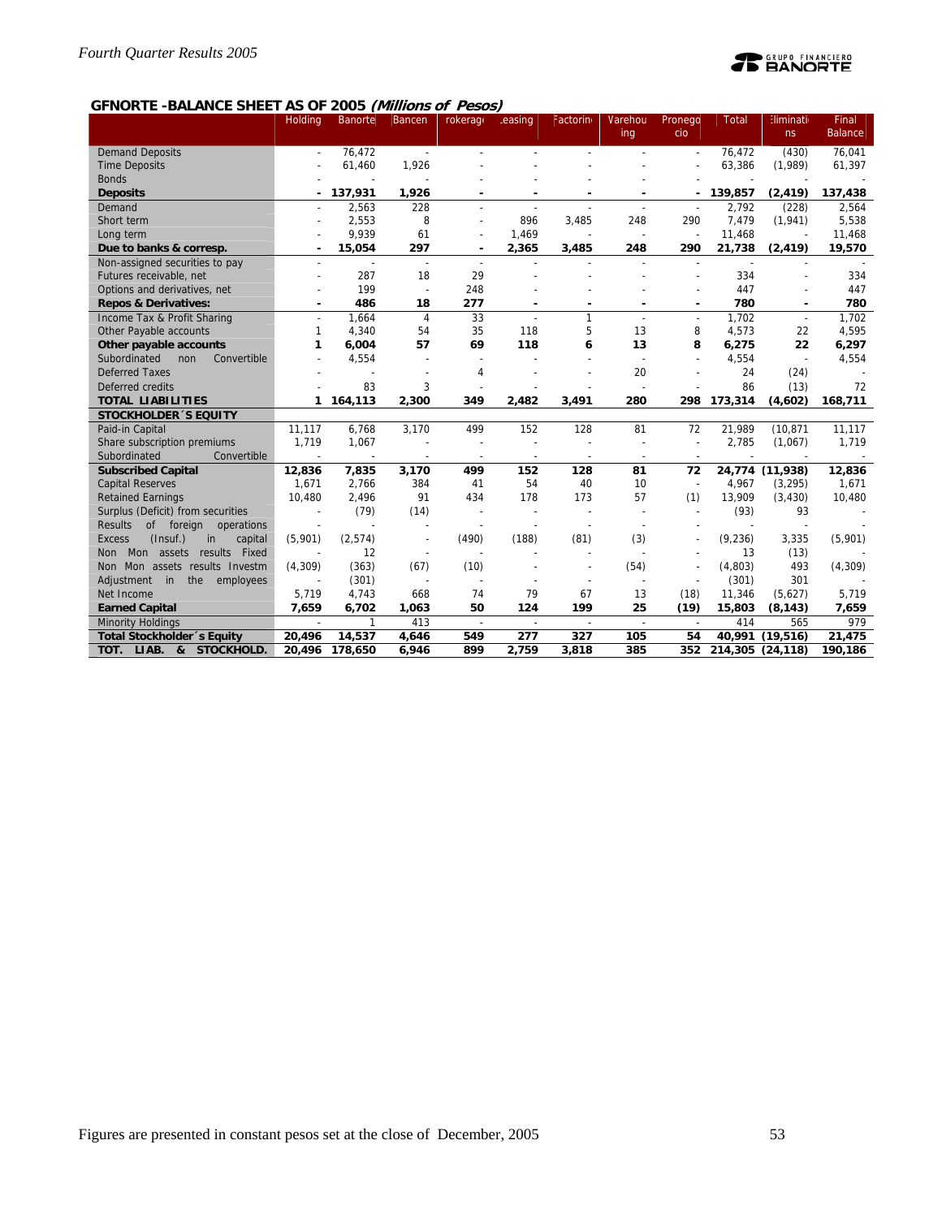## GFNORTE -BALANCE SHEET AS OF 2005 *(Millions of Pesos)*

| | Holding | Banorte | Bancen | rokerag | Leasing | Factorin | Warehousing | Pronegocio | Total | Eliminations | Final Balance |
|---|---|---|---|---|---|---|---|---|---|---|---|
| Demand Deposits | - | 76,472 | - | - | - | - | - | - | 76,472 | (430) | 76,041 |
| Time Deposits | - | 61,460 | 1,926 | - | - | - | - | - | 63,386 | (1,989) | 61,397 |
| Bonds | - | - | - | - | - | - | - | - | - | - | - |
| **Deposits** | **-** | **137,931** | **1,926** | **-** | **-** | **-** | **-** | **-** | **139,857** | **(2,419)** | **137,438** |
| Demand | - | 2,563 | 228 | - | - | - | - | - | 2,792 | (228) | 2,564 |
| Short term | - | 2,553 | 8 | - | 896 | 3,485 | 248 | 290 | 7,479 | (1,941) | 5,538 |
| Long term | - | 9,939 | 61 | - | 1,469 | - | - | - | 11,468 | - | 11,468 |
| **Due to banks & corresp.** | **-** | **15,054** | **297** | **-** | **2,365** | **3,485** | **248** | **290** | **21,738** | **(2,419)** | **19,570** |
| Non-assigned securities to pay | - | - | - | - | - | - | - | - | - | - | - |
| Futures receivable, net | - | 287 | 18 | 29 | - | - | - | - | 334 | - | 334 |
| Options and derivatives, net | - | 199 | - | 248 | - | - | - | - | 447 | - | 447 |
| **Repos & Derivatives:** | **-** | **486** | **18** | **277** | **-** | **-** | **-** | **-** | **780** | **-** | **780** |
| Income Tax & Profit Sharing | - | 1,664 | 4 | 33 | - | 1 | - | - | 1,702 | - | 1,702 |
| Other Payable accounts | 1 | 4,340 | 54 | 35 | 118 | 5 | 13 | 8 | 4,573 | 22 | 4,595 |
| **Other payable accounts** | **1** | **6,004** | **57** | **69** | **118** | **6** | **13** | **8** | **6,275** | **22** | **6,297** |
| Subordinated non Convertible | - | 4,554 | - | - | - | - | - | - | 4,554 | - | 4,554 |
| Deferred Taxes | - | - | - | 4 | - | - | 20 | - | 24 | (24) | - |
| Deferred credits | - | 83 | 3 | - | - | - | - | - | 86 | (13) | 72 |
| **TOTAL LIABILITIES** | **1** | **164,113** | **2,300** | **349** | **2,482** | **3,491** | **280** | **298** | **173,314** | **(4,602)** | **168,711** |
| **STOCKHOLDER´S EQUITY** | | | | | | | | | | | |
| Paid-in Capital | 11,117 | 6,768 | 3,170 | 499 | 152 | 128 | 81 | 72 | 21,989 | (10,871 | 11,117 |
| Share subscription premiums | 1,719 | 1,067 | - | - | - | - | - | - | 2,785 | (1,067) | 1,719 |
| Subordinated Convertible | - | - | - | - | - | - | - | - | - | - | - |
| **Subscribed Capital** | **12,836** | **7,835** | **3,170** | **499** | **152** | **128** | **81** | **72** | **24,774** | **(11,938)** | **12,836** |
| Capital Reserves | 1,671 | 2,766 | 384 | 41 | 54 | 40 | 10 | - | 4,967 | (3,295) | 1,671 |
| Retained Earnings | 10,480 | 2,496 | 91 | 434 | 178 | 173 | 57 | (1) | 13,909 | (3,430) | 10,480 |
| Surplus (Deficit) from securities | - | (79) | (14) | - | - | - | - | - | (93) | 93 | - |
| Results of foreign operations | - | - | - | - | - | - | - | - | - | - | - |
| Excess (Insuf.) in capital | (5,901) | (2,574) | - | (490) | (188) | (81) | (3) | - | (9,236) | 3,335 | (5,901) |
| Non Mon assets results Fixed | - | 12 | - | - | - | - | - | - | 13 | (13) | - |
| Non Mon assets results Investm | (4,309) | (363) | (67) | (10) | - | - | (54) | - | (4,803) | 493 | (4,309) |
| Adjustment in the employees | - | (301) | - | - | - | - | - | - | (301) | 301 | - |
| Net Income | 5,719 | 4,743 | 668 | 74 | 79 | 67 | 13 | (18) | 11,346 | (5,627) | 5,719 |
| **Earned Capital** | **7,659** | **6,702** | **1,063** | **50** | **124** | **199** | **25** | **(19)** | **15,803** | **(8,143)** | **7,659** |
| Minority Holdings | - | 1 | 413 | - | - | - | - | - | 414 | 565 | 979 |
| **Total Stockholder´s Equity** | **20,496** | **14,537** | **4,646** | **549** | **277** | **327** | **105** | **54** | **40,991** | **(19,516)** | **21,475** |
| **TOT. LIAB. & STOCKHOLD.** | **20,496** | **178,650** | **6,946** | **899** | **2,759** | **3,818** | **385** | **352** | **214,305** | **(24,118)** | **190,186** |

Figures are presented in constant pesos set at the close of December, 2005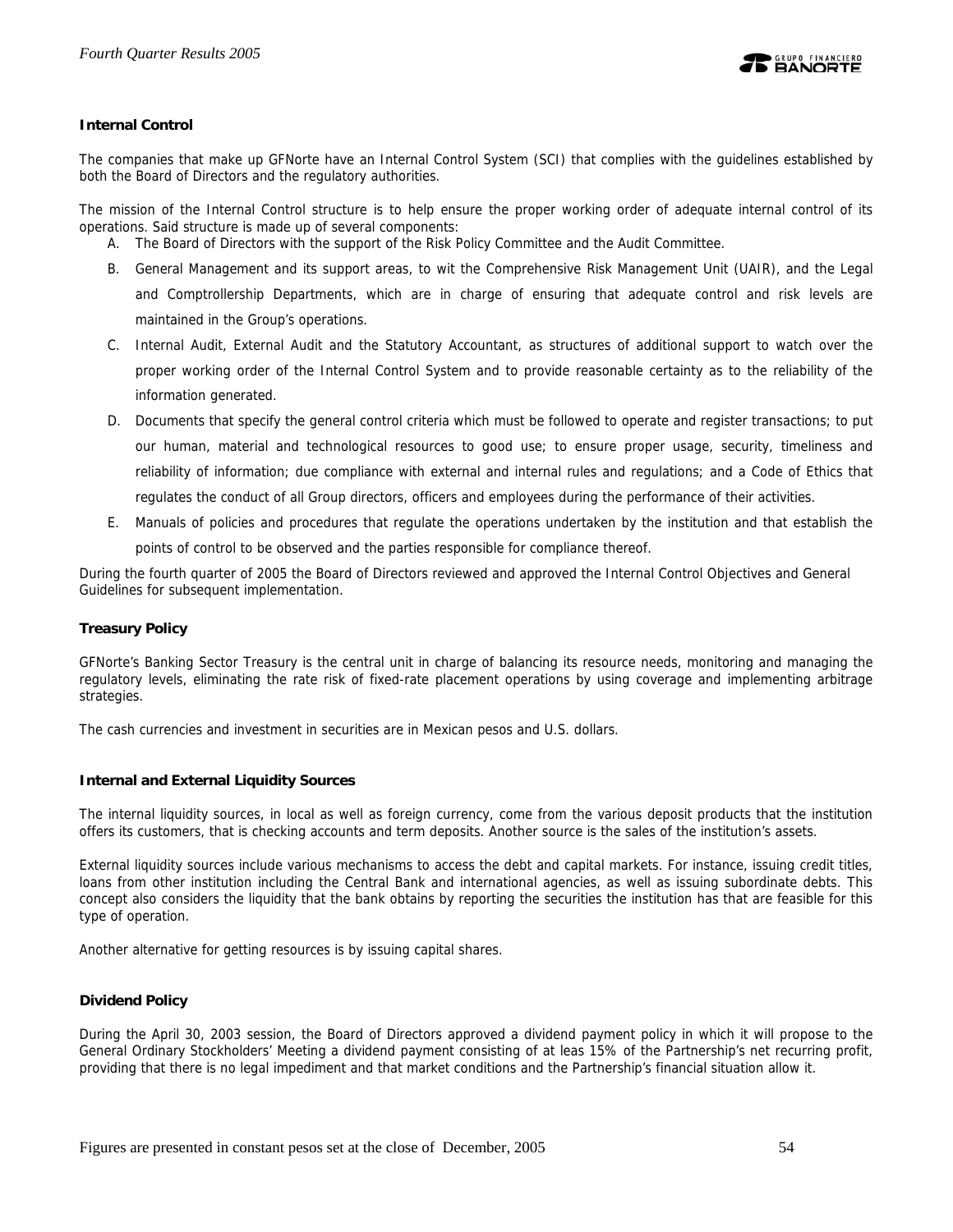### Internal Control

The companies that make up GFNorte have an Internal Control System (SCI) that complies with the guidelines established by both the Board of Directors and the regulatory authorities.

The mission of the Internal Control structure is to help ensure the proper working order of adequate internal control of its operations. Said structure is made up of several components:

A. The Board of Directors with the support of the Risk Policy Committee and the Audit Committee.
B. General Management and its support areas, to wit the Comprehensive Risk Management Unit (UAIR), and the Legal and Comptrollership Departments, which are in charge of ensuring that adequate control and risk levels are maintained in the Group's operations.
C. Internal Audit, External Audit and the Statutory Accountant, as structures of additional support to watch over the proper working order of the Internal Control System and to provide reasonable certainty as to the reliability of the information generated.
D. Documents that specify the general control criteria which must be followed to operate and register transactions; to put our human, material and technological resources to good use; to ensure proper usage, security, timeliness and reliability of information; due compliance with external and internal rules and regulations; and a Code of Ethics that regulates the conduct of all Group directors, officers and employees during the performance of their activities.
E. Manuals of policies and procedures that regulate the operations undertaken by the institution and that establish the points of control to be observed and the parties responsible for compliance thereof.

During the fourth quarter of 2005 the Board of Directors reviewed and approved the Internal Control Objectives and General Guidelines for subsequent implementation.

### Treasury Policy

GFNorte's Banking Sector Treasury is the central unit in charge of balancing its resource needs, monitoring and managing the regulatory levels, eliminating the rate risk of fixed-rate placement operations by using coverage and implementing arbitrage strategies.

The cash currencies and investment in securities are in Mexican pesos and U.S. dollars.

### Internal and External Liquidity Sources

The internal liquidity sources, in local as well as foreign currency, come from the various deposit products that the institution offers its customers, that is checking accounts and term deposits. Another source is the sales of the institution's assets.

External liquidity sources include various mechanisms to access the debt and capital markets. For instance, issuing credit titles, loans from other institution including the Central Bank and international agencies, as well as issuing subordinate debts. This concept also considers the liquidity that the bank obtains by reporting the securities the institution has that are feasible for this type of operation.

Another alternative for getting resources is by issuing capital shares.

### Dividend Policy

During the April 30, 2003 session, the Board of Directors approved a dividend payment policy in which it will propose to the General Ordinary Stockholders' Meeting a dividend payment consisting of at leas 15% of the Partnership's net recurring profit, providing that there is no legal impediment and that market conditions and the Partnership's financial situation allow it.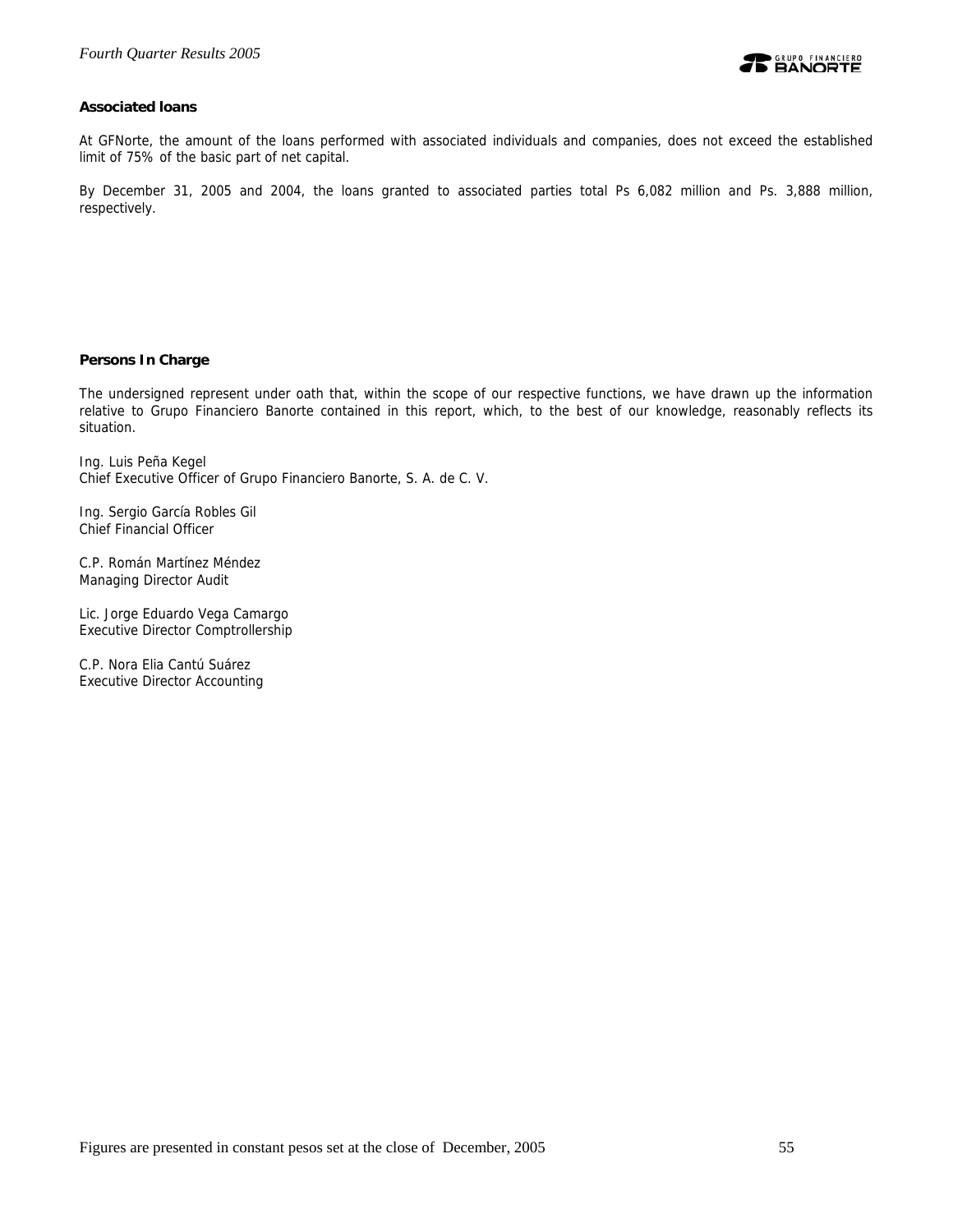### Associated loans

At GFNorte, the amount of the loans performed with associated individuals and companies, does not exceed the established limit of 75% of the basic part of net capital.

By December 31, 2005 and 2004, the loans granted to associated parties total Ps 6,082 million and Ps. 3,888 million, respectively.

### Persons In Charge

The undersigned represent under oath that, within the scope of our respective functions, we have drawn up the information relative to Grupo Financiero Banorte contained in this report, which, to the best of our knowledge, reasonably reflects its situation.

Ing. Luis Peña Kegel
Chief Executive Officer of Grupo Financiero Banorte, S. A. de C. V.

Ing. Sergio García Robles Gil
Chief Financial Officer

C.P. Román Martínez Méndez
Managing Director Audit

Lic. Jorge Eduardo Vega Camargo
Executive Director Comptrollership

C.P. Nora Elia Cantú Suárez
Executive Director Accounting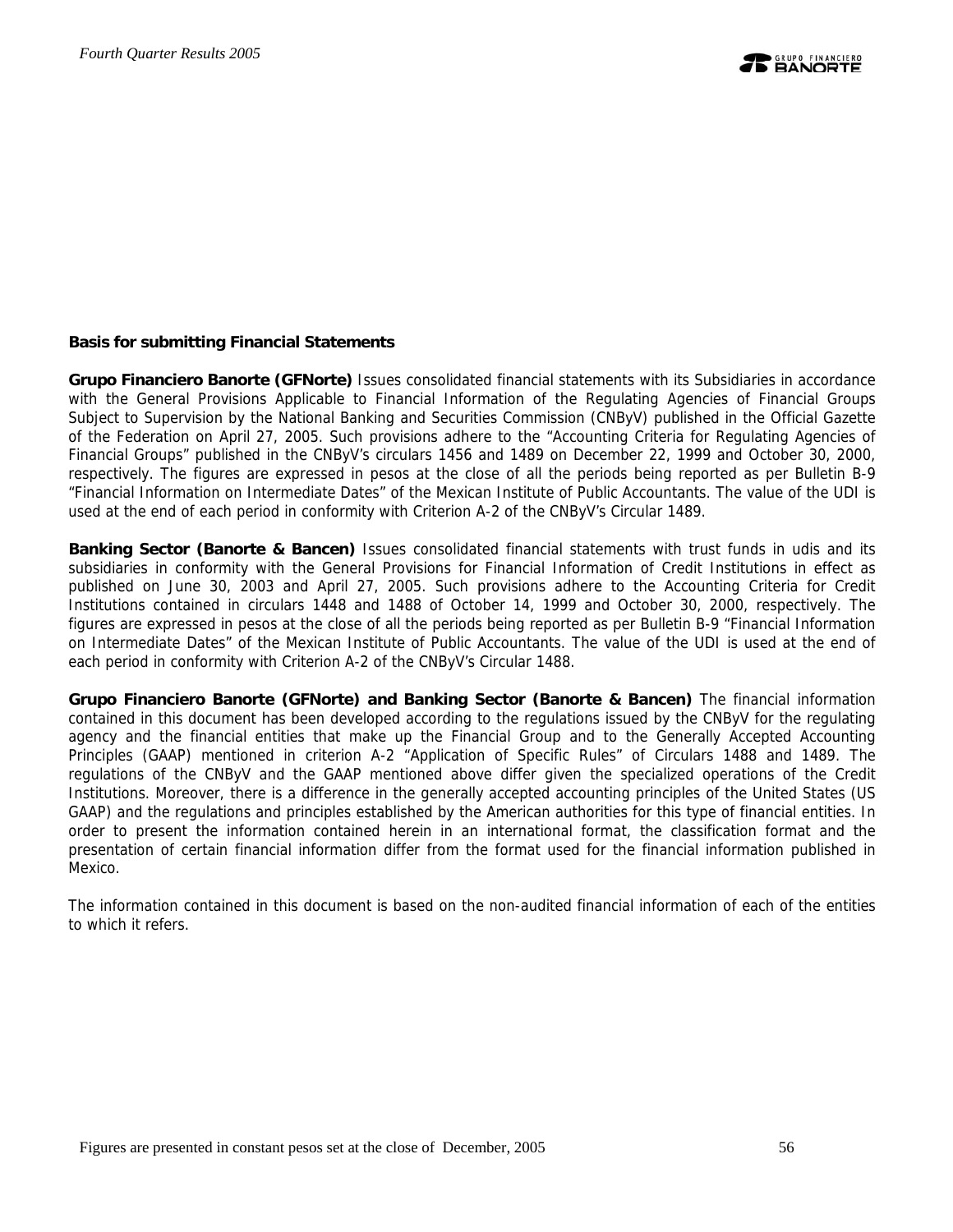**Basis for submitting Financial Statements**

**Grupo Financiero Banorte (GFNorte)** Issues consolidated financial statements with its Subsidiaries in accordance with the General Provisions Applicable to Financial Information of the Regulating Agencies of Financial Groups Subject to Supervision by the National Banking and Securities Commission (CNByV) published in the Official Gazette of the Federation on April 27, 2005. Such provisions adhere to the "Accounting Criteria for Regulating Agencies of Financial Groups" published in the CNByV's circulars 1456 and 1489 on December 22, 1999 and October 30, 2000, respectively. The figures are expressed in pesos at the close of all the periods being reported as per Bulletin B-9 "Financial Information on Intermediate Dates" of the Mexican Institute of Public Accountants. The value of the UDI is used at the end of each period in conformity with Criterion A-2 of the CNByV's Circular 1489.

**Banking Sector (Banorte & Bancen)** Issues consolidated financial statements with trust funds in udis and its subsidiaries in conformity with the General Provisions for Financial Information of Credit Institutions in effect as published on June 30, 2003 and April 27, 2005. Such provisions adhere to the Accounting Criteria for Credit Institutions contained in circulars 1448 and 1488 of October 14, 1999 and October 30, 2000, respectively. The figures are expressed in pesos at the close of all the periods being reported as per Bulletin B-9 "Financial Information on Intermediate Dates" of the Mexican Institute of Public Accountants. The value of the UDI is used at the end of each period in conformity with Criterion A-2 of the CNByV's Circular 1488.

**Grupo Financiero Banorte (GFNorte) and Banking Sector (Banorte & Bancen)** The financial information contained in this document has been developed according to the regulations issued by the CNByV for the regulating agency and the financial entities that make up the Financial Group and to the Generally Accepted Accounting Principles (GAAP) mentioned in criterion A-2 "Application of Specific Rules" of Circulars 1488 and 1489. The regulations of the CNByV and the GAAP mentioned above differ given the specialized operations of the Credit Institutions. Moreover, there is a difference in the generally accepted accounting principles of the United States (US GAAP) and the regulations and principles established by the American authorities for this type of financial entities. In order to present the information contained herein in an international format, the classification format and the presentation of certain financial information differ from the format used for the financial information published in Mexico.

The information contained in this document is based on the non-audited financial information of each of the entities to which it refers.